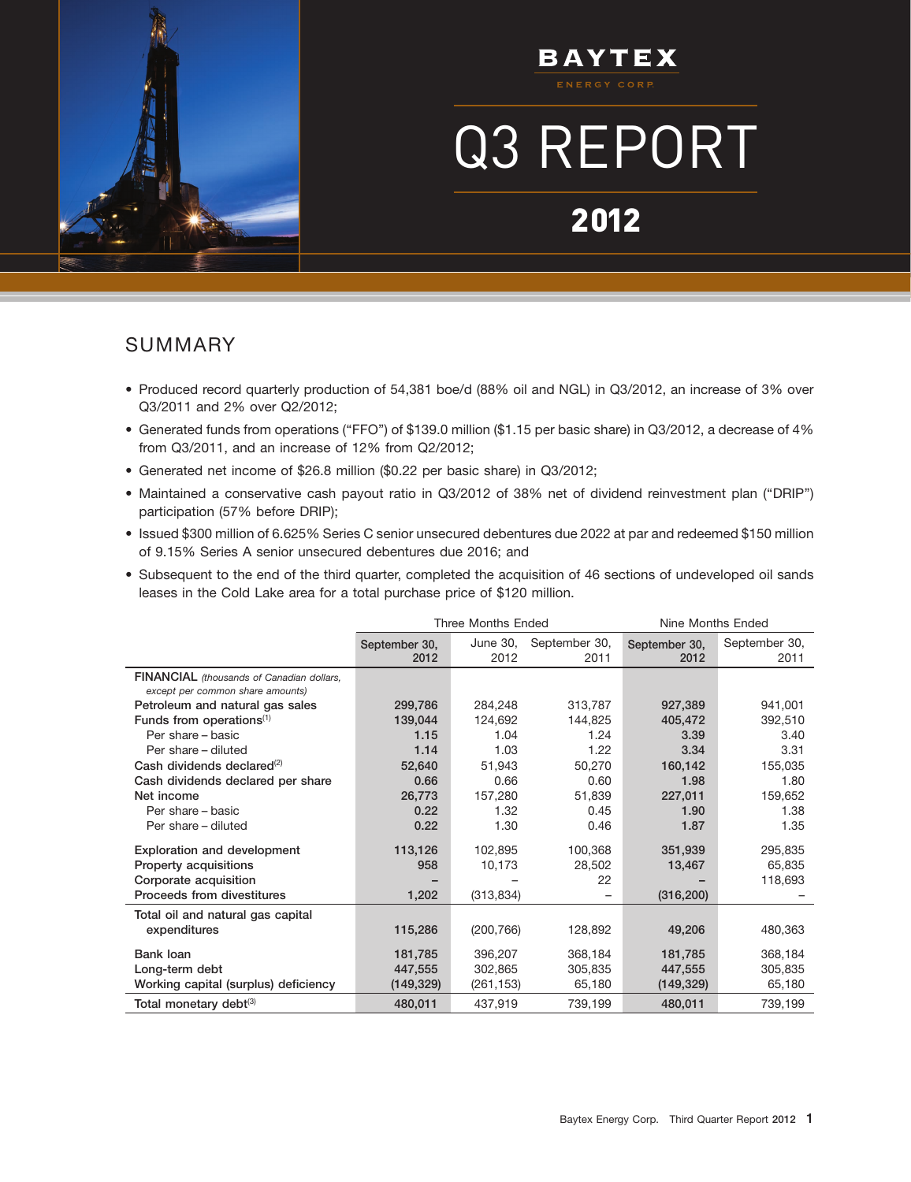# BAYTEX

ENERGY CORP.

# Q3 REPORT

## 2012

## SUMMARY

- Produced record quarterly production of 54,381 boe/d (88% oil and NGL) in Q3/2012, an increase of 3% over Q3/2011 and 2% over Q2/2012;
- Generated funds from operations ("FFO") of $139.0 million ($1.15 per basic share) in Q3/2012, a decrease of 4% from Q3/2011, and an increase of 12% from Q2/2012;
- Generated net income of $26.8 million ($0.22 per basic share) in Q3/2012;
- Maintained a conservative cash payout ratio in Q3/2012 of 38% net of dividend reinvestment plan ("DRIP") participation (57% before DRIP);
- Issued $300 million of 6.625% Series C senior unsecured debentures due 2022 at par and redeemed $150 million of 9.15% Series A senior unsecured debentures due 2016; and
- Subsequent to the end of the third quarter, completed the acquisition of 46 sections of undeveloped oil sands leases in the Cold Lake area for a total purchase price of $120 million.

| | Three Months Ended | | | Nine Months Ended | |
|---|---|---|---|---|---|
| | September 30, 2012 | June 30, 2012 | September 30, 2011 | September 30, 2012 | September 30, 2011 |
| **FINANCIAL** *(thousands of Canadian dollars, except per common share amounts)* | | | | | |
| Petroleum and natural gas sales | 299,786 | 284,248 | 313,787 | 927,389 | 941,001 |
| Funds from operations[(1)] | 139,044 | 124,692 | 144,825 | 405,472 | 392,510 |
| Per share – basic | 1.15 | 1.04 | 1.24 | 3.39 | 3.40 |
| Per share – diluted | 1.14 | 1.03 | 1.22 | 3.34 | 3.31 |
| Cash dividends declared[(2)] | 52,640 | 51,943 | 50,270 | 160,142 | 155,035 |
| Cash dividends declared per share | 0.66 | 0.66 | 0.60 | 1.98 | 1.80 |
| Net income | 26,773 | 157,280 | 51,839 | 227,011 | 159,652 |
| Per share – basic | 0.22 | 1.32 | 0.45 | 1.90 | 1.38 |
| Per share – diluted | 0.22 | 1.30 | 0.46 | 1.87 | 1.35 |
| Exploration and development | 113,126 | 102,895 | 100,368 | 351,939 | 295,835 |
| Property acquisitions | 958 | 10,173 | 28,502 | 13,467 | 65,835 |
| Corporate acquisition | – | – | 22 | – | 118,693 |
| Proceeds from divestitures | 1,202 | (313,834) | – | (316,200) | – |
| Total oil and natural gas capital expenditures | 115,286 | (200,766) | 128,892 | 49,206 | 480,363 |
| Bank loan | 181,785 | 396,207 | 368,184 | 181,785 | 368,184 |
| Long-term debt | 447,555 | 302,865 | 305,835 | 447,555 | 305,835 |
| Working capital (surplus) deficiency | (149,329) | (261,153) | 65,180 | (149,329) | 65,180 |
| Total monetary debt[(3)] | 480,011 | 437,919 | 739,199 | 480,011 | 739,199 |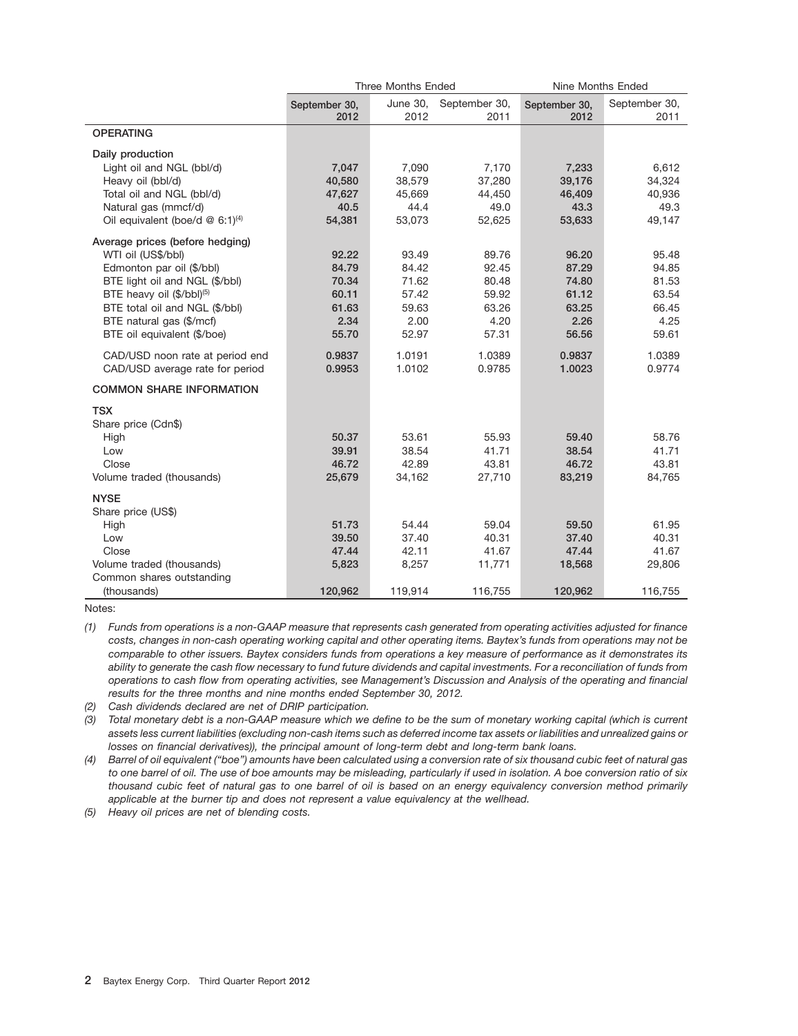| | Three Months Ended | | | Nine Months Ended | |
|---|---|---|---|---|---|
| | September 30, 2012 | June 30, 2012 | September 30, 2011 | September 30, 2012 | September 30, 2011 |
| **OPERATING** | | | | | |
| Daily production | | | | | |
| Light oil and NGL (bbl/d) | **7,047** | 7,090 | 7,170 | **7,233** | 6,612 |
| Heavy oil (bbl/d) | **40,580** | 38,579 | 37,280 | **39,176** | 34,324 |
| Total oil and NGL (bbl/d) | **47,627** | 45,669 | 44,450 | **46,409** | 40,936 |
| Natural gas (mmcf/d) | **40.5** | 44.4 | 49.0 | **43.3** | 49.3 |
| Oil equivalent (boe/d @ 6:1)[4] | **54,381** | 53,073 | 52,625 | **53,633** | 49,147 |
| Average prices (before hedging) | | | | | |
| WTI oil (US$/bbl) | **92.22** | 93.49 | 89.76 | **96.20** | 95.48 |
| Edmonton par oil ($/bbl) | **84.79** | 84.42 | 92.45 | **87.29** | 94.85 |
| BTE light oil and NGL ($/bbl) | **70.34** | 71.62 | 80.48 | **74.80** | 81.53 |
| BTE heavy oil ($/bbl)[5] | **60.11** | 57.42 | 59.92 | **61.12** | 63.54 |
| BTE total oil and NGL ($/bbl) | **61.63** | 59.63 | 63.26 | **63.25** | 66.45 |
| BTE natural gas ($/mcf) | **2.34** | 2.00 | 4.20 | **2.26** | 4.25 |
| BTE oil equivalent ($/boe) | **55.70** | 52.97 | 57.31 | **56.56** | 59.61 |
| CAD/USD noon rate at period end | **0.9837** | 1.0191 | 1.0389 | **0.9837** | 1.0389 |
| CAD/USD average rate for period | **0.9953** | 1.0102 | 0.9785 | **1.0023** | 0.9774 |
| **COMMON SHARE INFORMATION** | | | | | |
| **TSX** | | | | | |
| Share price (Cdn$) | | | | | |
| High | **50.37** | 53.61 | 55.93 | **59.40** | 58.76 |
| Low | **39.91** | 38.54 | 41.71 | **38.54** | 41.71 |
| Close | **46.72** | 42.89 | 43.81 | **46.72** | 43.81 |
| Volume traded (thousands) | **25,679** | 34,162 | 27,710 | **83,219** | 84,765 |
| **NYSE** | | | | | |
| Share price (US$) | | | | | |
| High | **51.73** | 54.44 | 59.04 | **59.50** | 61.95 |
| Low | **39.50** | 37.40 | 40.31 | **37.40** | 40.31 |
| Close | **47.44** | 42.11 | 41.67 | **47.44** | 41.67 |
| Volume traded (thousands) | **5,823** | 8,257 | 11,771 | **18,568** | 29,806 |
| Common shares outstanding (thousands) | **120,962** | 119,914 | 116,755 | **120,962** | 116,755 |

Notes:

*(1) Funds from operations is a non-GAAP measure that represents cash generated from operating activities adjusted for finance costs, changes in non-cash operating working capital and other operating items. Baytex's funds from operations may not be comparable to other issuers. Baytex considers funds from operations a key measure of performance as it demonstrates its ability to generate the cash flow necessary to fund future dividends and capital investments. For a reconciliation of funds from operations to cash flow from operating activities, see Management's Discussion and Analysis of the operating and financial results for the three months and nine months ended September 30, 2012.*

*(2) Cash dividends declared are net of DRIP participation.*

*(3) Total monetary debt is a non-GAAP measure which we define to be the sum of monetary working capital (which is current assets less current liabilities (excluding non-cash items such as deferred income tax assets or liabilities and unrealized gains or losses on financial derivatives)), the principal amount of long-term debt and long-term bank loans.*

*(4) Barrel of oil equivalent ("boe") amounts have been calculated using a conversion rate of six thousand cubic feet of natural gas to one barrel of oil. The use of boe amounts may be misleading, particularly if used in isolation. A boe conversion ratio of six thousand cubic feet of natural gas to one barrel of oil is based on an energy equivalency conversion method primarily applicable at the burner tip and does not represent a value equivalency at the wellhead.*

*(5) Heavy oil prices are net of blending costs.*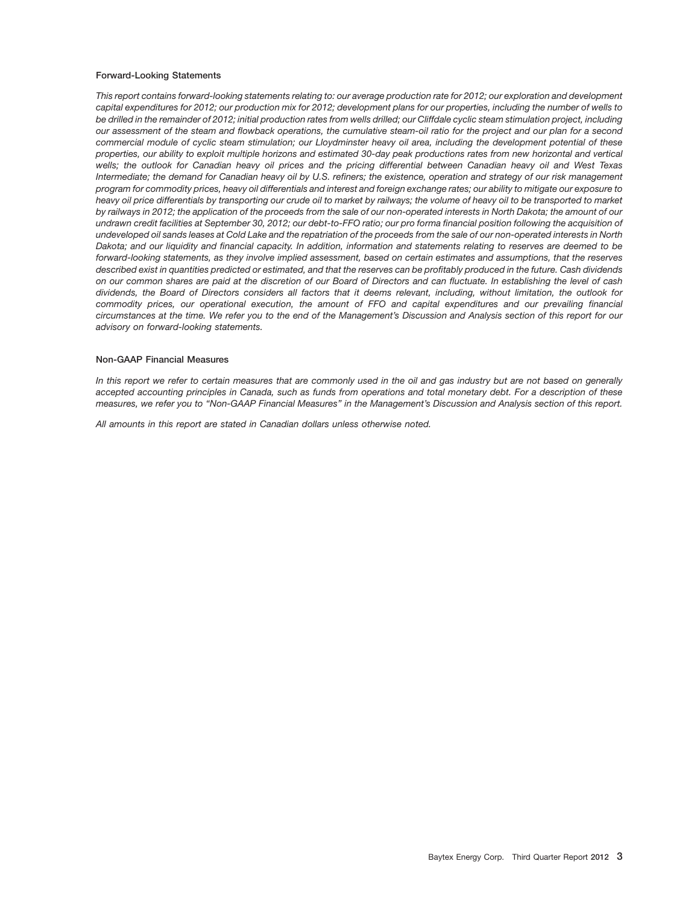### Forward-Looking Statements

*This report contains forward-looking statements relating to: our average production rate for 2012; our exploration and development capital expenditures for 2012; our production mix for 2012; development plans for our properties, including the number of wells to be drilled in the remainder of 2012; initial production rates from wells drilled; our Cliffdale cyclic steam stimulation project, including our assessment of the steam and flowback operations, the cumulative steam-oil ratio for the project and our plan for a second commercial module of cyclic steam stimulation; our Lloydminster heavy oil area, including the development potential of these properties, our ability to exploit multiple horizons and estimated 30-day peak productions rates from new horizontal and vertical wells; the outlook for Canadian heavy oil prices and the pricing differential between Canadian heavy oil and West Texas Intermediate; the demand for Canadian heavy oil by U.S. refiners; the existence, operation and strategy of our risk management program for commodity prices, heavy oil differentials and interest and foreign exchange rates; our ability to mitigate our exposure to heavy oil price differentials by transporting our crude oil to market by railways; the volume of heavy oil to be transported to market by railways in 2012; the application of the proceeds from the sale of our non-operated interests in North Dakota; the amount of our undrawn credit facilities at September 30, 2012; our debt-to-FFO ratio; our pro forma financial position following the acquisition of undeveloped oil sands leases at Cold Lake and the repatriation of the proceeds from the sale of our non-operated interests in North Dakota; and our liquidity and financial capacity. In addition, information and statements relating to reserves are deemed to be forward-looking statements, as they involve implied assessment, based on certain estimates and assumptions, that the reserves described exist in quantities predicted or estimated, and that the reserves can be profitably produced in the future. Cash dividends on our common shares are paid at the discretion of our Board of Directors and can fluctuate. In establishing the level of cash dividends, the Board of Directors considers all factors that it deems relevant, including, without limitation, the outlook for commodity prices, our operational execution, the amount of FFO and capital expenditures and our prevailing financial circumstances at the time. We refer you to the end of the Management's Discussion and Analysis section of this report for our advisory on forward-looking statements.*

### Non-GAAP Financial Measures

*In this report we refer to certain measures that are commonly used in the oil and gas industry but are not based on generally accepted accounting principles in Canada, such as funds from operations and total monetary debt. For a description of these measures, we refer you to "Non-GAAP Financial Measures" in the Management's Discussion and Analysis section of this report.*

*All amounts in this report are stated in Canadian dollars unless otherwise noted.*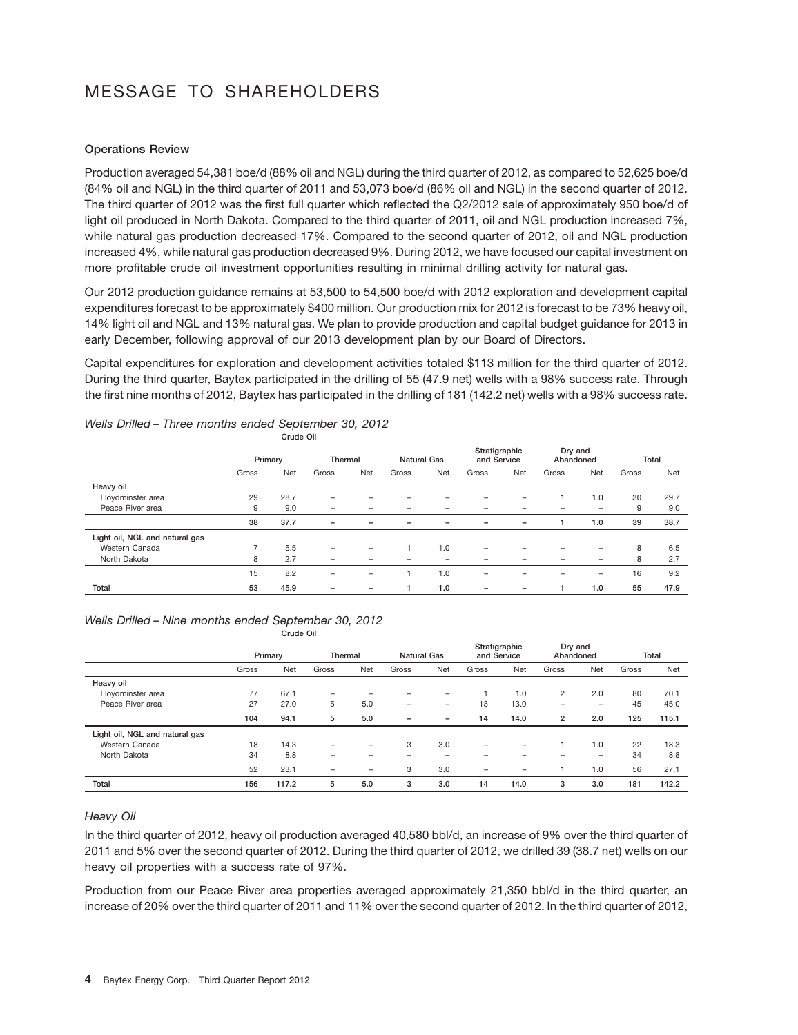# MESSAGE TO SHAREHOLDERS

### Operations Review

Production averaged 54,381 boe/d (88% oil and NGL) during the third quarter of 2012, as compared to 52,625 boe/d (84% oil and NGL) in the third quarter of 2011 and 53,073 boe/d (86% oil and NGL) in the second quarter of 2012. The third quarter of 2012 was the first full quarter which reflected the Q2/2012 sale of approximately 950 boe/d of light oil produced in North Dakota. Compared to the third quarter of 2011, oil and NGL production increased 7%, while natural gas production decreased 17%. Compared to the second quarter of 2012, oil and NGL production increased 4%, while natural gas production decreased 9%. During 2012, we have focused our capital investment on more profitable crude oil investment opportunities resulting in minimal drilling activity for natural gas.

Our 2012 production guidance remains at 53,500 to 54,500 boe/d with 2012 exploration and development capital expenditures forecast to be approximately $400 million. Our production mix for 2012 is forecast to be 73% heavy oil, 14% light oil and NGL and 13% natural gas. We plan to provide production and capital budget guidance for 2013 in early December, following approval of our 2013 development plan by our Board of Directors.

Capital expenditures for exploration and development activities totaled $113 million for the third quarter of 2012. During the third quarter, Baytex participated in the drilling of 55 (47.9 net) wells with a 98% success rate. Through the first nine months of 2012, Baytex has participated in the drilling of 181 (142.2 net) wells with a 98% success rate.

*Wells Drilled – Three months ended September 30, 2012*

| | Crude Oil | | | | | | | | | | | |
|---|---|---|---|---|---|---|---|---|---|---|---|---|
| | Primary | | Thermal | | Natural Gas | | Stratigraphic and Service | | Dry and Abandoned | | Total | |
| | Gross | Net | Gross | Net | Gross | Net | Gross | Net | Gross | Net | Gross | Net |
| Heavy oil | | | | | | | | | | | | |
| Lloydminster area | 29 | 28.7 | – | – | – | – | – | – | 1 | 1.0 | 30 | 29.7 |
| Peace River area | 9 | 9.0 | – | – | – | – | – | – | – | – | 9 | 9.0 |
| | 38 | 37.7 | – | – | – | – | – | – | 1 | 1.0 | 39 | 38.7 |
| Light oil, NGL and natural gas | | | | | | | | | | | | |
| Western Canada | 7 | 5.5 | – | – | 1 | 1.0 | – | – | – | – | 8 | 6.5 |
| North Dakota | 8 | 2.7 | – | – | – | – | – | – | – | – | 8 | 2.7 |
| | 15 | 8.2 | – | – | 1 | 1.0 | – | – | – | – | 16 | 9.2 |
| Total | 53 | 45.9 | – | – | 1 | 1.0 | – | – | 1 | 1.0 | 55 | 47.9 |

*Wells Drilled – Nine months ended September 30, 2012*

| | Crude Oil | | | | | | | | | | | |
|---|---|---|---|---|---|---|---|---|---|---|---|---|
| | Primary | | Thermal | | Natural Gas | | Stratigraphic and Service | | Dry and Abandoned | | Total | |
| | Gross | Net | Gross | Net | Gross | Net | Gross | Net | Gross | Net | Gross | Net |
| Heavy oil | | | | | | | | | | | | |
| Lloydminster area | 77 | 67.1 | – | – | – | – | 1 | 1.0 | 2 | 2.0 | 80 | 70.1 |
| Peace River area | 27 | 27.0 | 5 | 5.0 | – | – | 13 | 13.0 | – | – | 45 | 45.0 |
| | 104 | 94.1 | 5 | 5.0 | – | – | 14 | 14.0 | 2 | 2.0 | 125 | 115.1 |
| Light oil, NGL and natural gas | | | | | | | | | | | | |
| Western Canada | 18 | 14.3 | – | – | 3 | 3.0 | – | – | 1 | 1.0 | 22 | 18.3 |
| North Dakota | 34 | 8.8 | – | – | – | – | – | – | – | – | 34 | 8.8 |
| | 52 | 23.1 | – | – | 3 | 3.0 | – | – | 1 | 1.0 | 56 | 27.1 |
| Total | 156 | 117.2 | 5 | 5.0 | 3 | 3.0 | 14 | 14.0 | 3 | 3.0 | 181 | 142.2 |

*Heavy Oil*

In the third quarter of 2012, heavy oil production averaged 40,580 bbl/d, an increase of 9% over the third quarter of 2011 and 5% over the second quarter of 2012. During the third quarter of 2012, we drilled 39 (38.7 net) wells on our heavy oil properties with a success rate of 97%.

Production from our Peace River area properties averaged approximately 21,350 bbl/d in the third quarter, an increase of 20% over the third quarter of 2011 and 11% over the second quarter of 2012. In the third quarter of 2012,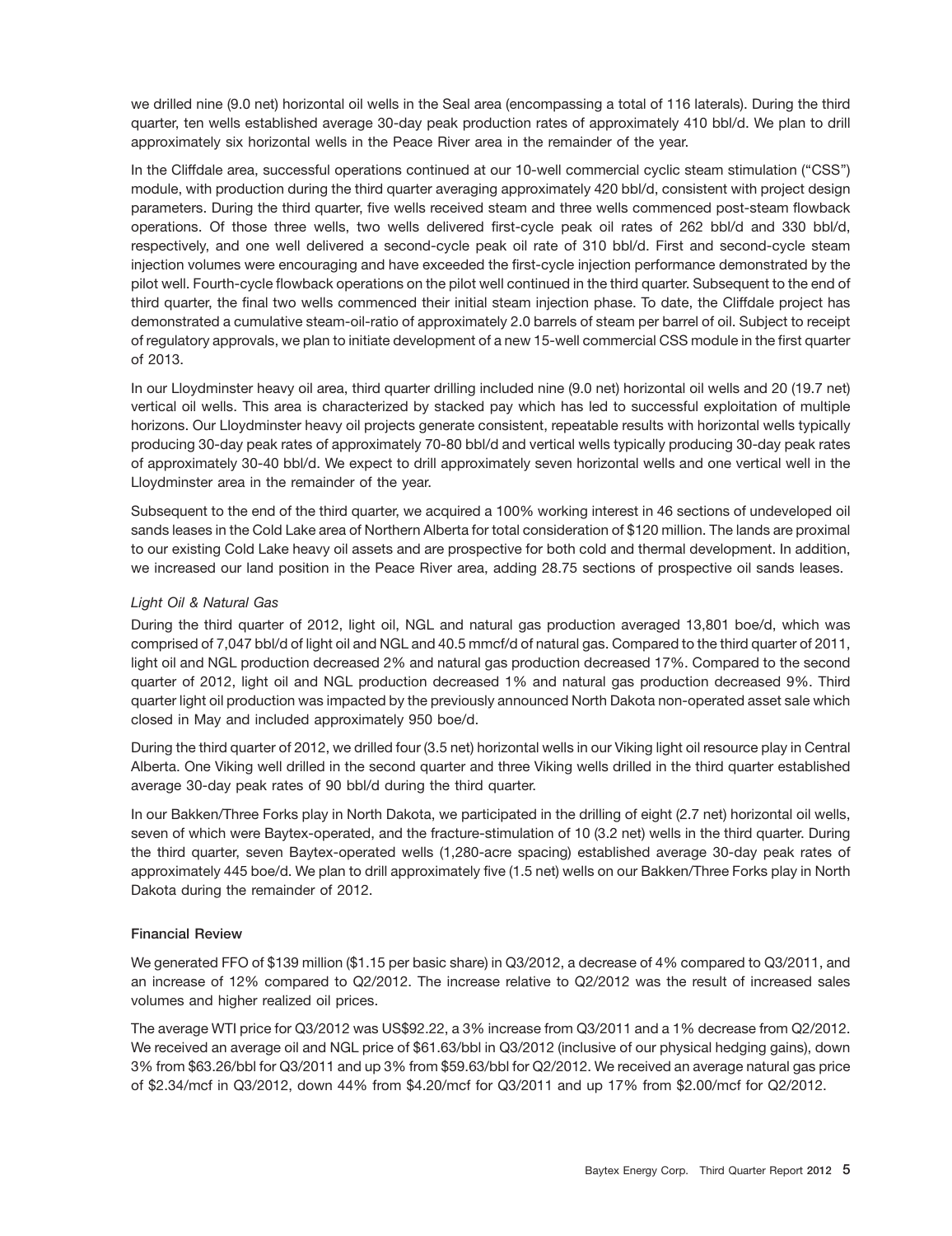we drilled nine (9.0 net) horizontal oil wells in the Seal area (encompassing a total of 116 laterals). During the third quarter, ten wells established average 30-day peak production rates of approximately 410 bbl/d. We plan to drill approximately six horizontal wells in the Peace River area in the remainder of the year.

In the Cliffdale area, successful operations continued at our 10-well commercial cyclic steam stimulation ("CSS") module, with production during the third quarter averaging approximately 420 bbl/d, consistent with project design parameters. During the third quarter, five wells received steam and three wells commenced post-steam flowback operations. Of those three wells, two wells delivered first-cycle peak oil rates of 262 bbl/d and 330 bbl/d, respectively, and one well delivered a second-cycle peak oil rate of 310 bbl/d. First and second-cycle steam injection volumes were encouraging and have exceeded the first-cycle injection performance demonstrated by the pilot well. Fourth-cycle flowback operations on the pilot well continued in the third quarter. Subsequent to the end of third quarter, the final two wells commenced their initial steam injection phase. To date, the Cliffdale project has demonstrated a cumulative steam-oil-ratio of approximately 2.0 barrels of steam per barrel of oil. Subject to receipt of regulatory approvals, we plan to initiate development of a new 15-well commercial CSS module in the first quarter of 2013.

In our Lloydminster heavy oil area, third quarter drilling included nine (9.0 net) horizontal oil wells and 20 (19.7 net) vertical oil wells. This area is characterized by stacked pay which has led to successful exploitation of multiple horizons. Our Lloydminster heavy oil projects generate consistent, repeatable results with horizontal wells typically producing 30-day peak rates of approximately 70-80 bbl/d and vertical wells typically producing 30-day peak rates of approximately 30-40 bbl/d. We expect to drill approximately seven horizontal wells and one vertical well in the Lloydminster area in the remainder of the year.

Subsequent to the end of the third quarter, we acquired a 100% working interest in 46 sections of undeveloped oil sands leases in the Cold Lake area of Northern Alberta for total consideration of $120 million. The lands are proximal to our existing Cold Lake heavy oil assets and are prospective for both cold and thermal development. In addition, we increased our land position in the Peace River area, adding 28.75 sections of prospective oil sands leases.

*Light Oil & Natural Gas*

During the third quarter of 2012, light oil, NGL and natural gas production averaged 13,801 boe/d, which was comprised of 7,047 bbl/d of light oil and NGL and 40.5 mmcf/d of natural gas. Compared to the third quarter of 2011, light oil and NGL production decreased 2% and natural gas production decreased 17%. Compared to the second quarter of 2012, light oil and NGL production decreased 1% and natural gas production decreased 9%. Third quarter light oil production was impacted by the previously announced North Dakota non-operated asset sale which closed in May and included approximately 950 boe/d.

During the third quarter of 2012, we drilled four (3.5 net) horizontal wells in our Viking light oil resource play in Central Alberta. One Viking well drilled in the second quarter and three Viking wells drilled in the third quarter established average 30-day peak rates of 90 bbl/d during the third quarter.

In our Bakken/Three Forks play in North Dakota, we participated in the drilling of eight (2.7 net) horizontal oil wells, seven of which were Baytex-operated, and the fracture-stimulation of 10 (3.2 net) wells in the third quarter. During the third quarter, seven Baytex-operated wells (1,280-acre spacing) established average 30-day peak rates of approximately 445 boe/d. We plan to drill approximately five (1.5 net) wells on our Bakken/Three Forks play in North Dakota during the remainder of 2012.

**Financial Review**

We generated FFO of $139 million ($1.15 per basic share) in Q3/2012, a decrease of 4% compared to Q3/2011, and an increase of 12% compared to Q2/2012. The increase relative to Q2/2012 was the result of increased sales volumes and higher realized oil prices.

The average WTI price for Q3/2012 was US$92.22, a 3% increase from Q3/2011 and a 1% decrease from Q2/2012. We received an average oil and NGL price of $61.63/bbl in Q3/2012 (inclusive of our physical hedging gains), down 3% from $63.26/bbl for Q3/2011 and up 3% from $59.63/bbl for Q2/2012. We received an average natural gas price of $2.34/mcf in Q3/2012, down 44% from $4.20/mcf for Q3/2011 and up 17% from $2.00/mcf for Q2/2012.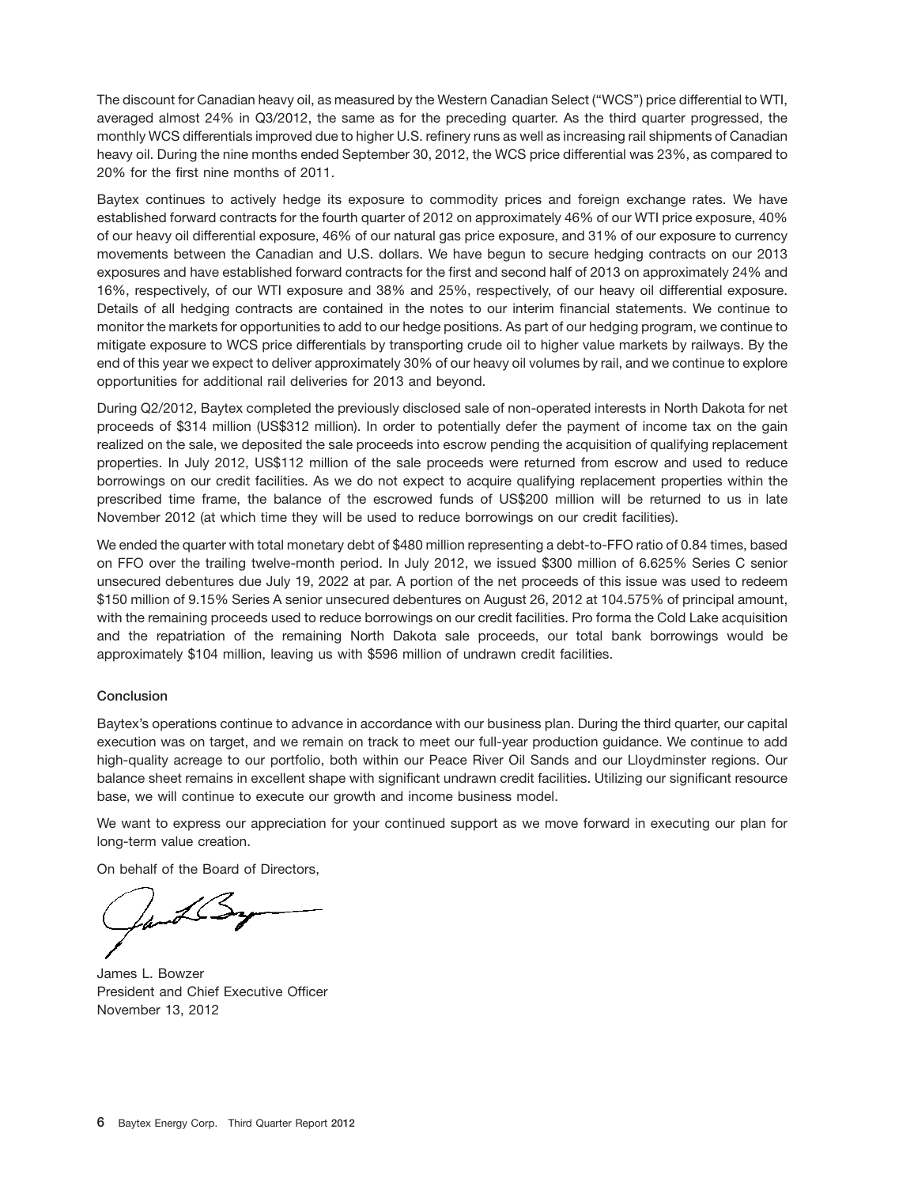The discount for Canadian heavy oil, as measured by the Western Canadian Select ("WCS") price differential to WTI, averaged almost 24% in Q3/2012, the same as for the preceding quarter. As the third quarter progressed, the monthly WCS differentials improved due to higher U.S. refinery runs as well as increasing rail shipments of Canadian heavy oil. During the nine months ended September 30, 2012, the WCS price differential was 23%, as compared to 20% for the first nine months of 2011.

Baytex continues to actively hedge its exposure to commodity prices and foreign exchange rates. We have established forward contracts for the fourth quarter of 2012 on approximately 46% of our WTI price exposure, 40% of our heavy oil differential exposure, 46% of our natural gas price exposure, and 31% of our exposure to currency movements between the Canadian and U.S. dollars. We have begun to secure hedging contracts on our 2013 exposures and have established forward contracts for the first and second half of 2013 on approximately 24% and 16%, respectively, of our WTI exposure and 38% and 25%, respectively, of our heavy oil differential exposure. Details of all hedging contracts are contained in the notes to our interim financial statements. We continue to monitor the markets for opportunities to add to our hedge positions. As part of our hedging program, we continue to mitigate exposure to WCS price differentials by transporting crude oil to higher value markets by railways. By the end of this year we expect to deliver approximately 30% of our heavy oil volumes by rail, and we continue to explore opportunities for additional rail deliveries for 2013 and beyond.

During Q2/2012, Baytex completed the previously disclosed sale of non-operated interests in North Dakota for net proceeds of $314 million (US$312 million). In order to potentially defer the payment of income tax on the gain realized on the sale, we deposited the sale proceeds into escrow pending the acquisition of qualifying replacement properties. In July 2012, US$112 million of the sale proceeds were returned from escrow and used to reduce borrowings on our credit facilities. As we do not expect to acquire qualifying replacement properties within the prescribed time frame, the balance of the escrowed funds of US$200 million will be returned to us in late November 2012 (at which time they will be used to reduce borrowings on our credit facilities).

We ended the quarter with total monetary debt of $480 million representing a debt-to-FFO ratio of 0.84 times, based on FFO over the trailing twelve-month period. In July 2012, we issued $300 million of 6.625% Series C senior unsecured debentures due July 19, 2022 at par. A portion of the net proceeds of this issue was used to redeem $150 million of 9.15% Series A senior unsecured debentures on August 26, 2012 at 104.575% of principal amount, with the remaining proceeds used to reduce borrowings on our credit facilities. Pro forma the Cold Lake acquisition and the repatriation of the remaining North Dakota sale proceeds, our total bank borrowings would be approximately $104 million, leaving us with $596 million of undrawn credit facilities.

## Conclusion

Baytex's operations continue to advance in accordance with our business plan. During the third quarter, our capital execution was on target, and we remain on track to meet our full-year production guidance. We continue to add high-quality acreage to our portfolio, both within our Peace River Oil Sands and our Lloydminster regions. Our balance sheet remains in excellent shape with significant undrawn credit facilities. Utilizing our significant resource base, we will continue to execute our growth and income business model.

We want to express our appreciation for your continued support as we move forward in executing our plan for long-term value creation.

On behalf of the Board of Directors,

James L. Bowzer
President and Chief Executive Officer
November 13, 2012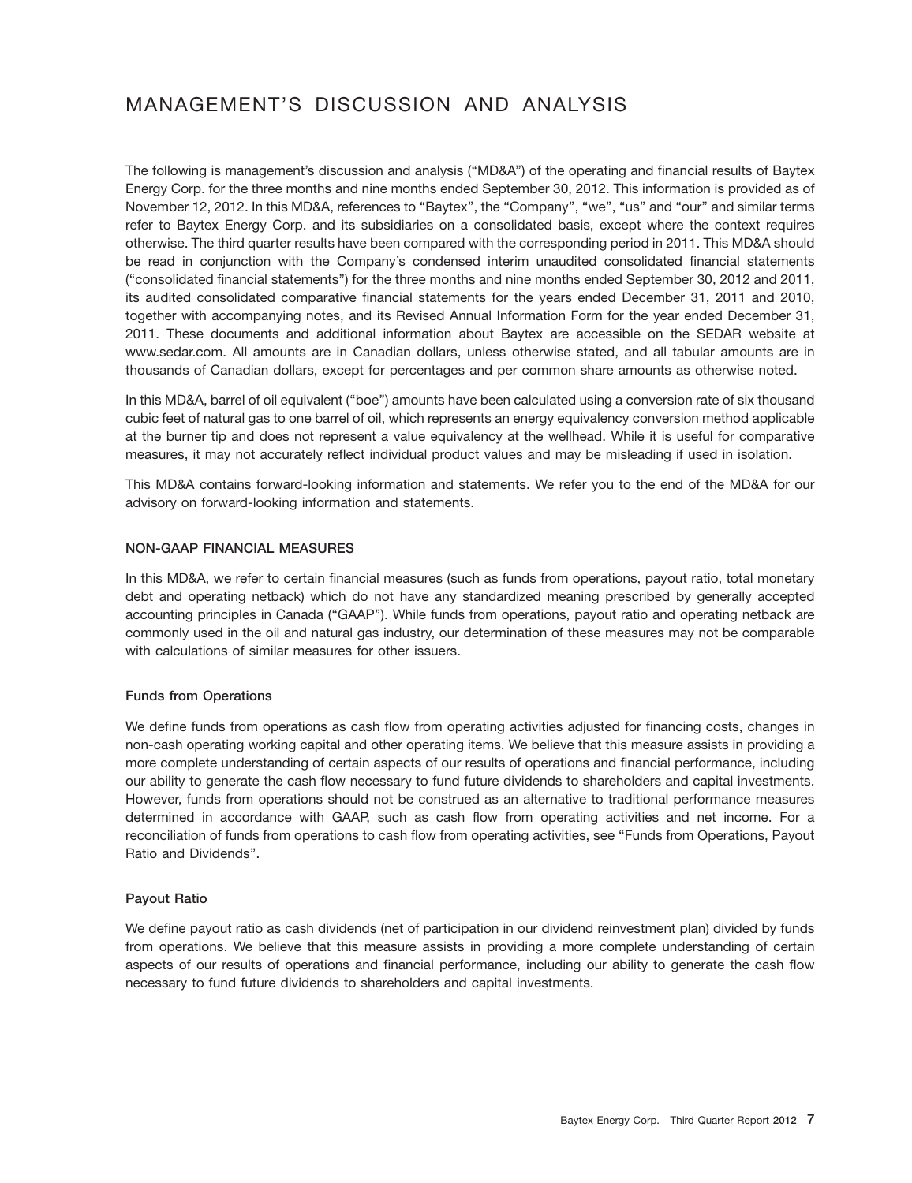# MANAGEMENT'S DISCUSSION AND ANALYSIS

The following is management's discussion and analysis ("MD&A") of the operating and financial results of Baytex Energy Corp. for the three months and nine months ended September 30, 2012. This information is provided as of November 12, 2012. In this MD&A, references to "Baytex", the "Company", "we", "us" and "our" and similar terms refer to Baytex Energy Corp. and its subsidiaries on a consolidated basis, except where the context requires otherwise. The third quarter results have been compared with the corresponding period in 2011. This MD&A should be read in conjunction with the Company's condensed interim unaudited consolidated financial statements ("consolidated financial statements") for the three months and nine months ended September 30, 2012 and 2011, its audited consolidated comparative financial statements for the years ended December 31, 2011 and 2010, together with accompanying notes, and its Revised Annual Information Form for the year ended December 31, 2011. These documents and additional information about Baytex are accessible on the SEDAR website at www.sedar.com. All amounts are in Canadian dollars, unless otherwise stated, and all tabular amounts are in thousands of Canadian dollars, except for percentages and per common share amounts as otherwise noted.

In this MD&A, barrel of oil equivalent ("boe") amounts have been calculated using a conversion rate of six thousand cubic feet of natural gas to one barrel of oil, which represents an energy equivalency conversion method applicable at the burner tip and does not represent a value equivalency at the wellhead. While it is useful for comparative measures, it may not accurately reflect individual product values and may be misleading if used in isolation.

This MD&A contains forward-looking information and statements. We refer you to the end of the MD&A for our advisory on forward-looking information and statements.

## NON-GAAP FINANCIAL MEASURES

In this MD&A, we refer to certain financial measures (such as funds from operations, payout ratio, total monetary debt and operating netback) which do not have any standardized meaning prescribed by generally accepted accounting principles in Canada ("GAAP"). While funds from operations, payout ratio and operating netback are commonly used in the oil and natural gas industry, our determination of these measures may not be comparable with calculations of similar measures for other issuers.

### Funds from Operations

We define funds from operations as cash flow from operating activities adjusted for financing costs, changes in non-cash operating working capital and other operating items. We believe that this measure assists in providing a more complete understanding of certain aspects of our results of operations and financial performance, including our ability to generate the cash flow necessary to fund future dividends to shareholders and capital investments. However, funds from operations should not be construed as an alternative to traditional performance measures determined in accordance with GAAP, such as cash flow from operating activities and net income. For a reconciliation of funds from operations to cash flow from operating activities, see "Funds from Operations, Payout Ratio and Dividends".

### Payout Ratio

We define payout ratio as cash dividends (net of participation in our dividend reinvestment plan) divided by funds from operations. We believe that this measure assists in providing a more complete understanding of certain aspects of our results of operations and financial performance, including our ability to generate the cash flow necessary to fund future dividends to shareholders and capital investments.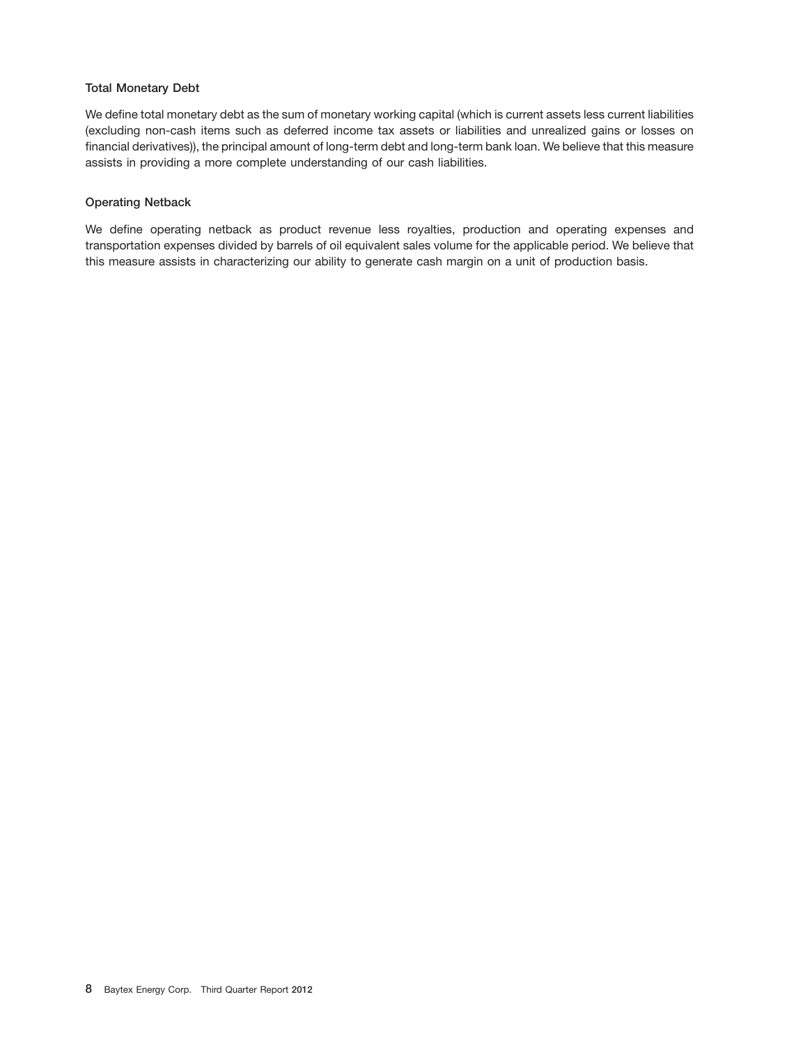### Total Monetary Debt

We define total monetary debt as the sum of monetary working capital (which is current assets less current liabilities (excluding non-cash items such as deferred income tax assets or liabilities and unrealized gains or losses on financial derivatives)), the principal amount of long-term debt and long-term bank loan. We believe that this measure assists in providing a more complete understanding of our cash liabilities.

### Operating Netback

We define operating netback as product revenue less royalties, production and operating expenses and transportation expenses divided by barrels of oil equivalent sales volume for the applicable period. We believe that this measure assists in characterizing our ability to generate cash margin on a unit of production basis.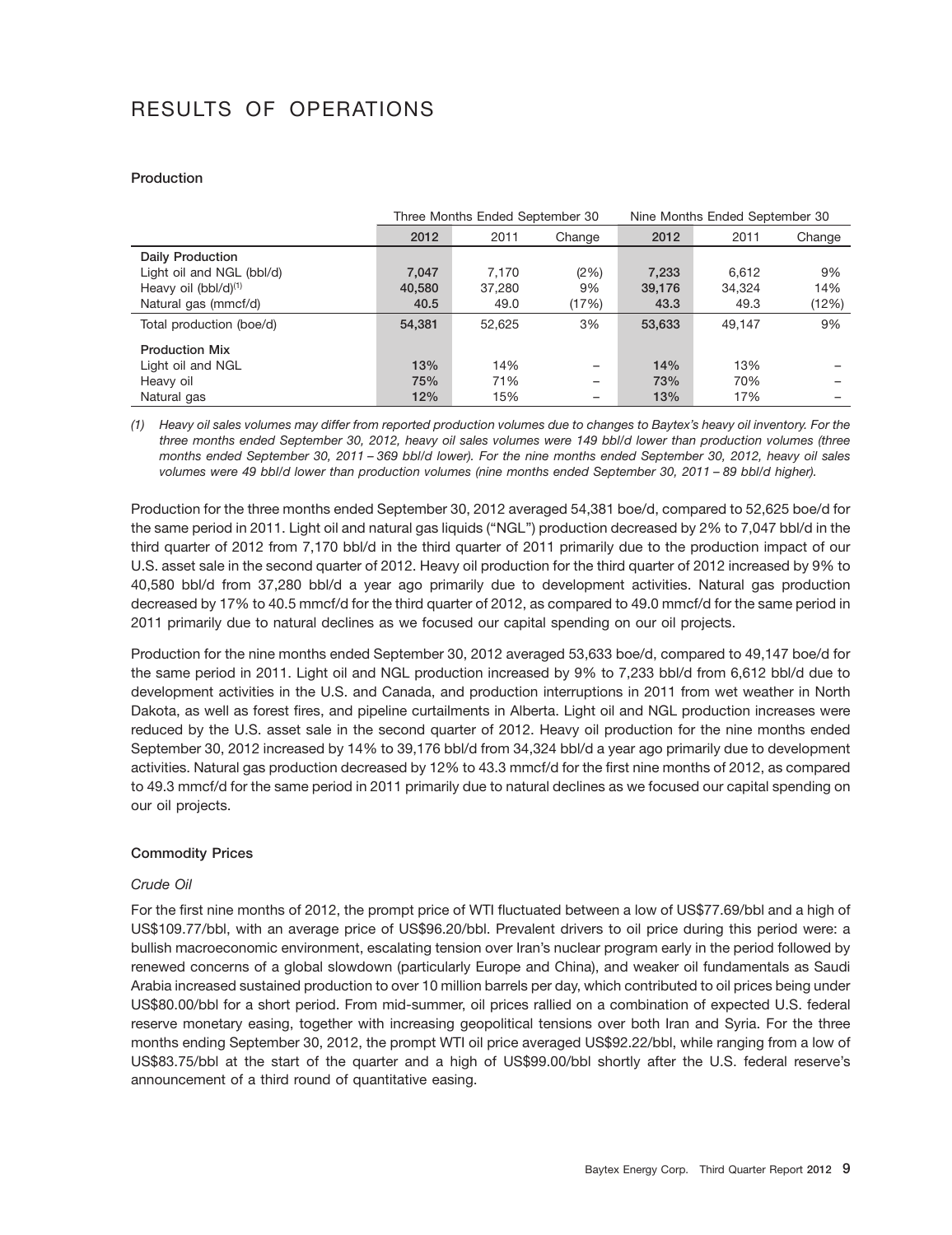# RESULTS OF OPERATIONS

### Production

| | Three Months Ended September 30 | | | Nine Months Ended September 30 | | |
|---|---|---|---|---|---|---|
| | **2012** | 2011 | Change | **2012** | 2011 | Change |
| **Daily Production** | | | | | | |
| Light oil and NGL (bbl/d) | **7,047** | 7,170 | (2%) | **7,233** | 6,612 | 9% |
| Heavy oil (bbl/d)[1] | **40,580** | 37,280 | 9% | **39,176** | 34,324 | 14% |
| Natural gas (mmcf/d) | **40.5** | 49.0 | (17%) | **43.3** | 49.3 | (12%) |
| Total production (boe/d) | **54,381** | 52,625 | 3% | **53,633** | 49,147 | 9% |
| **Production Mix** | | | | | | |
| Light oil and NGL | **13%** | 14% | – | **14%** | 13% | – |
| Heavy oil | **75%** | 71% | – | **73%** | 70% | – |
| Natural gas | **12%** | 15% | – | **13%** | 17% | – |

*(1) Heavy oil sales volumes may differ from reported production volumes due to changes to Baytex's heavy oil inventory. For the three months ended September 30, 2012, heavy oil sales volumes were 149 bbl/d lower than production volumes (three months ended September 30, 2011 – 369 bbl/d lower). For the nine months ended September 30, 2012, heavy oil sales volumes were 49 bbl/d lower than production volumes (nine months ended September 30, 2011 – 89 bbl/d higher).*

Production for the three months ended September 30, 2012 averaged 54,381 boe/d, compared to 52,625 boe/d for the same period in 2011. Light oil and natural gas liquids ("NGL") production decreased by 2% to 7,047 bbl/d in the third quarter of 2012 from 7,170 bbl/d in the third quarter of 2011 primarily due to the production impact of our U.S. asset sale in the second quarter of 2012. Heavy oil production for the third quarter of 2012 increased by 9% to 40,580 bbl/d from 37,280 bbl/d a year ago primarily due to development activities. Natural gas production decreased by 17% to 40.5 mmcf/d for the third quarter of 2012, as compared to 49.0 mmcf/d for the same period in 2011 primarily due to natural declines as we focused our capital spending on our oil projects.

Production for the nine months ended September 30, 2012 averaged 53,633 boe/d, compared to 49,147 boe/d for the same period in 2011. Light oil and NGL production increased by 9% to 7,233 bbl/d from 6,612 bbl/d due to development activities in the U.S. and Canada, and production interruptions in 2011 from wet weather in North Dakota, as well as forest fires, and pipeline curtailments in Alberta. Light oil and NGL production increases were reduced by the U.S. asset sale in the second quarter of 2012. Heavy oil production for the nine months ended September 30, 2012 increased by 14% to 39,176 bbl/d from 34,324 bbl/d a year ago primarily due to development activities. Natural gas production decreased by 12% to 43.3 mmcf/d for the first nine months of 2012, as compared to 49.3 mmcf/d for the same period in 2011 primarily due to natural declines as we focused our capital spending on our oil projects.

### Commodity Prices

*Crude Oil*

For the first nine months of 2012, the prompt price of WTI fluctuated between a low of US$77.69/bbl and a high of US$109.77/bbl, with an average price of US$96.20/bbl. Prevalent drivers to oil price during this period were: a bullish macroeconomic environment, escalating tension over Iran's nuclear program early in the period followed by renewed concerns of a global slowdown (particularly Europe and China), and weaker oil fundamentals as Saudi Arabia increased sustained production to over 10 million barrels per day, which contributed to oil prices being under US$80.00/bbl for a short period. From mid-summer, oil prices rallied on a combination of expected U.S. federal reserve monetary easing, together with increasing geopolitical tensions over both Iran and Syria. For the three months ending September 30, 2012, the prompt WTI oil price averaged US$92.22/bbl, while ranging from a low of US$83.75/bbl at the start of the quarter and a high of US$99.00/bbl shortly after the U.S. federal reserve's announcement of a third round of quantitative easing.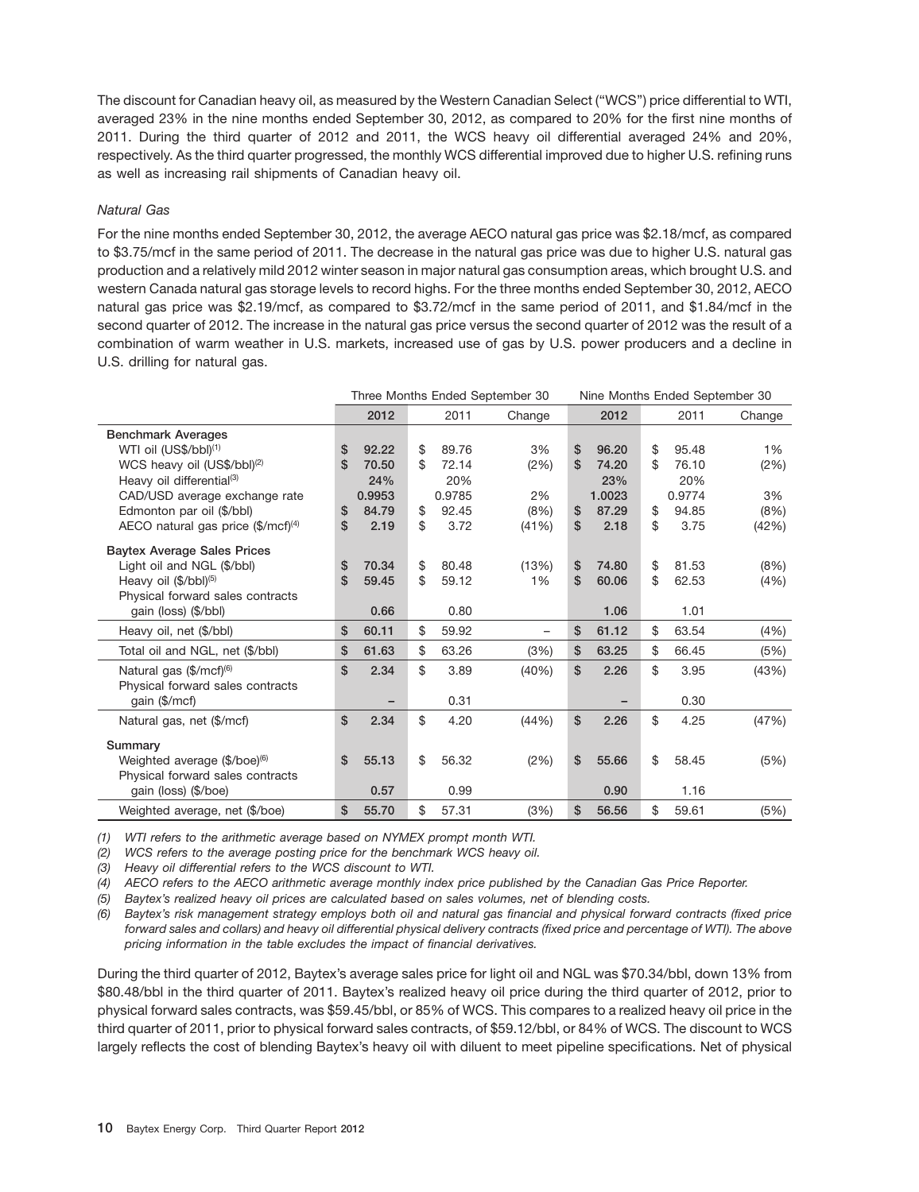The discount for Canadian heavy oil, as measured by the Western Canadian Select ("WCS") price differential to WTI, averaged 23% in the nine months ended September 30, 2012, as compared to 20% for the first nine months of 2011. During the third quarter of 2012 and 2011, the WCS heavy oil differential averaged 24% and 20%, respectively. As the third quarter progressed, the monthly WCS differential improved due to higher U.S. refining runs as well as increasing rail shipments of Canadian heavy oil.

*Natural Gas*

For the nine months ended September 30, 2012, the average AECO natural gas price was $2.18/mcf, as compared to $3.75/mcf in the same period of 2011. The decrease in the natural gas price was due to higher U.S. natural gas production and a relatively mild 2012 winter season in major natural gas consumption areas, which brought U.S. and western Canada natural gas storage levels to record highs. For the three months ended September 30, 2012, AECO natural gas price was $2.19/mcf, as compared to $3.72/mcf in the same period of 2011, and $1.84/mcf in the second quarter of 2012. The increase in the natural gas price versus the second quarter of 2012 was the result of a combination of warm weather in U.S. markets, increased use of gas by U.S. power producers and a decline in U.S. drilling for natural gas.

| | Three Months Ended September 30 | | | Nine Months Ended September 30 | | |
|---|---|---|---|---|---|---|
| | 2012 | 2011 | Change | 2012 | 2011 | Change |
| **Benchmark Averages** | | | | | | |
| WTI oil (US$/bbl)[1] | $ 92.22 | $ 89.76 | 3% | $ 96.20 | $ 95.48 | 1% |
| WCS heavy oil (US$/bbl)[2] | $ 70.50 | $ 72.14 | (2%) | $ 74.20 | $ 76.10 | (2%) |
| Heavy oil differential[3] | 24% | 20% | | 23% | 20% | |
| CAD/USD average exchange rate | 0.9953 | 0.9785 | 2% | 1.0023 | 0.9774 | 3% |
| Edmonton par oil ($/bbl) | $ 84.79 | $ 92.45 | (8%) | $ 87.29 | $ 94.85 | (8%) |
| AECO natural gas price ($/mcf)[4] | $ 2.19 | $ 3.72 | (41%) | $ 2.18 | $ 3.75 | (42%) |
| **Baytex Average Sales Prices** | | | | | | |
| Light oil and NGL ($/bbl) | $ 70.34 | $ 80.48 | (13%) | $ 74.80 | $ 81.53 | (8%) |
| Heavy oil ($/bbl)[5] | $ 59.45 | $ 59.12 | 1% | $ 60.06 | $ 62.53 | (4%) |
| Physical forward sales contracts gain (loss) ($/bbl) | 0.66 | 0.80 | | 1.06 | 1.01 | |
| Heavy oil, net ($/bbl) | $ 60.11 | $ 59.92 | – | $ 61.12 | $ 63.54 | (4%) |
| Total oil and NGL, net ($/bbl) | $ 61.63 | $ 63.26 | (3%) | $ 63.25 | $ 66.45 | (5%) |
| Natural gas ($/mcf)[6] | $ 2.34 | $ 3.89 | (40%) | $ 2.26 | $ 3.95 | (43%) |
| Physical forward sales contracts gain ($/mcf) | – | 0.31 | | – | 0.30 | |
| Natural gas, net ($/mcf) | $ 2.34 | $ 4.20 | (44%) | $ 2.26 | $ 4.25 | (47%) |
| **Summary** | | | | | | |
| Weighted average ($/boe)[6] | $ 55.13 | $ 56.32 | (2%) | $ 55.66 | $ 58.45 | (5%) |
| Physical forward sales contracts gain (loss) ($/boe) | 0.57 | 0.99 | | 0.90 | 1.16 | |
| Weighted average, net ($/boe) | $ 55.70 | $ 57.31 | (3%) | $ 56.56 | $ 59.61 | (5%) |

*(1) WTI refers to the arithmetic average based on NYMEX prompt month WTI.*

*(2) WCS refers to the average posting price for the benchmark WCS heavy oil.*

*(3) Heavy oil differential refers to the WCS discount to WTI.*

*(4) AECO refers to the AECO arithmetic average monthly index price published by the Canadian Gas Price Reporter.*

*(5) Baytex's realized heavy oil prices are calculated based on sales volumes, net of blending costs.*

*(6) Baytex's risk management strategy employs both oil and natural gas financial and physical forward contracts (fixed price forward sales and collars) and heavy oil differential physical delivery contracts (fixed price and percentage of WTI). The above pricing information in the table excludes the impact of financial derivatives.*

During the third quarter of 2012, Baytex's average sales price for light oil and NGL was $70.34/bbl, down 13% from $80.48/bbl in the third quarter of 2011. Baytex's realized heavy oil price during the third quarter of 2012, prior to physical forward sales contracts, was $59.45/bbl, or 85% of WCS. This compares to a realized heavy oil price in the third quarter of 2011, prior to physical forward sales contracts, of $59.12/bbl, or 84% of WCS. The discount to WCS largely reflects the cost of blending Baytex's heavy oil with diluent to meet pipeline specifications. Net of physical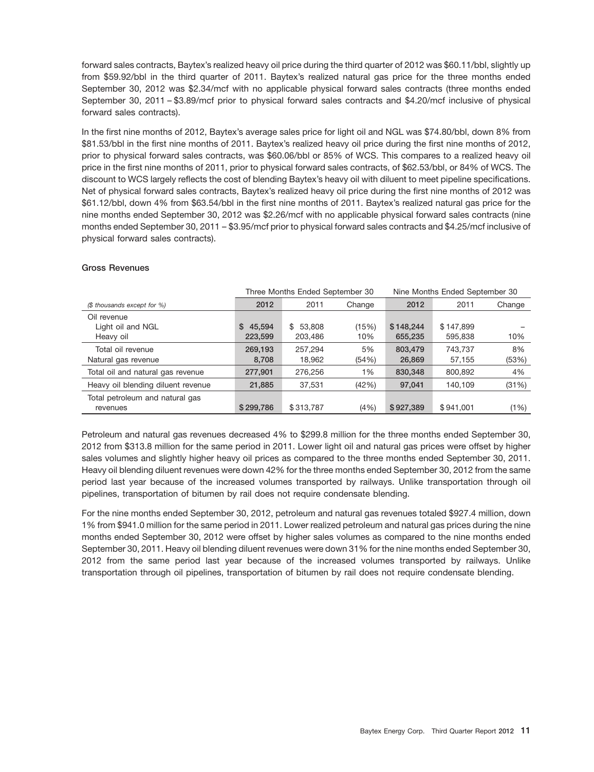forward sales contracts, Baytex's realized heavy oil price during the third quarter of 2012 was $60.11/bbl, slightly up from $59.92/bbl in the third quarter of 2011. Baytex's realized natural gas price for the three months ended September 30, 2012 was $2.34/mcf with no applicable physical forward sales contracts (three months ended September 30, 2011 – $3.89/mcf prior to physical forward sales contracts and $4.20/mcf inclusive of physical forward sales contracts).

In the first nine months of 2012, Baytex's average sales price for light oil and NGL was $74.80/bbl, down 8% from $81.53/bbl in the first nine months of 2011. Baytex's realized heavy oil price during the first nine months of 2012, prior to physical forward sales contracts, was $60.06/bbl or 85% of WCS. This compares to a realized heavy oil price in the first nine months of 2011, prior to physical forward sales contracts, of $62.53/bbl, or 84% of WCS. The discount to WCS largely reflects the cost of blending Baytex's heavy oil with diluent to meet pipeline specifications. Net of physical forward sales contracts, Baytex's realized heavy oil price during the first nine months of 2012 was $61.12/bbl, down 4% from $63.54/bbl in the first nine months of 2011. Baytex's realized natural gas price for the nine months ended September 30, 2012 was $2.26/mcf with no applicable physical forward sales contracts (nine months ended September 30, 2011 – $3.95/mcf prior to physical forward sales contracts and $4.25/mcf inclusive of physical forward sales contracts).

### Gross Revenues

| | Three Months Ended September 30 | | | Nine Months Ended September 30 | | |
|---|---|---|---|---|---|---|
| *($ thousands except for %)* | **2012** | 2011 | Change | **2012** | 2011 | Change |
| Oil revenue | | | | | | |
| Light oil and NGL | **$ 45,594** | $ 53,808 | (15%) | **$ 148,244** | $ 147,899 | – |
| Heavy oil | **223,599** | 203,486 | 10% | **655,235** | 595,838 | 10% |
| Total oil revenue | **269,193** | 257,294 | 5% | **803,479** | 743,737 | 8% |
| Natural gas revenue | **8,708** | 18,962 | (54%) | **26,869** | 57,155 | (53%) |
| Total oil and natural gas revenue | **277,901** | 276,256 | 1% | **830,348** | 800,892 | 4% |
| Heavy oil blending diluent revenue | **21,885** | 37,531 | (42%) | **97,041** | 140,109 | (31%) |
| Total petroleum and natural gas revenues | **$ 299,786** | $ 313,787 | (4%) | **$ 927,389** | $ 941,001 | (1%) |

Petroleum and natural gas revenues decreased 4% to $299.8 million for the three months ended September 30, 2012 from $313.8 million for the same period in 2011. Lower light oil and natural gas prices were offset by higher sales volumes and slightly higher heavy oil prices as compared to the three months ended September 30, 2011. Heavy oil blending diluent revenues were down 42% for the three months ended September 30, 2012 from the same period last year because of the increased volumes transported by railways. Unlike transportation through oil pipelines, transportation of bitumen by rail does not require condensate blending.

For the nine months ended September 30, 2012, petroleum and natural gas revenues totaled $927.4 million, down 1% from $941.0 million for the same period in 2011. Lower realized petroleum and natural gas prices during the nine months ended September 30, 2012 were offset by higher sales volumes as compared to the nine months ended September 30, 2011. Heavy oil blending diluent revenues were down 31% for the nine months ended September 30, 2012 from the same period last year because of the increased volumes transported by railways. Unlike transportation through oil pipelines, transportation of bitumen by rail does not require condensate blending.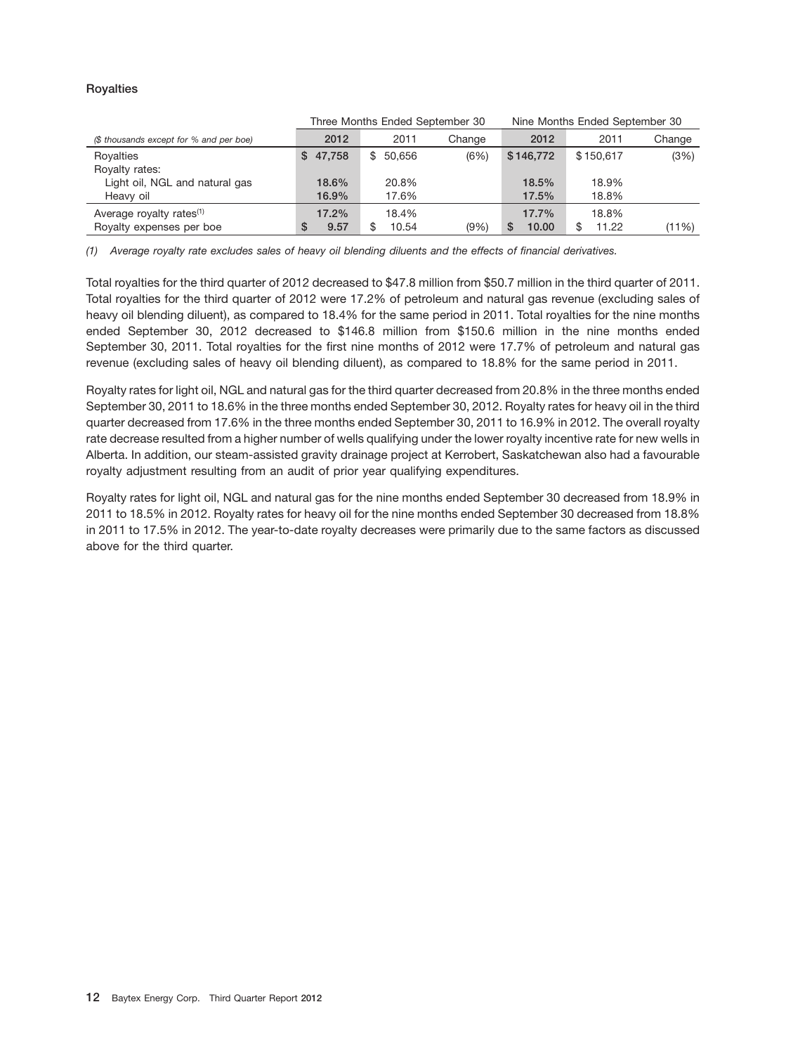## Royalties

| | Three Months Ended September 30 | | | Nine Months Ended September 30 | | |
|---|---|---|---|---|---|---|
| *($ thousands except for % and per boe)* | **2012** | 2011 | Change | **2012** | 2011 | Change |
| Royalties | **$ 47,758** | $ 50,656 | (6%) | **$ 146,772** | $ 150,617 | (3%) |
| Royalty rates: | | | | | | |
| Light oil, NGL and natural gas | **18.6%** | 20.8% | | **18.5%** | 18.9% | |
| Heavy oil | **16.9%** | 17.6% | | **17.5%** | 18.8% | |
| Average royalty rates[(1)] | **17.2%** | 18.4% | | **17.7%** | 18.8% | |
| Royalty expenses per boe | **$ 9.57** | $ 10.54 | (9%) | **$ 10.00** | $ 11.22 | (11%) |

*(1) Average royalty rate excludes sales of heavy oil blending diluents and the effects of financial derivatives.*

Total royalties for the third quarter of 2012 decreased to $47.8 million from $50.7 million in the third quarter of 2011. Total royalties for the third quarter of 2012 were 17.2% of petroleum and natural gas revenue (excluding sales of heavy oil blending diluent), as compared to 18.4% for the same period in 2011. Total royalties for the nine months ended September 30, 2012 decreased to $146.8 million from $150.6 million in the nine months ended September 30, 2011. Total royalties for the first nine months of 2012 were 17.7% of petroleum and natural gas revenue (excluding sales of heavy oil blending diluent), as compared to 18.8% for the same period in 2011.

Royalty rates for light oil, NGL and natural gas for the third quarter decreased from 20.8% in the three months ended September 30, 2011 to 18.6% in the three months ended September 30, 2012. Royalty rates for heavy oil in the third quarter decreased from 17.6% in the three months ended September 30, 2011 to 16.9% in 2012. The overall royalty rate decrease resulted from a higher number of wells qualifying under the lower royalty incentive rate for new wells in Alberta. In addition, our steam-assisted gravity drainage project at Kerrobert, Saskatchewan also had a favourable royalty adjustment resulting from an audit of prior year qualifying expenditures.

Royalty rates for light oil, NGL and natural gas for the nine months ended September 30 decreased from 18.9% in 2011 to 18.5% in 2012. Royalty rates for heavy oil for the nine months ended September 30 decreased from 18.8% in 2011 to 17.5% in 2012. The year-to-date royalty decreases were primarily due to the same factors as discussed above for the third quarter.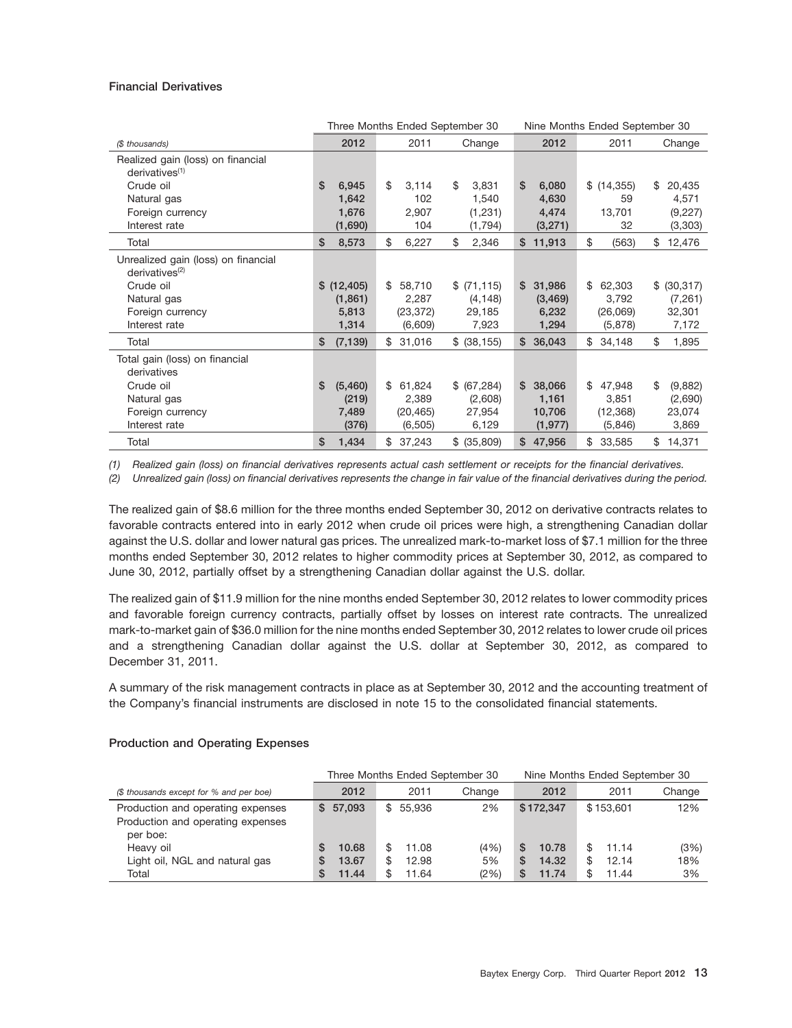### Financial Derivatives

| ($ thousands) | Three Months Ended September 30 2012 | 2011 | Change | Nine Months Ended September 30 2012 | 2011 | Change |
|---|---|---|---|---|---|---|
| Realized gain (loss) on financial derivatives[(1)] | | | | | | |
| Crude oil | $ 6,945 | $ 3,114 | $ 3,831 | $ 6,080 | $ (14,355) | $ 20,435 |
| Natural gas | 1,642 | 102 | 1,540 | 4,630 | 59 | 4,571 |
| Foreign currency | 1,676 | 2,907 | (1,231) | 4,474 | 13,701 | (9,227) |
| Interest rate | (1,690) | 104 | (1,794) | (3,271) | 32 | (3,303) |
| Total | $ 8,573 | $ 6,227 | $ 2,346 | $ 11,913 | $ (563) | $ 12,476 |
| Unrealized gain (loss) on financial derivatives[(2)] | | | | | | |
| Crude oil | $ (12,405) | $ 58,710 | $ (71,115) | $ 31,986 | $ 62,303 | $ (30,317) |
| Natural gas | (1,861) | 2,287 | (4,148) | (3,469) | 3,792 | (7,261) |
| Foreign currency | 5,813 | (23,372) | 29,185 | 6,232 | (26,069) | 32,301 |
| Interest rate | 1,314 | (6,609) | 7,923 | 1,294 | (5,878) | 7,172 |
| Total | $ (7,139) | $ 31,016 | $ (38,155) | $ 36,043 | $ 34,148 | $ 1,895 |
| Total gain (loss) on financial derivatives | | | | | | |
| Crude oil | $ (5,460) | $ 61,824 | $ (67,284) | $ 38,066 | $ 47,948 | $ (9,882) |
| Natural gas | (219) | 2,389 | (2,608) | 1,161 | 3,851 | (2,690) |
| Foreign currency | 7,489 | (20,465) | 27,954 | 10,706 | (12,368) | 23,074 |
| Interest rate | (376) | (6,505) | 6,129 | (1,977) | (5,846) | 3,869 |
| Total | $ 1,434 | $ 37,243 | $ (35,809) | $ 47,956 | $ 33,585 | $ 14,371 |

*(1) Realized gain (loss) on financial derivatives represents actual cash settlement or receipts for the financial derivatives.*

*(2) Unrealized gain (loss) on financial derivatives represents the change in fair value of the financial derivatives during the period.*

The realized gain of $8.6 million for the three months ended September 30, 2012 on derivative contracts relates to favorable contracts entered into in early 2012 when crude oil prices were high, a strengthening Canadian dollar against the U.S. dollar and lower natural gas prices. The unrealized mark-to-market loss of $7.1 million for the three months ended September 30, 2012 relates to higher commodity prices at September 30, 2012, as compared to June 30, 2012, partially offset by a strengthening Canadian dollar against the U.S. dollar.

The realized gain of $11.9 million for the nine months ended September 30, 2012 relates to lower commodity prices and favorable foreign currency contracts, partially offset by losses on interest rate contracts. The unrealized mark-to-market gain of $36.0 million for the nine months ended September 30, 2012 relates to lower crude oil prices and a strengthening Canadian dollar against the U.S. dollar at September 30, 2012, as compared to December 31, 2011.

A summary of the risk management contracts in place as at September 30, 2012 and the accounting treatment of the Company's financial instruments are disclosed in note 15 to the consolidated financial statements.

### Production and Operating Expenses

| ($ thousands except for % and per boe) | Three Months Ended September 30 2012 | 2011 | Change | Nine Months Ended September 30 2012 | 2011 | Change |
|---|---|---|---|---|---|---|
| Production and operating expenses | $ 57,093 | $ 55,936 | 2% | $ 172,347 | $ 153,601 | 12% |
| Production and operating expenses per boe: | | | | | | |
| Heavy oil | $ 10.68 | $ 11.08 | (4%) | $ 10.78 | $ 11.14 | (3%) |
| Light oil, NGL and natural gas | $ 13.67 | $ 12.98 | 5% | $ 14.32 | $ 12.14 | 18% |
| Total | $ 11.44 | $ 11.64 | (2%) | $ 11.74 | $ 11.44 | 3% |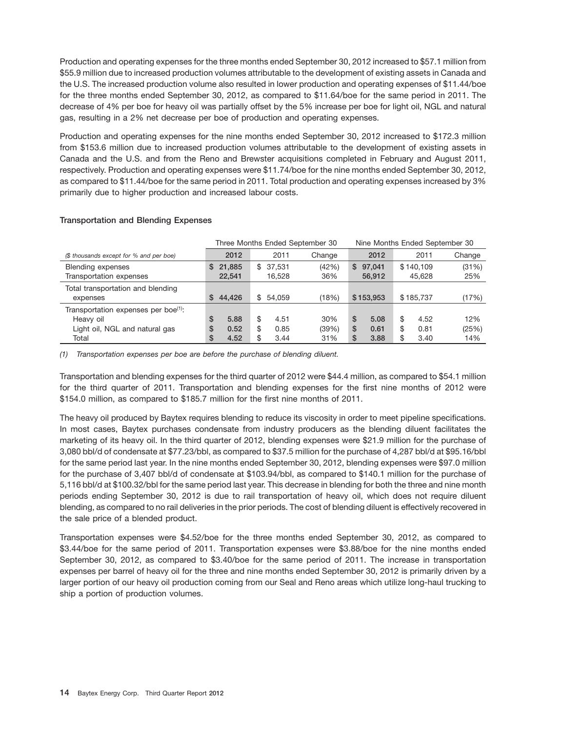Production and operating expenses for the three months ended September 30, 2012 increased to $57.1 million from $55.9 million due to increased production volumes attributable to the development of existing assets in Canada and the U.S. The increased production volume also resulted in lower production and operating expenses of $11.44/boe for the three months ended September 30, 2012, as compared to $11.64/boe for the same period in 2011. The decrease of 4% per boe for heavy oil was partially offset by the 5% increase per boe for light oil, NGL and natural gas, resulting in a 2% net decrease per boe of production and operating expenses.

Production and operating expenses for the nine months ended September 30, 2012 increased to $172.3 million from $153.6 million due to increased production volumes attributable to the development of existing assets in Canada and the U.S. and from the Reno and Brewster acquisitions completed in February and August 2011, respectively. Production and operating expenses were $11.74/boe for the nine months ended September 30, 2012, as compared to $11.44/boe for the same period in 2011. Total production and operating expenses increased by 3% primarily due to higher production and increased labour costs.

### Transportation and Blending Expenses

| | Three Months Ended September 30 | | | Nine Months Ended September 30 | | |
|---|---|---|---|---|---|---|
| *($ thousands except for % and per boe)* | **2012** | 2011 | Change | **2012** | 2011 | Change |
| Blending expenses | **$ 21,885** | $ 37,531 | (42%) | **$ 97,041** | $ 140,109 | (31%) |
| Transportation expenses | **22,541** | 16,528 | 36% | **56,912** | 45,628 | 25% |
| Total transportation and blending expenses | **$ 44,426** | $ 54,059 | (18%) | **$ 153,953** | $ 185,737 | (17%) |
| Transportation expenses per boe[(1)]: | | | | | | |
| Heavy oil | **$ 5.88** | $ 4.51 | 30% | **$ 5.08** | $ 4.52 | 12% |
| Light oil, NGL and natural gas | **$ 0.52** | $ 0.85 | (39%) | **$ 0.61** | $ 0.81 | (25%) |
| Total | **$ 4.52** | $ 3.44 | 31% | **$ 3.88** | $ 3.40 | 14% |

*(1) Transportation expenses per boe are before the purchase of blending diluent.*

Transportation and blending expenses for the third quarter of 2012 were $44.4 million, as compared to $54.1 million for the third quarter of 2011. Transportation and blending expenses for the first nine months of 2012 were $154.0 million, as compared to $185.7 million for the first nine months of 2011.

The heavy oil produced by Baytex requires blending to reduce its viscosity in order to meet pipeline specifications. In most cases, Baytex purchases condensate from industry producers as the blending diluent facilitates the marketing of its heavy oil. In the third quarter of 2012, blending expenses were $21.9 million for the purchase of 3,080 bbl/d of condensate at $77.23/bbl, as compared to $37.5 million for the purchase of 4,287 bbl/d at $95.16/bbl for the same period last year. In the nine months ended September 30, 2012, blending expenses were $97.0 million for the purchase of 3,407 bbl/d of condensate at $103.94/bbl, as compared to $140.1 million for the purchase of 5,116 bbl/d at $100.32/bbl for the same period last year. This decrease in blending for both the three and nine month periods ending September 30, 2012 is due to rail transportation of heavy oil, which does not require diluent blending, as compared to no rail deliveries in the prior periods. The cost of blending diluent is effectively recovered in the sale price of a blended product.

Transportation expenses were $4.52/boe for the three months ended September 30, 2012, as compared to $3.44/boe for the same period of 2011. Transportation expenses were $3.88/boe for the nine months ended September 30, 2012, as compared to $3.40/boe for the same period of 2011. The increase in transportation expenses per barrel of heavy oil for the three and nine months ended September 30, 2012 is primarily driven by a larger portion of our heavy oil production coming from our Seal and Reno areas which utilize long-haul trucking to ship a portion of production volumes.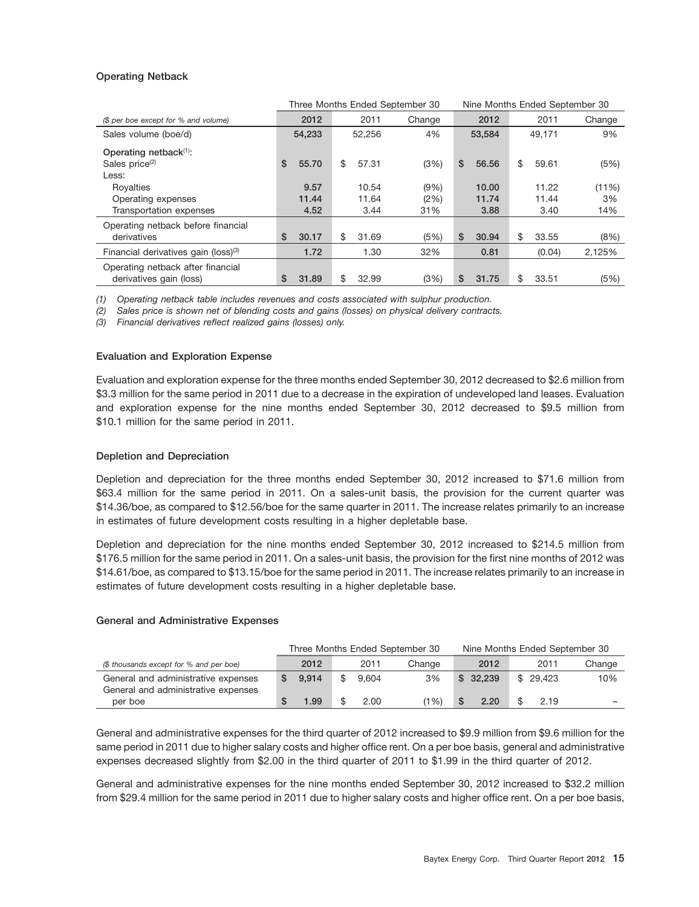### Operating Netback

| | Three Months Ended September 30 | | | Nine Months Ended September 30 | | |
|---|---|---|---|---|---|---|
| *($ per boe except for % and volume)* | 2012 | 2011 | Change | 2012 | 2011 | Change |
| Sales volume (boe/d) | 54,233 | 52,256 | 4% | 53,584 | 49,171 | 9% |
| Operating netback[(1)]: | | | | | | |
| Sales price[(2)] | $ 55.70 | $ 57.31 | (3%) | $ 56.56 | $ 59.61 | (5%) |
| Less: | | | | | | |
| Royalties | 9.57 | 10.54 | (9%) | 10.00 | 11.22 | (11%) |
| Operating expenses | 11.44 | 11.64 | (2%) | 11.74 | 11.44 | 3% |
| Transportation expenses | 4.52 | 3.44 | 31% | 3.88 | 3.40 | 14% |
| Operating netback before financial derivatives | $ 30.17 | $ 31.69 | (5%) | $ 30.94 | $ 33.55 | (8%) |
| Financial derivatives gain (loss)[(3)] | 1.72 | 1.30 | 32% | 0.81 | (0.04) | 2,125% |
| Operating netback after financial derivatives gain (loss) | $ 31.89 | $ 32.99 | (3%) | $ 31.75 | $ 33.51 | (5%) |

*(1) Operating netback table includes revenues and costs associated with sulphur production.*

*(2) Sales price is shown net of blending costs and gains (losses) on physical delivery contracts.*

*(3) Financial derivatives reflect realized gains (losses) only.*

### Evaluation and Exploration Expense

Evaluation and exploration expense for the three months ended September 30, 2012 decreased to $2.6 million from $3.3 million for the same period in 2011 due to a decrease in the expiration of undeveloped land leases. Evaluation and exploration expense for the nine months ended September 30, 2012 decreased to $9.5 million from $10.1 million for the same period in 2011.

### Depletion and Depreciation

Depletion and depreciation for the three months ended September 30, 2012 increased to $71.6 million from $63.4 million for the same period in 2011. On a sales-unit basis, the provision for the current quarter was $14.36/boe, as compared to $12.56/boe for the same quarter in 2011. The increase relates primarily to an increase in estimates of future development costs resulting in a higher depletable base.

Depletion and depreciation for the nine months ended September 30, 2012 increased to $214.5 million from $176.5 million for the same period in 2011. On a sales-unit basis, the provision for the first nine months of 2012 was $14.61/boe, as compared to $13.15/boe for the same period in 2011. The increase relates primarily to an increase in estimates of future development costs resulting in a higher depletable base.

### General and Administrative Expenses

| | Three Months Ended September 30 | | | Nine Months Ended September 30 | | |
|---|---|---|---|---|---|---|
| *($ thousands except for % and per boe)* | 2012 | 2011 | Change | 2012 | 2011 | Change |
| General and administrative expenses | $ 9,914 | $ 9,604 | 3% | $ 32,239 | $ 29,423 | 10% |
| General and administrative expenses per boe | $ 1.99 | $ 2.00 | (1%) | $ 2.20 | $ 2.19 | – |

General and administrative expenses for the third quarter of 2012 increased to $9.9 million from $9.6 million for the same period in 2011 due to higher salary costs and higher office rent. On a per boe basis, general and administrative expenses decreased slightly from $2.00 in the third quarter of 2011 to $1.99 in the third quarter of 2012.

General and administrative expenses for the nine months ended September 30, 2012 increased to $32.2 million from $29.4 million for the same period in 2011 due to higher salary costs and higher office rent. On a per boe basis,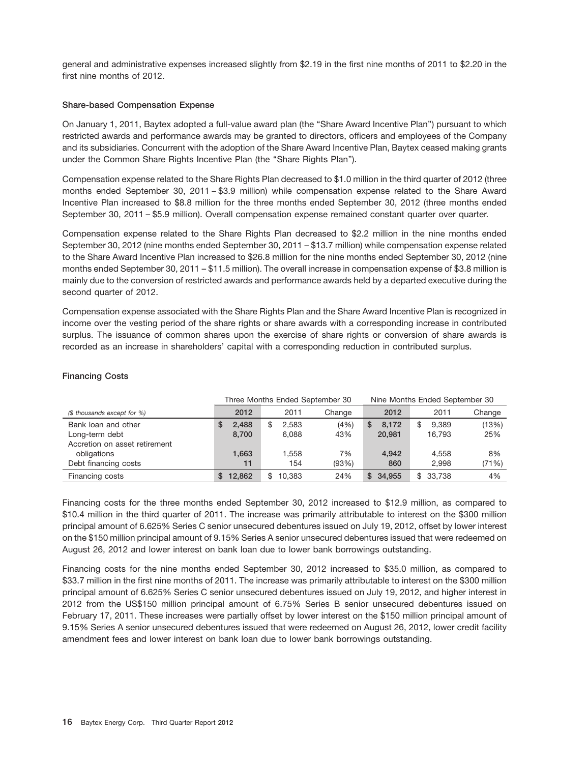general and administrative expenses increased slightly from $2.19 in the first nine months of 2011 to $2.20 in the first nine months of 2012.

### Share-based Compensation Expense

On January 1, 2011, Baytex adopted a full-value award plan (the "Share Award Incentive Plan") pursuant to which restricted awards and performance awards may be granted to directors, officers and employees of the Company and its subsidiaries. Concurrent with the adoption of the Share Award Incentive Plan, Baytex ceased making grants under the Common Share Rights Incentive Plan (the "Share Rights Plan").

Compensation expense related to the Share Rights Plan decreased to $1.0 million in the third quarter of 2012 (three months ended September 30, 2011 – $3.9 million) while compensation expense related to the Share Award Incentive Plan increased to $8.8 million for the three months ended September 30, 2012 (three months ended September 30, 2011 – $5.9 million). Overall compensation expense remained constant quarter over quarter.

Compensation expense related to the Share Rights Plan decreased to $2.2 million in the nine months ended September 30, 2012 (nine months ended September 30, 2011 – $13.7 million) while compensation expense related to the Share Award Incentive Plan increased to $26.8 million for the nine months ended September 30, 2012 (nine months ended September 30, 2011 – $11.5 million). The overall increase in compensation expense of $3.8 million is mainly due to the conversion of restricted awards and performance awards held by a departed executive during the second quarter of 2012.

Compensation expense associated with the Share Rights Plan and the Share Award Incentive Plan is recognized in income over the vesting period of the share rights or share awards with a corresponding increase in contributed surplus. The issuance of common shares upon the exercise of share rights or conversion of share awards is recorded as an increase in shareholders' capital with a corresponding reduction in contributed surplus.

### Financing Costs

| | Three Months Ended September 30 | | | Nine Months Ended September 30 | | |
|---|---|---|---|---|---|---|
| *($ thousands except for %)* | **2012** | 2011 | Change | **2012** | 2011 | Change |
| Bank loan and other | **$ 2,488** | $ 2,583 | (4%) | **$ 8,172** | $ 9,389 | (13%) |
| Long-term debt | **8,700** | 6,088 | 43% | **20,981** | 16,793 | 25% |
| Accretion on asset retirement obligations | **1,663** | 1,558 | 7% | **4,942** | 4,558 | 8% |
| Debt financing costs | **11** | 154 | (93%) | **860** | 2,998 | (71%) |
| Financing costs | **$ 12,862** | $ 10,383 | 24% | **$ 34,955** | $ 33,738 | 4% |

Financing costs for the three months ended September 30, 2012 increased to $12.9 million, as compared to $10.4 million in the third quarter of 2011. The increase was primarily attributable to interest on the $300 million principal amount of 6.625% Series C senior unsecured debentures issued on July 19, 2012, offset by lower interest on the $150 million principal amount of 9.15% Series A senior unsecured debentures issued that were redeemed on August 26, 2012 and lower interest on bank loan due to lower bank borrowings outstanding.

Financing costs for the nine months ended September 30, 2012 increased to $35.0 million, as compared to $33.7 million in the first nine months of 2011. The increase was primarily attributable to interest on the $300 million principal amount of 6.625% Series C senior unsecured debentures issued on July 19, 2012, and higher interest in 2012 from the US$150 million principal amount of 6.75% Series B senior unsecured debentures issued on February 17, 2011. These increases were partially offset by lower interest on the $150 million principal amount of 9.15% Series A senior unsecured debentures issued that were redeemed on August 26, 2012, lower credit facility amendment fees and lower interest on bank loan due to lower bank borrowings outstanding.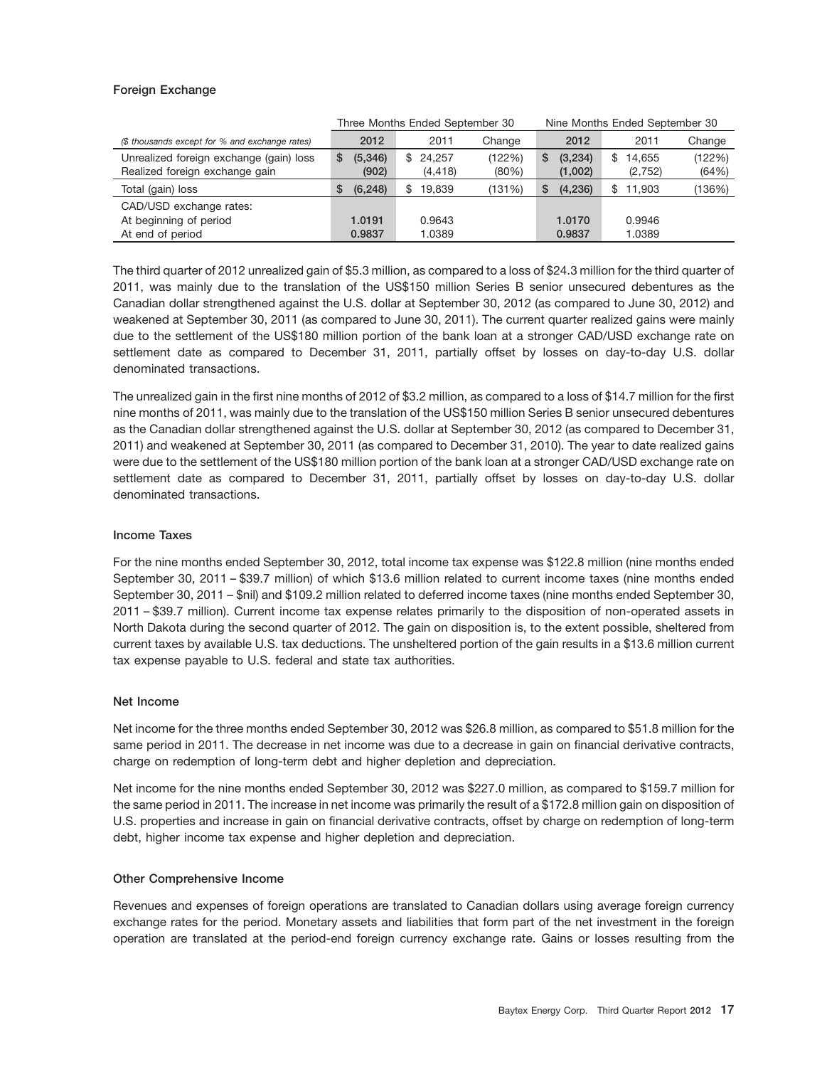### Foreign Exchange

| *($ thousands except for % and exchange rates)* | Three Months Ended September 30 | | | Nine Months Ended September 30 | | |
|---|---|---|---|---|---|---|
| | **2012** | 2011 | Change | **2012** | 2011 | Change |
| Unrealized foreign exchange (gain) loss | **$ (5,346)** | $ 24,257 | (122%) | **$ (3,234)** | $ 14,655 | (122%) |
| Realized foreign exchange gain | **(902)** | (4,418) | (80%) | **(1,002)** | (2,752) | (64%) |
| Total (gain) loss | **$ (6,248)** | $ 19,839 | (131%) | **$ (4,236)** | $ 11,903 | (136%) |
| CAD/USD exchange rates: | | | | | | |
| At beginning of period | **1.0191** | 0.9643 | | **1.0170** | 0.9946 | |
| At end of period | **0.9837** | 1.0389 | | **0.9837** | 1.0389 | |

The third quarter of 2012 unrealized gain of $5.3 million, as compared to a loss of $24.3 million for the third quarter of 2011, was mainly due to the translation of the US$150 million Series B senior unsecured debentures as the Canadian dollar strengthened against the U.S. dollar at September 30, 2012 (as compared to June 30, 2012) and weakened at September 30, 2011 (as compared to June 30, 2011). The current quarter realized gains were mainly due to the settlement of the US$180 million portion of the bank loan at a stronger CAD/USD exchange rate on settlement date as compared to December 31, 2011, partially offset by losses on day-to-day U.S. dollar denominated transactions.

The unrealized gain in the first nine months of 2012 of $3.2 million, as compared to a loss of $14.7 million for the first nine months of 2011, was mainly due to the translation of the US$150 million Series B senior unsecured debentures as the Canadian dollar strengthened against the U.S. dollar at September 30, 2012 (as compared to December 31, 2011) and weakened at September 30, 2011 (as compared to December 31, 2010). The year to date realized gains were due to the settlement of the US$180 million portion of the bank loan at a stronger CAD/USD exchange rate on settlement date as compared to December 31, 2011, partially offset by losses on day-to-day U.S. dollar denominated transactions.

### Income Taxes

For the nine months ended September 30, 2012, total income tax expense was $122.8 million (nine months ended September 30, 2011 – $39.7 million) of which $13.6 million related to current income taxes (nine months ended September 30, 2011 – $nil) and $109.2 million related to deferred income taxes (nine months ended September 30, 2011 – $39.7 million). Current income tax expense relates primarily to the disposition of non-operated assets in North Dakota during the second quarter of 2012. The gain on disposition is, to the extent possible, sheltered from current taxes by available U.S. tax deductions. The unsheltered portion of the gain results in a $13.6 million current tax expense payable to U.S. federal and state tax authorities.

### Net Income

Net income for the three months ended September 30, 2012 was $26.8 million, as compared to $51.8 million for the same period in 2011. The decrease in net income was due to a decrease in gain on financial derivative contracts, charge on redemption of long-term debt and higher depletion and depreciation.

Net income for the nine months ended September 30, 2012 was $227.0 million, as compared to $159.7 million for the same period in 2011. The increase in net income was primarily the result of a $172.8 million gain on disposition of U.S. properties and increase in gain on financial derivative contracts, offset by charge on redemption of long-term debt, higher income tax expense and higher depletion and depreciation.

### Other Comprehensive Income

Revenues and expenses of foreign operations are translated to Canadian dollars using average foreign currency exchange rates for the period. Monetary assets and liabilities that form part of the net investment in the foreign operation are translated at the period-end foreign currency exchange rate. Gains or losses resulting from the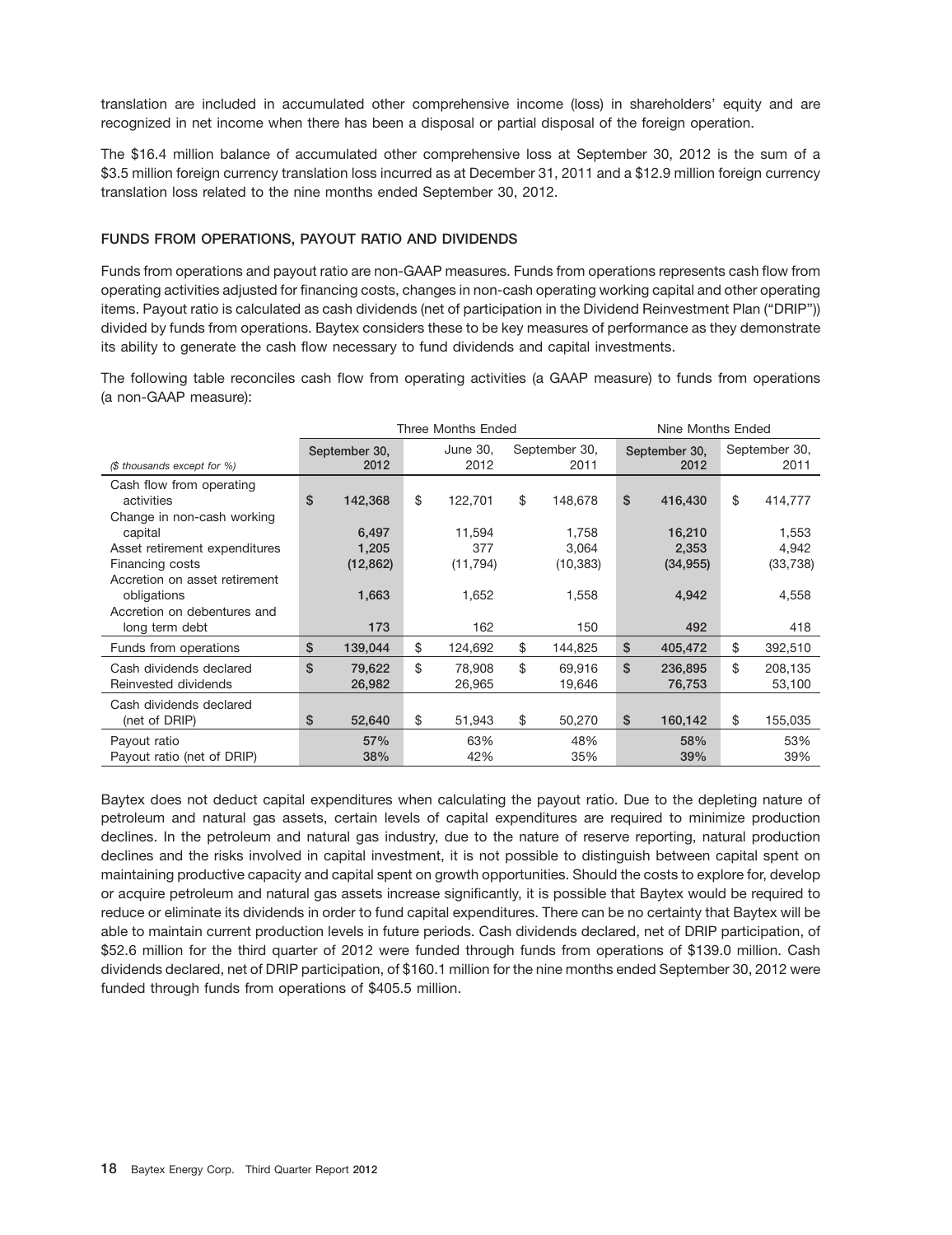translation are included in accumulated other comprehensive income (loss) in shareholders' equity and are recognized in net income when there has been a disposal or partial disposal of the foreign operation.

The $16.4 million balance of accumulated other comprehensive loss at September 30, 2012 is the sum of a $3.5 million foreign currency translation loss incurred as at December 31, 2011 and a $12.9 million foreign currency translation loss related to the nine months ended September 30, 2012.

### FUNDS FROM OPERATIONS, PAYOUT RATIO AND DIVIDENDS

Funds from operations and payout ratio are non-GAAP measures. Funds from operations represents cash flow from operating activities adjusted for financing costs, changes in non-cash operating working capital and other operating items. Payout ratio is calculated as cash dividends (net of participation in the Dividend Reinvestment Plan ("DRIP")) divided by funds from operations. Baytex considers these to be key measures of performance as they demonstrate its ability to generate the cash flow necessary to fund dividends and capital investments.

The following table reconciles cash flow from operating activities (a GAAP measure) to funds from operations (a non-GAAP measure):

| | Three Months Ended | | | Nine Months Ended | |
|---|---|---|---|---|---|
| *($ thousands except for %)* | September 30, 2012 | June 30, 2012 | September 30, 2011 | September 30, 2012 | September 30, 2011 |
| Cash flow from operating activities | $ 142,368 | $ 122,701 | $ 148,678 | $ 416,430 | $ 414,777 |
| Change in non-cash working capital | 6,497 | 11,594 | 1,758 | 16,210 | 1,553 |
| Asset retirement expenditures | 1,205 | 377 | 3,064 | 2,353 | 4,942 |
| Financing costs | (12,862) | (11,794) | (10,383) | (34,955) | (33,738) |
| Accretion on asset retirement obligations | 1,663 | 1,652 | 1,558 | 4,942 | 4,558 |
| Accretion on debentures and long term debt | 173 | 162 | 150 | 492 | 418 |
| Funds from operations | $ 139,044 | $ 124,692 | $ 144,825 | $ 405,472 | $ 392,510 |
| Cash dividends declared | $ 79,622 | $ 78,908 | $ 69,916 | $ 236,895 | $ 208,135 |
| Reinvested dividends | 26,982 | 26,965 | 19,646 | 76,753 | 53,100 |
| Cash dividends declared (net of DRIP) | $ 52,640 | $ 51,943 | $ 50,270 | $ 160,142 | $ 155,035 |
| Payout ratio | 57% | 63% | 48% | 58% | 53% |
| Payout ratio (net of DRIP) | 38% | 42% | 35% | 39% | 39% |

Baytex does not deduct capital expenditures when calculating the payout ratio. Due to the depleting nature of petroleum and natural gas assets, certain levels of capital expenditures are required to minimize production declines. In the petroleum and natural gas industry, due to the nature of reserve reporting, natural production declines and the risks involved in capital investment, it is not possible to distinguish between capital spent on maintaining productive capacity and capital spent on growth opportunities. Should the costs to explore for, develop or acquire petroleum and natural gas assets increase significantly, it is possible that Baytex would be required to reduce or eliminate its dividends in order to fund capital expenditures. There can be no certainty that Baytex will be able to maintain current production levels in future periods. Cash dividends declared, net of DRIP participation, of $52.6 million for the third quarter of 2012 were funded through funds from operations of $139.0 million. Cash dividends declared, net of DRIP participation, of $160.1 million for the nine months ended September 30, 2012 were funded through funds from operations of $405.5 million.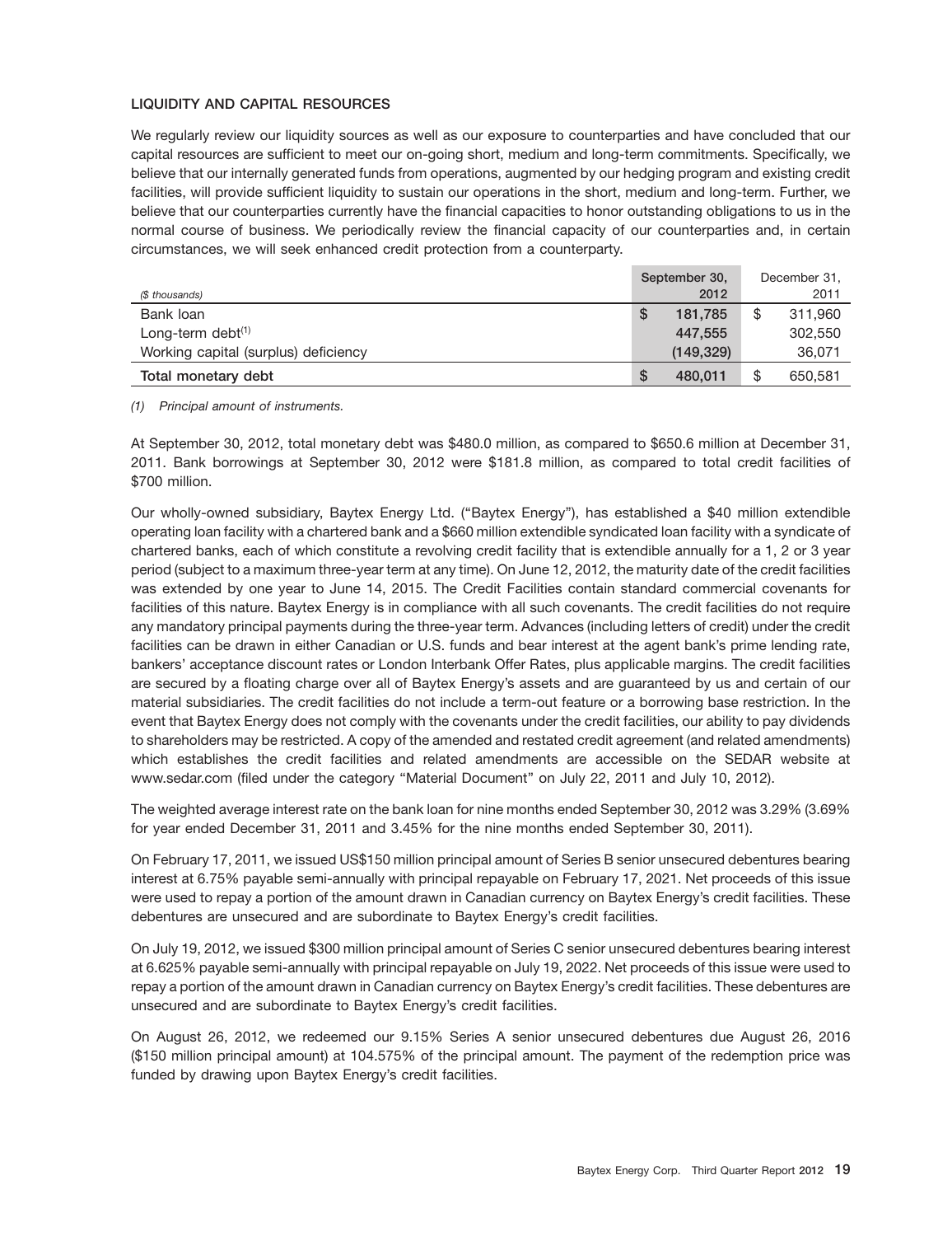## LIQUIDITY AND CAPITAL RESOURCES

We regularly review our liquidity sources as well as our exposure to counterparties and have concluded that our capital resources are sufficient to meet our on-going short, medium and long-term commitments. Specifically, we believe that our internally generated funds from operations, augmented by our hedging program and existing credit facilities, will provide sufficient liquidity to sustain our operations in the short, medium and long-term. Further, we believe that our counterparties currently have the financial capacities to honor outstanding obligations to us in the normal course of business. We periodically review the financial capacity of our counterparties and, in certain circumstances, we will seek enhanced credit protection from a counterparty.

| *($ thousands)* | September 30, 2012 | December 31, 2011 |
|---|---|---|
| Bank loan | $ 181,785 | $ 311,960 |
| Long-term debt[(1)] | 447,555 | 302,550 |
| Working capital (surplus) deficiency | (149,329) | 36,071 |
| **Total monetary debt** | **$ 480,011** | $ 650,581 |

*(1) Principal amount of instruments.*

At September 30, 2012, total monetary debt was $480.0 million, as compared to $650.6 million at December 31, 2011. Bank borrowings at September 30, 2012 were $181.8 million, as compared to total credit facilities of $700 million.

Our wholly-owned subsidiary, Baytex Energy Ltd. ("Baytex Energy"), has established a $40 million extendible operating loan facility with a chartered bank and a $660 million extendible syndicated loan facility with a syndicate of chartered banks, each of which constitute a revolving credit facility that is extendible annually for a 1, 2 or 3 year period (subject to a maximum three-year term at any time). On June 12, 2012, the maturity date of the credit facilities was extended by one year to June 14, 2015. The Credit Facilities contain standard commercial covenants for facilities of this nature. Baytex Energy is in compliance with all such covenants. The credit facilities do not require any mandatory principal payments during the three-year term. Advances (including letters of credit) under the credit facilities can be drawn in either Canadian or U.S. funds and bear interest at the agent bank's prime lending rate, bankers' acceptance discount rates or London Interbank Offer Rates, plus applicable margins. The credit facilities are secured by a floating charge over all of Baytex Energy's assets and are guaranteed by us and certain of our material subsidiaries. The credit facilities do not include a term-out feature or a borrowing base restriction. In the event that Baytex Energy does not comply with the covenants under the credit facilities, our ability to pay dividends to shareholders may be restricted. A copy of the amended and restated credit agreement (and related amendments) which establishes the credit facilities and related amendments are accessible on the SEDAR website at www.sedar.com (filed under the category "Material Document" on July 22, 2011 and July 10, 2012).

The weighted average interest rate on the bank loan for nine months ended September 30, 2012 was 3.29% (3.69% for year ended December 31, 2011 and 3.45% for the nine months ended September 30, 2011).

On February 17, 2011, we issued US$150 million principal amount of Series B senior unsecured debentures bearing interest at 6.75% payable semi-annually with principal repayable on February 17, 2021. Net proceeds of this issue were used to repay a portion of the amount drawn in Canadian currency on Baytex Energy's credit facilities. These debentures are unsecured and are subordinate to Baytex Energy's credit facilities.

On July 19, 2012, we issued $300 million principal amount of Series C senior unsecured debentures bearing interest at 6.625% payable semi-annually with principal repayable on July 19, 2022. Net proceeds of this issue were used to repay a portion of the amount drawn in Canadian currency on Baytex Energy's credit facilities. These debentures are unsecured and are subordinate to Baytex Energy's credit facilities.

On August 26, 2012, we redeemed our 9.15% Series A senior unsecured debentures due August 26, 2016 ($150 million principal amount) at 104.575% of the principal amount. The payment of the redemption price was funded by drawing upon Baytex Energy's credit facilities.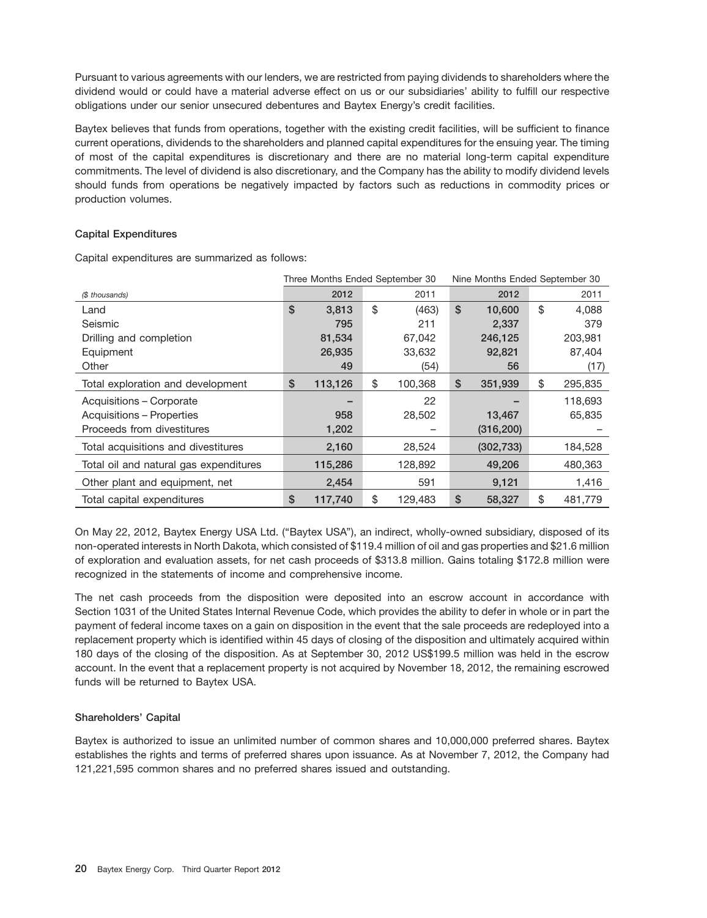Pursuant to various agreements with our lenders, we are restricted from paying dividends to shareholders where the dividend would or could have a material adverse effect on us or our subsidiaries' ability to fulfill our respective obligations under our senior unsecured debentures and Baytex Energy's credit facilities.

Baytex believes that funds from operations, together with the existing credit facilities, will be sufficient to finance current operations, dividends to the shareholders and planned capital expenditures for the ensuing year. The timing of most of the capital expenditures is discretionary and there are no material long-term capital expenditure commitments. The level of dividend is also discretionary, and the Company has the ability to modify dividend levels should funds from operations be negatively impacted by factors such as reductions in commodity prices or production volumes.

### Capital Expenditures

Capital expenditures are summarized as follows:

| | Three Months Ended September 30 | | Nine Months Ended September 30 | |
|---|---|---|---|---|
| *($ thousands)* | 2012 | 2011 | 2012 | 2011 |
| Land | $ 3,813 | $ (463) | $ 10,600 | $ 4,088 |
| Seismic | 795 | 211 | 2,337 | 379 |
| Drilling and completion | 81,534 | 67,042 | 246,125 | 203,981 |
| Equipment | 26,935 | 33,632 | 92,821 | 87,404 |
| Other | 49 | (54) | 56 | (17) |
| Total exploration and development | $ 113,126 | $ 100,368 | $ 351,939 | $ 295,835 |
| Acquisitions – Corporate | – | 22 | – | 118,693 |
| Acquisitions – Properties | 958 | 28,502 | 13,467 | 65,835 |
| Proceeds from divestitures | 1,202 | – | (316,200) | – |
| Total acquisitions and divestitures | 2,160 | 28,524 | (302,733) | 184,528 |
| Total oil and natural gas expenditures | 115,286 | 128,892 | 49,206 | 480,363 |
| Other plant and equipment, net | 2,454 | 591 | 9,121 | 1,416 |
| Total capital expenditures | $ 117,740 | $ 129,483 | $ 58,327 | $ 481,779 |

On May 22, 2012, Baytex Energy USA Ltd. ("Baytex USA"), an indirect, wholly-owned subsidiary, disposed of its non-operated interests in North Dakota, which consisted of $119.4 million of oil and gas properties and $21.6 million of exploration and evaluation assets, for net cash proceeds of $313.8 million. Gains totaling $172.8 million were recognized in the statements of income and comprehensive income.

The net cash proceeds from the disposition were deposited into an escrow account in accordance with Section 1031 of the United States Internal Revenue Code, which provides the ability to defer in whole or in part the payment of federal income taxes on a gain on disposition in the event that the sale proceeds are redeployed into a replacement property which is identified within 45 days of closing of the disposition and ultimately acquired within 180 days of the closing of the disposition. As at September 30, 2012 US$199.5 million was held in the escrow account. In the event that a replacement property is not acquired by November 18, 2012, the remaining escrowed funds will be returned to Baytex USA.

### Shareholders' Capital

Baytex is authorized to issue an unlimited number of common shares and 10,000,000 preferred shares. Baytex establishes the rights and terms of preferred shares upon issuance. As at November 7, 2012, the Company had 121,221,595 common shares and no preferred shares issued and outstanding.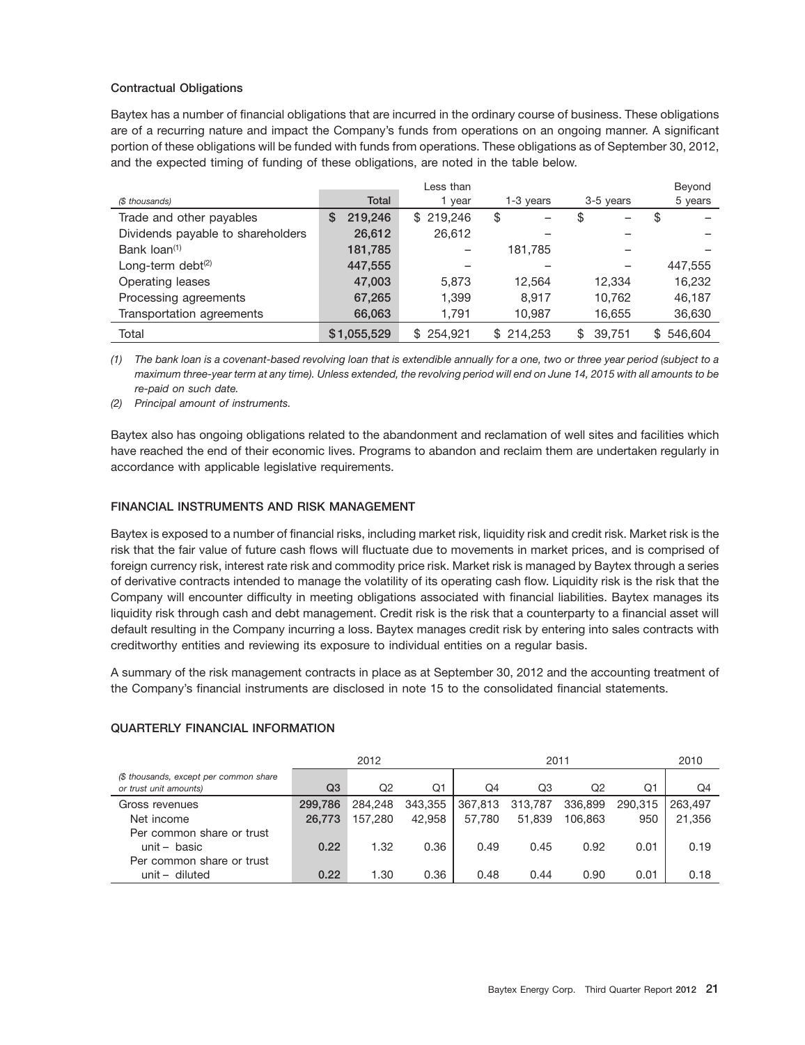### Contractual Obligations

Baytex has a number of financial obligations that are incurred in the ordinary course of business. These obligations are of a recurring nature and impact the Company's funds from operations on an ongoing manner. A significant portion of these obligations will be funded with funds from operations. These obligations as of September 30, 2012, and the expected timing of funding of these obligations, are noted in the table below.

| *($ thousands)* | Total | Less than 1 year | 1-3 years | 3-5 years | Beyond 5 years |
|---|---|---|---|---|---|
| Trade and other payables | $ 219,246 | $ 219,246 | $ – | $ – | $ – |
| Dividends payable to shareholders | 26,612 | 26,612 | – | – | – |
| Bank loan[(1)] | 181,785 | – | 181,785 | – | – |
| Long-term debt[(2)] | 447,555 | – | – | – | 447,555 |
| Operating leases | 47,003 | 5,873 | 12,564 | 12,334 | 16,232 |
| Processing agreements | 67,265 | 1,399 | 8,917 | 10,762 | 46,187 |
| Transportation agreements | 66,063 | 1,791 | 10,987 | 16,655 | 36,630 |
| Total | $1,055,529 | $ 254,921 | $ 214,253 | $ 39,751 | $ 546,604 |

*(1) The bank loan is a covenant-based revolving loan that is extendible annually for a one, two or three year period (subject to a maximum three-year term at any time). Unless extended, the revolving period will end on June 14, 2015 with all amounts to be re-paid on such date.*

*(2) Principal amount of instruments.*

Baytex also has ongoing obligations related to the abandonment and reclamation of well sites and facilities which have reached the end of their economic lives. Programs to abandon and reclaim them are undertaken regularly in accordance with applicable legislative requirements.

## FINANCIAL INSTRUMENTS AND RISK MANAGEMENT

Baytex is exposed to a number of financial risks, including market risk, liquidity risk and credit risk. Market risk is the risk that the fair value of future cash flows will fluctuate due to movements in market prices, and is comprised of foreign currency risk, interest rate risk and commodity price risk. Market risk is managed by Baytex through a series of derivative contracts intended to manage the volatility of its operating cash flow. Liquidity risk is the risk that the Company will encounter difficulty in meeting obligations associated with financial liabilities. Baytex manages its liquidity risk through cash and debt management. Credit risk is the risk that a counterparty to a financial asset will default resulting in the Company incurring a loss. Baytex manages credit risk by entering into sales contracts with creditworthy entities and reviewing its exposure to individual entities on a regular basis.

A summary of the risk management contracts in place as at September 30, 2012 and the accounting treatment of the Company's financial instruments are disclosed in note 15 to the consolidated financial statements.

## QUARTERLY FINANCIAL INFORMATION

| | 2012 | | | 2011 | | | | 2010 |
|---|---|---|---|---|---|---|---|---|
| *($ thousands, except per common share or trust unit amounts)* | Q3 | Q2 | Q1 | Q4 | Q3 | Q2 | Q1 | Q4 |
| Gross revenues | 299,786 | 284,248 | 343,355 | 367,813 | 313,787 | 336,899 | 290,315 | 263,497 |
| Net income | 26,773 | 157,280 | 42,958 | 57,780 | 51,839 | 106,863 | 950 | 21,356 |
| Per common share or trust unit – basic | 0.22 | 1.32 | 0.36 | 0.49 | 0.45 | 0.92 | 0.01 | 0.19 |
| Per common share or trust unit – diluted | 0.22 | 1.30 | 0.36 | 0.48 | 0.44 | 0.90 | 0.01 | 0.18 |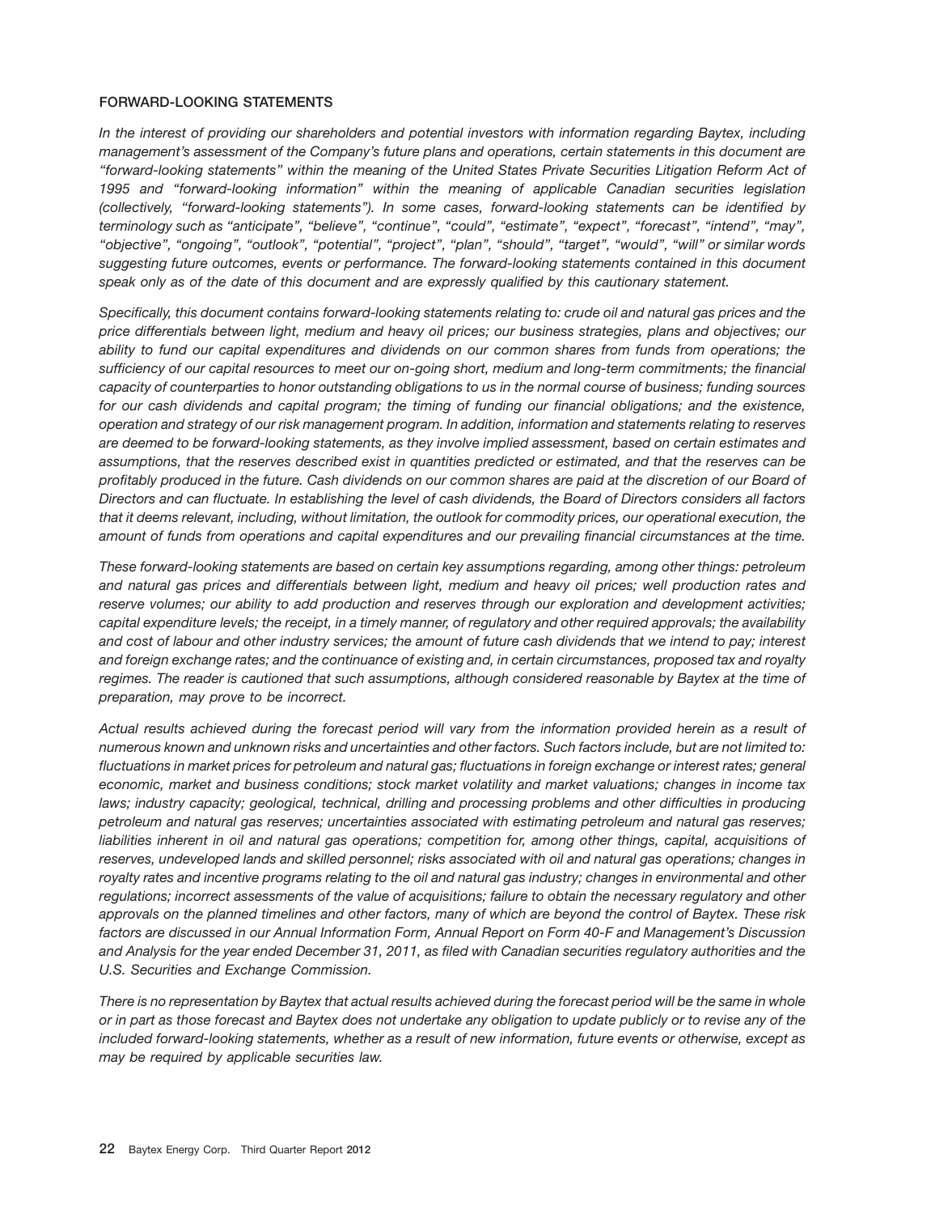## FORWARD-LOOKING STATEMENTS

*In the interest of providing our shareholders and potential investors with information regarding Baytex, including management's assessment of the Company's future plans and operations, certain statements in this document are "forward-looking statements" within the meaning of the United States Private Securities Litigation Reform Act of 1995 and "forward-looking information" within the meaning of applicable Canadian securities legislation (collectively, "forward-looking statements"). In some cases, forward-looking statements can be identified by terminology such as "anticipate", "believe", "continue", "could", "estimate", "expect", "forecast", "intend", "may", "objective", "ongoing", "outlook", "potential", "project", "plan", "should", "target", "would", "will" or similar words suggesting future outcomes, events or performance. The forward-looking statements contained in this document speak only as of the date of this document and are expressly qualified by this cautionary statement.*

*Specifically, this document contains forward-looking statements relating to: crude oil and natural gas prices and the price differentials between light, medium and heavy oil prices; our business strategies, plans and objectives; our ability to fund our capital expenditures and dividends on our common shares from funds from operations; the sufficiency of our capital resources to meet our on-going short, medium and long-term commitments; the financial capacity of counterparties to honor outstanding obligations to us in the normal course of business; funding sources for our cash dividends and capital program; the timing of funding our financial obligations; and the existence, operation and strategy of our risk management program. In addition, information and statements relating to reserves are deemed to be forward-looking statements, as they involve implied assessment, based on certain estimates and assumptions, that the reserves described exist in quantities predicted or estimated, and that the reserves can be profitably produced in the future. Cash dividends on our common shares are paid at the discretion of our Board of Directors and can fluctuate. In establishing the level of cash dividends, the Board of Directors considers all factors that it deems relevant, including, without limitation, the outlook for commodity prices, our operational execution, the amount of funds from operations and capital expenditures and our prevailing financial circumstances at the time.*

*These forward-looking statements are based on certain key assumptions regarding, among other things: petroleum and natural gas prices and differentials between light, medium and heavy oil prices; well production rates and reserve volumes; our ability to add production and reserves through our exploration and development activities; capital expenditure levels; the receipt, in a timely manner, of regulatory and other required approvals; the availability and cost of labour and other industry services; the amount of future cash dividends that we intend to pay; interest and foreign exchange rates; and the continuance of existing and, in certain circumstances, proposed tax and royalty regimes. The reader is cautioned that such assumptions, although considered reasonable by Baytex at the time of preparation, may prove to be incorrect.*

*Actual results achieved during the forecast period will vary from the information provided herein as a result of numerous known and unknown risks and uncertainties and other factors. Such factors include, but are not limited to: fluctuations in market prices for petroleum and natural gas; fluctuations in foreign exchange or interest rates; general economic, market and business conditions; stock market volatility and market valuations; changes in income tax laws; industry capacity; geological, technical, drilling and processing problems and other difficulties in producing petroleum and natural gas reserves; uncertainties associated with estimating petroleum and natural gas reserves; liabilities inherent in oil and natural gas operations; competition for, among other things, capital, acquisitions of reserves, undeveloped lands and skilled personnel; risks associated with oil and natural gas operations; changes in royalty rates and incentive programs relating to the oil and natural gas industry; changes in environmental and other regulations; incorrect assessments of the value of acquisitions; failure to obtain the necessary regulatory and other approvals on the planned timelines and other factors, many of which are beyond the control of Baytex. These risk factors are discussed in our Annual Information Form, Annual Report on Form 40-F and Management's Discussion and Analysis for the year ended December 31, 2011, as filed with Canadian securities regulatory authorities and the U.S. Securities and Exchange Commission.*

*There is no representation by Baytex that actual results achieved during the forecast period will be the same in whole or in part as those forecast and Baytex does not undertake any obligation to update publicly or to revise any of the included forward-looking statements, whether as a result of new information, future events or otherwise, except as may be required by applicable securities law.*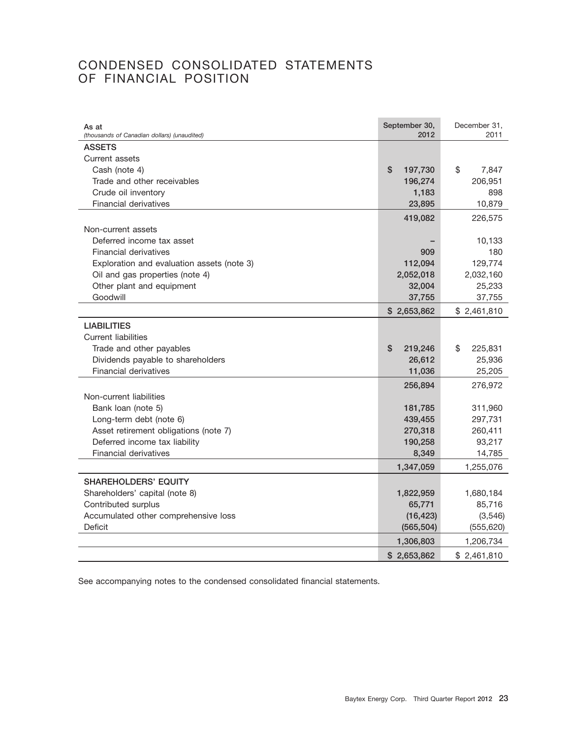# CONDENSED CONSOLIDATED STATEMENTS OF FINANCIAL POSITION

| As at *(thousands of Canadian dollars) (unaudited)* | September 30, 2012 | December 31, 2011 |
|---|---|---|
| **ASSETS** | | |
| Current assets | | |
| Cash (note 4) | $ 197,730 | $ 7,847 |
| Trade and other receivables | 196,274 | 206,951 |
| Crude oil inventory | 1,183 | 898 |
| Financial derivatives | 23,895 | 10,879 |
| | 419,082 | 226,575 |
| Non-current assets | | |
| Deferred income tax asset | – | 10,133 |
| Financial derivatives | 909 | 180 |
| Exploration and evaluation assets (note 3) | 112,094 | 129,774 |
| Oil and gas properties (note 4) | 2,052,018 | 2,032,160 |
| Other plant and equipment | 32,004 | 25,233 |
| Goodwill | 37,755 | 37,755 |
| | $ 2,653,862 | $ 2,461,810 |
| **LIABILITIES** | | |
| Current liabilities | | |
| Trade and other payables | $ 219,246 | $ 225,831 |
| Dividends payable to shareholders | 26,612 | 25,936 |
| Financial derivatives | 11,036 | 25,205 |
| | 256,894 | 276,972 |
| Non-current liabilities | | |
| Bank loan (note 5) | 181,785 | 311,960 |
| Long-term debt (note 6) | 439,455 | 297,731 |
| Asset retirement obligations (note 7) | 270,318 | 260,411 |
| Deferred income tax liability | 190,258 | 93,217 |
| Financial derivatives | 8,349 | 14,785 |
| | 1,347,059 | 1,255,076 |
| **SHAREHOLDERS' EQUITY** | | |
| Shareholders' capital (note 8) | 1,822,959 | 1,680,184 |
| Contributed surplus | 65,771 | 85,716 |
| Accumulated other comprehensive loss | (16,423) | (3,546) |
| Deficit | (565,504) | (555,620) |
| | 1,306,803 | 1,206,734 |
| | $ 2,653,862 | $ 2,461,810 |

See accompanying notes to the condensed consolidated financial statements.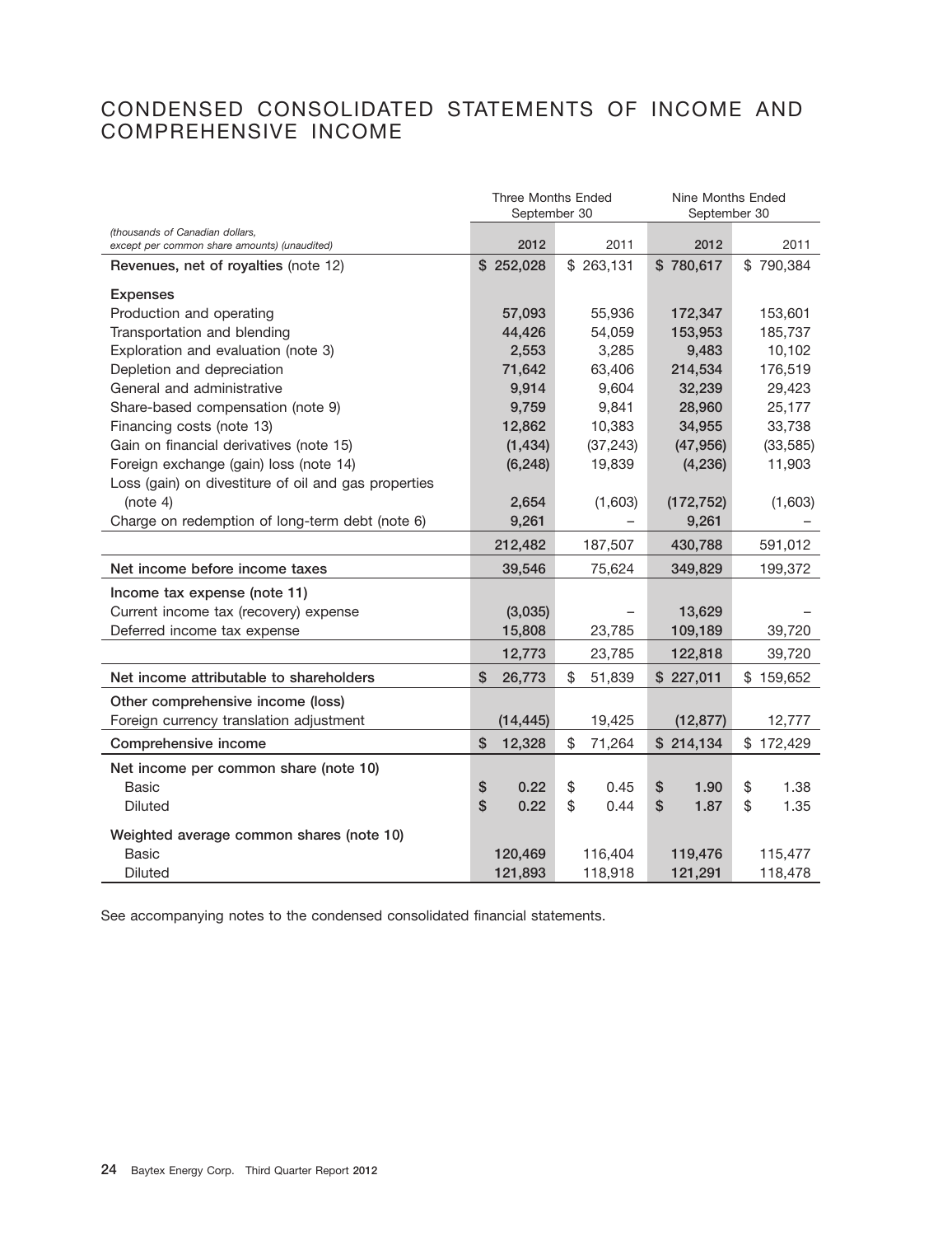# CONDENSED CONSOLIDATED STATEMENTS OF INCOME AND COMPREHENSIVE INCOME

| *(thousands of Canadian dollars, except per common share amounts) (unaudited)* | Three Months Ended September 30 2012 | Three Months Ended September 30 2011 | Nine Months Ended September 30 2012 | Nine Months Ended September 30 2011 |
|---|---|---|---|---|
| **Revenues, net of royalties** (note 12) | $ 252,028 | $ 263,131 | $ 780,617 | $ 790,384 |
| **Expenses** | | | | |
| Production and operating | 57,093 | 55,936 | 172,347 | 153,601 |
| Transportation and blending | 44,426 | 54,059 | 153,953 | 185,737 |
| Exploration and evaluation (note 3) | 2,553 | 3,285 | 9,483 | 10,102 |
| Depletion and depreciation | 71,642 | 63,406 | 214,534 | 176,519 |
| General and administrative | 9,914 | 9,604 | 32,239 | 29,423 |
| Share-based compensation (note 9) | 9,759 | 9,841 | 28,960 | 25,177 |
| Financing costs (note 13) | 12,862 | 10,383 | 34,955 | 33,738 |
| Gain on financial derivatives (note 15) | (1,434) | (37,243) | (47,956) | (33,585) |
| Foreign exchange (gain) loss (note 14) | (6,248) | 19,839 | (4,236) | 11,903 |
| Loss (gain) on divestiture of oil and gas properties (note 4) | 2,654 | (1,603) | (172,752) | (1,603) |
| Charge on redemption of long-term debt (note 6) | 9,261 | – | 9,261 | – |
| | 212,482 | 187,507 | 430,788 | 591,012 |
| **Net income before income taxes** | 39,546 | 75,624 | 349,829 | 199,372 |
| **Income tax expense** (note 11) | | | | |
| Current income tax (recovery) expense | (3,035) | – | 13,629 | – |
| Deferred income tax expense | 15,808 | 23,785 | 109,189 | 39,720 |
| | 12,773 | 23,785 | 122,818 | 39,720 |
| **Net income attributable to shareholders** | $ 26,773 | $ 51,839 | $ 227,011 | $ 159,652 |
| **Other comprehensive income (loss)** | | | | |
| Foreign currency translation adjustment | (14,445) | 19,425 | (12,877) | 12,777 |
| **Comprehensive income** | $ 12,328 | $ 71,264 | $ 214,134 | $ 172,429 |
| **Net income per common share** (note 10) | | | | |
| Basic | $ 0.22 | $ 0.45 | $ 1.90 | $ 1.38 |
| Diluted | $ 0.22 | $ 0.44 | $ 1.87 | $ 1.35 |
| **Weighted average common shares** (note 10) | | | | |
| Basic | 120,469 | 116,404 | 119,476 | 115,477 |
| Diluted | 121,893 | 118,918 | 121,291 | 118,478 |

See accompanying notes to the condensed consolidated financial statements.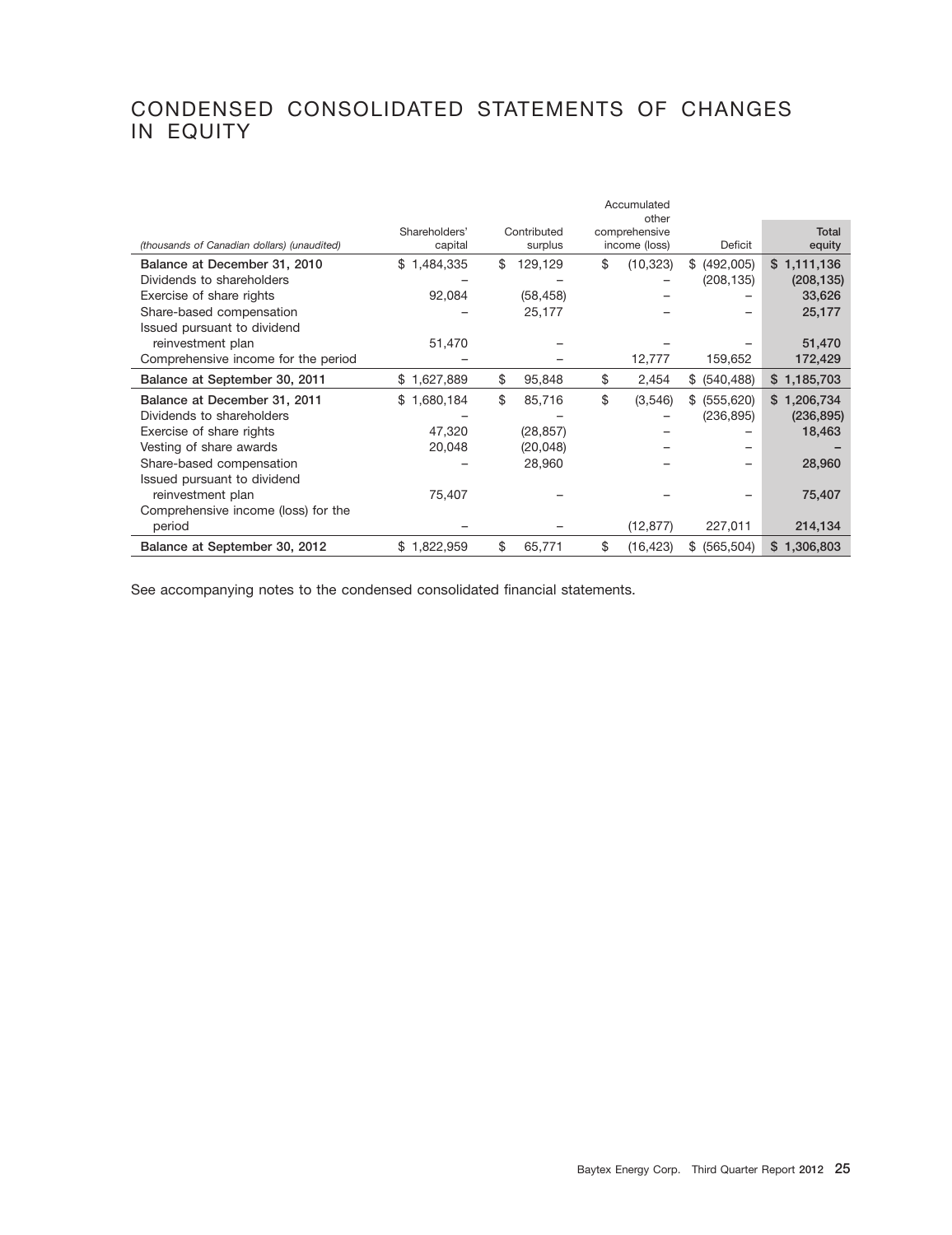# CONDENSED CONSOLIDATED STATEMENTS OF CHANGES IN EQUITY

| *(thousands of Canadian dollars) (unaudited)* | Shareholders' capital | Contributed surplus | Accumulated other comprehensive income (loss) | Deficit | Total equity |
|---|---|---|---|---|---|
| **Balance at December 31, 2010** | $ 1,484,335 | $ 129,129 | $ (10,323) | $ (492,005) | $ 1,111,136 |
| Dividends to shareholders | – | – | – | (208,135) | (208,135) |
| Exercise of share rights | 92,084 | (58,458) | – | – | 33,626 |
| Share-based compensation | – | 25,177 | – | – | 25,177 |
| Issued pursuant to dividend reinvestment plan | 51,470 | – | – | – | 51,470 |
| Comprehensive income for the period | – | – | 12,777 | 159,652 | 172,429 |
| **Balance at September 30, 2011** | $ 1,627,889 | $ 95,848 | $ 2,454 | $ (540,488) | $ 1,185,703 |
| **Balance at December 31, 2011** | $ 1,680,184 | $ 85,716 | $ (3,546) | $ (555,620) | $ 1,206,734 |
| Dividends to shareholders | – | – | – | (236,895) | (236,895) |
| Exercise of share rights | 47,320 | (28,857) | – | – | 18,463 |
| Vesting of share awards | 20,048 | (20,048) | – | – | – |
| Share-based compensation | – | 28,960 | – | – | 28,960 |
| Issued pursuant to dividend reinvestment plan | 75,407 | – | – | – | 75,407 |
| Comprehensive income (loss) for the period | – | – | (12,877) | 227,011 | 214,134 |
| **Balance at September 30, 2012** | $ 1,822,959 | $ 65,771 | $ (16,423) | $ (565,504) | $ 1,306,803 |

See accompanying notes to the condensed consolidated financial statements.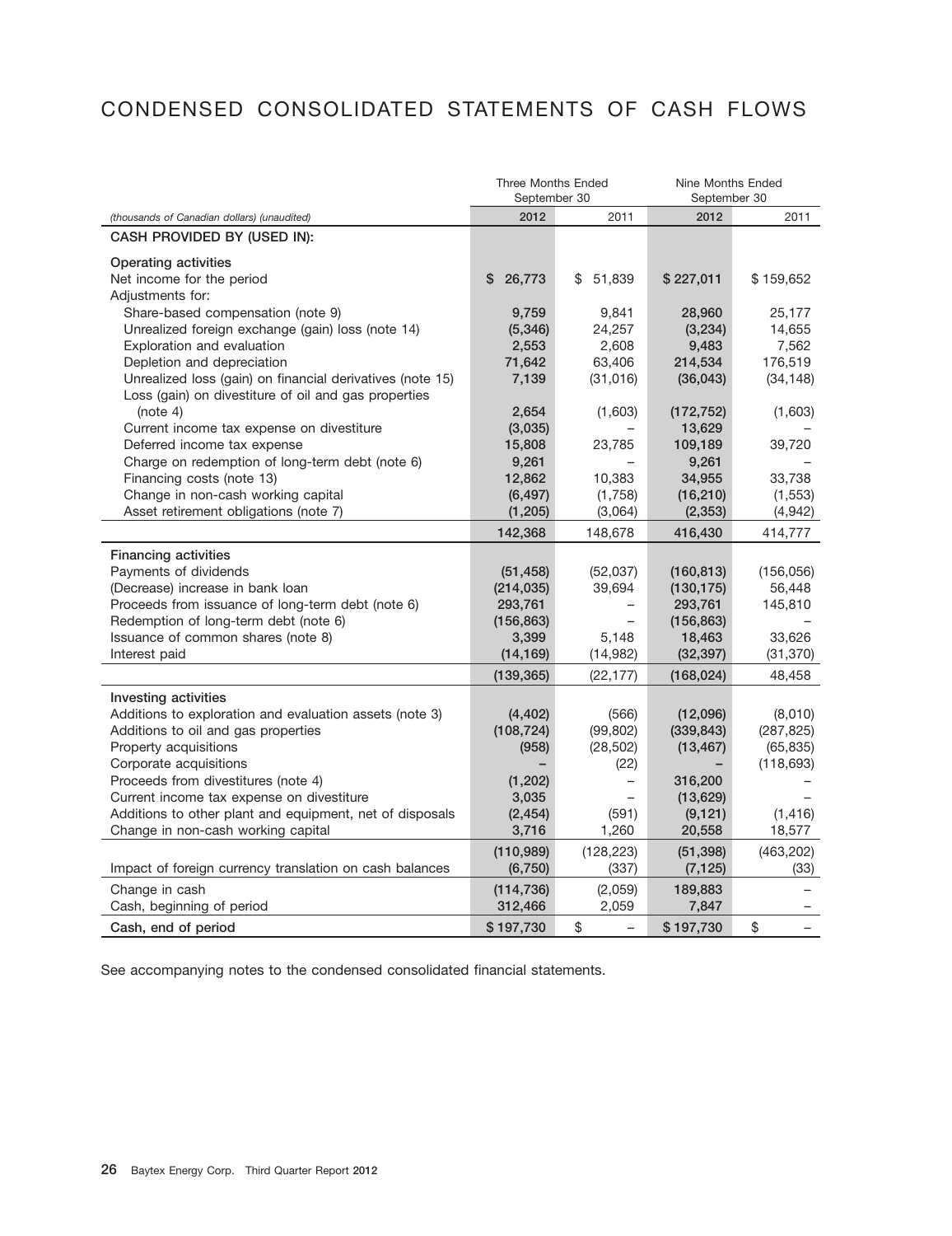# CONDENSED CONSOLIDATED STATEMENTS OF CASH FLOWS

| | Three Months Ended September 30 | | Nine Months Ended September 30 | |
|---|---|---|---|---|
| *(thousands of Canadian dollars) (unaudited)* | **2012** | 2011 | **2012** | 2011 |
| **CASH PROVIDED BY (USED IN):** | | | | |
| **Operating activities** | | | | |
| Net income for the period | **$ 26,773** | $ 51,839 | **$ 227,011** | $ 159,652 |
| Adjustments for: | | | | |
| Share-based compensation (note 9) | **9,759** | 9,841 | **28,960** | 25,177 |
| Unrealized foreign exchange (gain) loss (note 14) | **(5,346)** | 24,257 | **(3,234)** | 14,655 |
| Exploration and evaluation | **2,553** | 2,608 | **9,483** | 7,562 |
| Depletion and depreciation | **71,642** | 63,406 | **214,534** | 176,519 |
| Unrealized loss (gain) on financial derivatives (note 15) | **7,139** | (31,016) | **(36,043)** | (34,148) |
| Loss (gain) on divestiture of oil and gas properties (note 4) | **2,654** | (1,603) | **(172,752)** | (1,603) |
| Current income tax expense on divestiture | **(3,035)** | – | **13,629** | – |
| Deferred income tax expense | **15,808** | 23,785 | **109,189** | 39,720 |
| Charge on redemption of long-term debt (note 6) | **9,261** | – | **9,261** | – |
| Financing costs (note 13) | **12,862** | 10,383 | **34,955** | 33,738 |
| Change in non-cash working capital | **(6,497)** | (1,758) | **(16,210)** | (1,553) |
| Asset retirement obligations (note 7) | **(1,205)** | (3,064) | **(2,353)** | (4,942) |
| | **142,368** | 148,678 | **416,430** | 414,777 |
| **Financing activities** | | | | |
| Payments of dividends | **(51,458)** | (52,037) | **(160,813)** | (156,056) |
| (Decrease) increase in bank loan | **(214,035)** | 39,694 | **(130,175)** | 56,448 |
| Proceeds from issuance of long-term debt (note 6) | **293,761** | – | **293,761** | 145,810 |
| Redemption of long-term debt (note 6) | **(156,863)** | – | **(156,863)** | – |
| Issuance of common shares (note 8) | **3,399** | 5,148 | **18,463** | 33,626 |
| Interest paid | **(14,169)** | (14,982) | **(32,397)** | (31,370) |
| | **(139,365)** | (22,177) | **(168,024)** | 48,458 |
| **Investing activities** | | | | |
| Additions to exploration and evaluation assets (note 3) | **(4,402)** | (566) | **(12,096)** | (8,010) |
| Additions to oil and gas properties | **(108,724)** | (99,802) | **(339,843)** | (287,825) |
| Property acquisitions | **(958)** | (28,502) | **(13,467)** | (65,835) |
| Corporate acquisitions | **–** | (22) | **–** | (118,693) |
| Proceeds from divestitures (note 4) | **(1,202)** | – | **316,200** | – |
| Current income tax expense on divestiture | **3,035** | – | **(13,629)** | – |
| Additions to other plant and equipment, net of disposals | **(2,454)** | (591) | **(9,121)** | (1,416) |
| Change in non-cash working capital | **3,716** | 1,260 | **20,558** | 18,577 |
| | **(110,989)** | (128,223) | **(51,398)** | (463,202) |
| Impact of foreign currency translation on cash balances | **(6,750)** | (337) | **(7,125)** | (33) |
| Change in cash | **(114,736)** | (2,059) | **189,883** | – |
| Cash, beginning of period | **312,466** | 2,059 | **7,847** | – |
| **Cash, end of period** | **$ 197,730** | $ – | **$ 197,730** | $ – |

See accompanying notes to the condensed consolidated financial statements.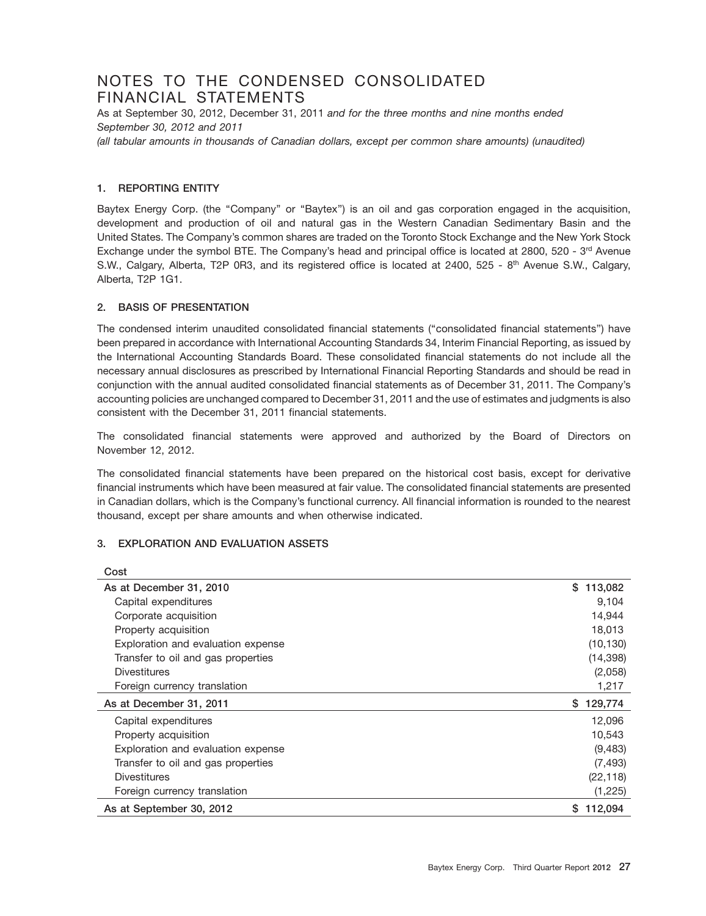# NOTES TO THE CONDENSED CONSOLIDATED FINANCIAL STATEMENTS

As at September 30, 2012, December 31, 2011 *and for the three months and nine months ended September 30, 2012 and 2011*

*(all tabular amounts in thousands of Canadian dollars, except per common share amounts) (unaudited)*

### 1. REPORTING ENTITY

Baytex Energy Corp. (the "Company" or "Baytex") is an oil and gas corporation engaged in the acquisition, development and production of oil and natural gas in the Western Canadian Sedimentary Basin and the United States. The Company's common shares are traded on the Toronto Stock Exchange and the New York Stock Exchange under the symbol BTE. The Company's head and principal office is located at 2800, 520 - 3rd Avenue S.W., Calgary, Alberta, T2P 0R3, and its registered office is located at 2400, 525 - 8th Avenue S.W., Calgary, Alberta, T2P 1G1.

### 2. BASIS OF PRESENTATION

The condensed interim unaudited consolidated financial statements ("consolidated financial statements") have been prepared in accordance with International Accounting Standards 34, Interim Financial Reporting, as issued by the International Accounting Standards Board. These consolidated financial statements do not include all the necessary annual disclosures as prescribed by International Financial Reporting Standards and should be read in conjunction with the annual audited consolidated financial statements as of December 31, 2011. The Company's accounting policies are unchanged compared to December 31, 2011 and the use of estimates and judgments is also consistent with the December 31, 2011 financial statements.

The consolidated financial statements were approved and authorized by the Board of Directors on November 12, 2012.

The consolidated financial statements have been prepared on the historical cost basis, except for derivative financial instruments which have been measured at fair value. The consolidated financial statements are presented in Canadian dollars, which is the Company's functional currency. All financial information is rounded to the nearest thousand, except per share amounts and when otherwise indicated.

### 3. EXPLORATION AND EVALUATION ASSETS

| Cost | |
|---|---|
| **As at December 31, 2010** | **$ 113,082** |
| Capital expenditures | 9,104 |
| Corporate acquisition | 14,944 |
| Property acquisition | 18,013 |
| Exploration and evaluation expense | (10,130) |
| Transfer to oil and gas properties | (14,398) |
| Divestitures | (2,058) |
| Foreign currency translation | 1,217 |
| **As at December 31, 2011** | **$ 129,774** |
| Capital expenditures | 12,096 |
| Property acquisition | 10,543 |
| Exploration and evaluation expense | (9,483) |
| Transfer to oil and gas properties | (7,493) |
| Divestitures | (22,118) |
| Foreign currency translation | (1,225) |
| **As at September 30, 2012** | **$ 112,094** |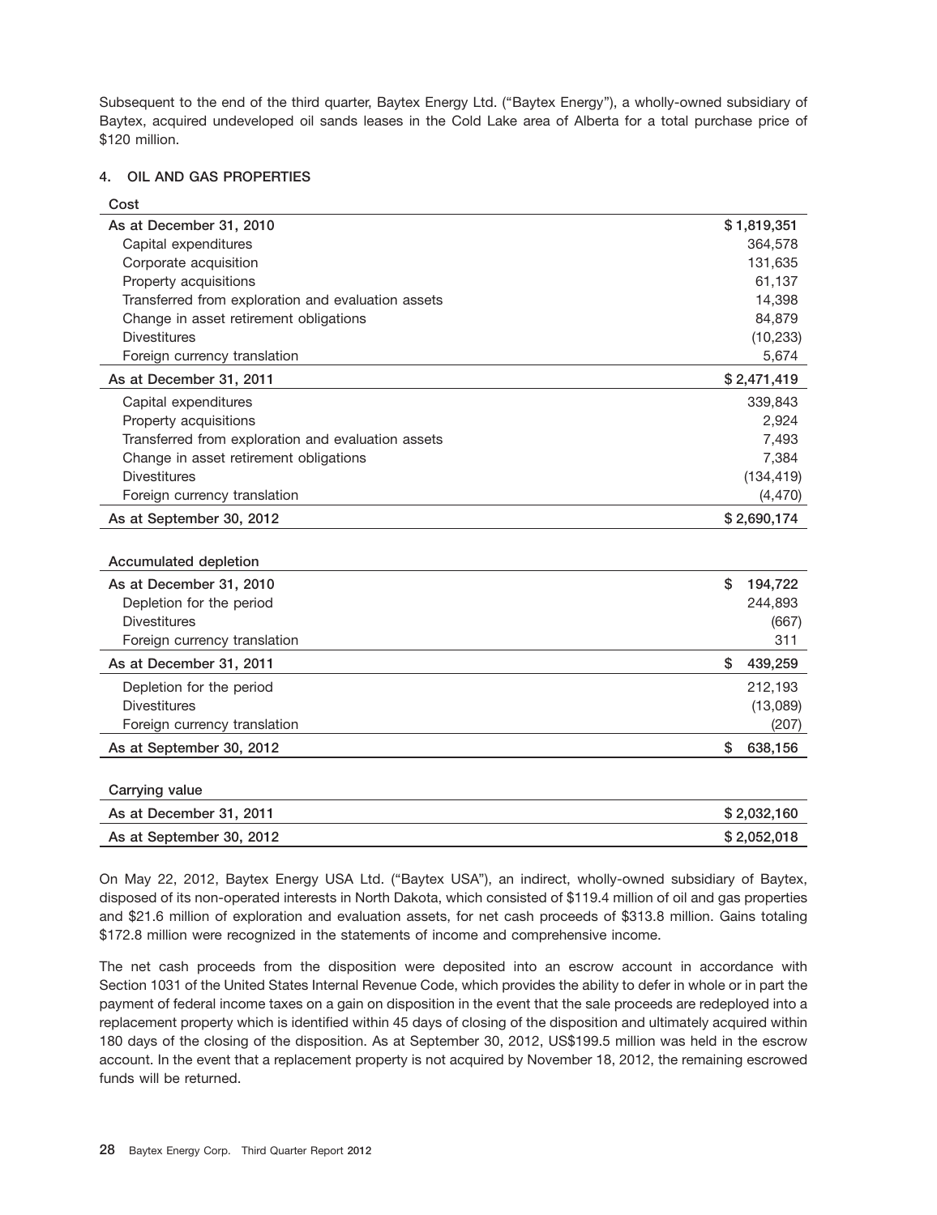Subsequent to the end of the third quarter, Baytex Energy Ltd. ("Baytex Energy"), a wholly-owned subsidiary of Baytex, acquired undeveloped oil sands leases in the Cold Lake area of Alberta for a total purchase price of $120 million.

## 4. OIL AND GAS PROPERTIES

| Cost | |
|---|---|
| **As at December 31, 2010** | **$ 1,819,351** |
| Capital expenditures | 364,578 |
| Corporate acquisition | 131,635 |
| Property acquisitions | 61,137 |
| Transferred from exploration and evaluation assets | 14,398 |
| Change in asset retirement obligations | 84,879 |
| Divestitures | (10,233) |
| Foreign currency translation | 5,674 |
| **As at December 31, 2011** | **$ 2,471,419** |
| Capital expenditures | 339,843 |
| Property acquisitions | 2,924 |
| Transferred from exploration and evaluation assets | 7,493 |
| Change in asset retirement obligations | 7,384 |
| Divestitures | (134,419) |
| Foreign currency translation | (4,470) |
| **As at September 30, 2012** | **$ 2,690,174** |

| Accumulated depletion | |
|---|---|
| **As at December 31, 2010** | **$ 194,722** |
| Depletion for the period | 244,893 |
| Divestitures | (667) |
| Foreign currency translation | 311 |
| **As at December 31, 2011** | **$ 439,259** |
| Depletion for the period | 212,193 |
| Divestitures | (13,089) |
| Foreign currency translation | (207) |
| **As at September 30, 2012** | **$ 638,156** |

| Carrying value | |
|---|---|
| **As at December 31, 2011** | **$ 2,032,160** |
| **As at September 30, 2012** | **$ 2,052,018** |

On May 22, 2012, Baytex Energy USA Ltd. ("Baytex USA"), an indirect, wholly-owned subsidiary of Baytex, disposed of its non-operated interests in North Dakota, which consisted of $119.4 million of oil and gas properties and $21.6 million of exploration and evaluation assets, for net cash proceeds of $313.8 million. Gains totaling $172.8 million were recognized in the statements of income and comprehensive income.

The net cash proceeds from the disposition were deposited into an escrow account in accordance with Section 1031 of the United States Internal Revenue Code, which provides the ability to defer in whole or in part the payment of federal income taxes on a gain on disposition in the event that the sale proceeds are redeployed into a replacement property which is identified within 45 days of closing of the disposition and ultimately acquired within 180 days of the closing of the disposition. As at September 30, 2012, US$199.5 million was held in the escrow account. In the event that a replacement property is not acquired by November 18, 2012, the remaining escrowed funds will be returned.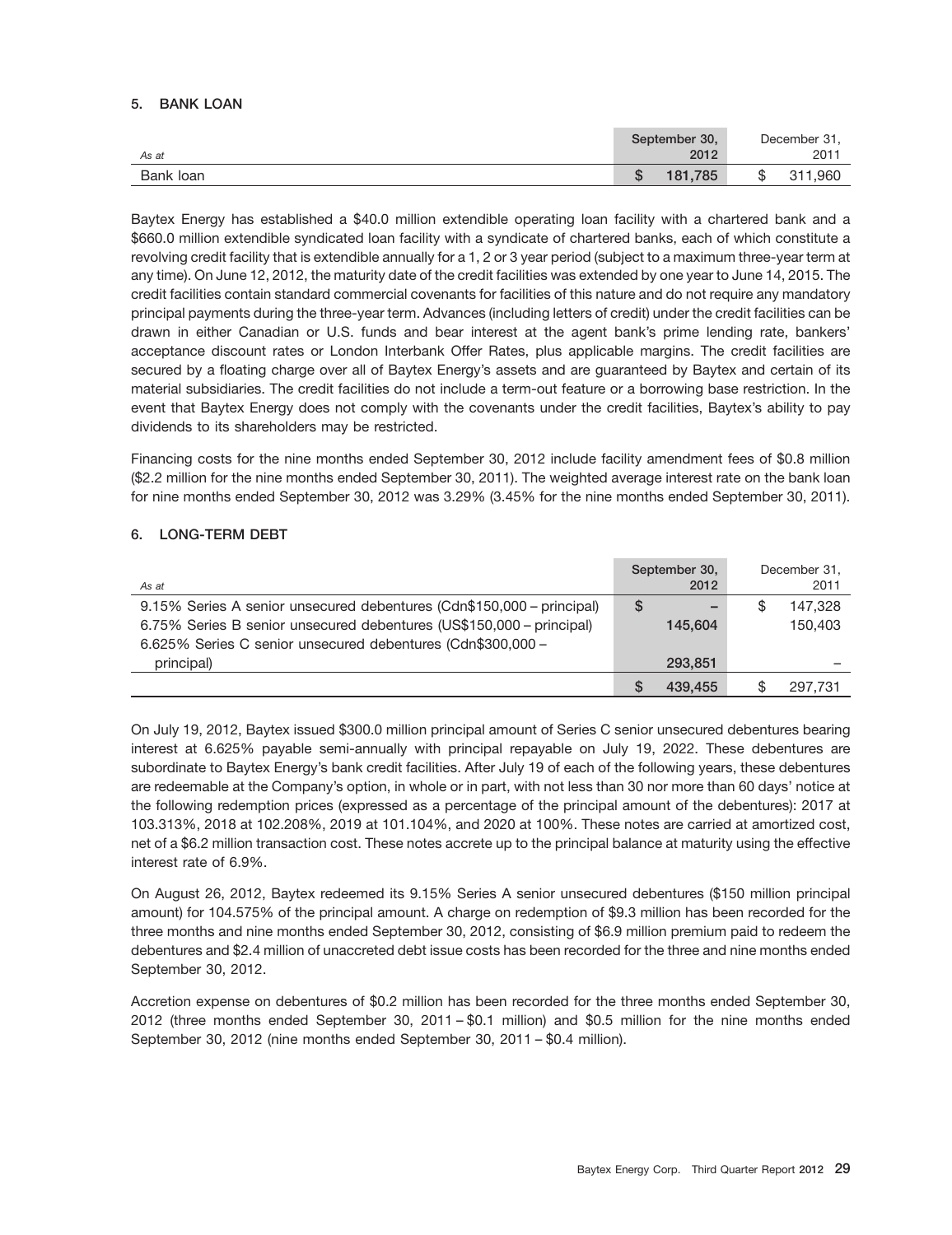## 5. BANK LOAN

| *As at* | September 30, 2012 | December 31, 2011 |
|---|---|---|
| Bank loan | $ 181,785 | $ 311,960 |

Baytex Energy has established a $40.0 million extendible operating loan facility with a chartered bank and a $660.0 million extendible syndicated loan facility with a syndicate of chartered banks, each of which constitute a revolving credit facility that is extendible annually for a 1, 2 or 3 year period (subject to a maximum three-year term at any time). On June 12, 2012, the maturity date of the credit facilities was extended by one year to June 14, 2015. The credit facilities contain standard commercial covenants for facilities of this nature and do not require any mandatory principal payments during the three-year term. Advances (including letters of credit) under the credit facilities can be drawn in either Canadian or U.S. funds and bear interest at the agent bank's prime lending rate, bankers' acceptance discount rates or London Interbank Offer Rates, plus applicable margins. The credit facilities are secured by a floating charge over all of Baytex Energy's assets and are guaranteed by Baytex and certain of its material subsidiaries. The credit facilities do not include a term-out feature or a borrowing base restriction. In the event that Baytex Energy does not comply with the covenants under the credit facilities, Baytex's ability to pay dividends to its shareholders may be restricted.

Financing costs for the nine months ended September 30, 2012 include facility amendment fees of $0.8 million ($2.2 million for the nine months ended September 30, 2011). The weighted average interest rate on the bank loan for nine months ended September 30, 2012 was 3.29% (3.45% for the nine months ended September 30, 2011).

## 6. LONG-TERM DEBT

| *As at* | September 30, 2012 | December 31, 2011 |
|---|---|---|
| 9.15% Series A senior unsecured debentures (Cdn$150,000 – principal) | $ – | $ 147,328 |
| 6.75% Series B senior unsecured debentures (US$150,000 – principal) | 145,604 | 150,403 |
| 6.625% Series C senior unsecured debentures (Cdn$300,000 – principal) | 293,851 | – |
| | $ 439,455 | $ 297,731 |

On July 19, 2012, Baytex issued $300.0 million principal amount of Series C senior unsecured debentures bearing interest at 6.625% payable semi-annually with principal repayable on July 19, 2022. These debentures are subordinate to Baytex Energy's bank credit facilities. After July 19 of each of the following years, these debentures are redeemable at the Company's option, in whole or in part, with not less than 30 nor more than 60 days' notice at the following redemption prices (expressed as a percentage of the principal amount of the debentures): 2017 at 103.313%, 2018 at 102.208%, 2019 at 101.104%, and 2020 at 100%. These notes are carried at amortized cost, net of a $6.2 million transaction cost. These notes accrete up to the principal balance at maturity using the effective interest rate of 6.9%.

On August 26, 2012, Baytex redeemed its 9.15% Series A senior unsecured debentures ($150 million principal amount) for 104.575% of the principal amount. A charge on redemption of $9.3 million has been recorded for the three months and nine months ended September 30, 2012, consisting of $6.9 million premium paid to redeem the debentures and $2.4 million of unaccreted debt issue costs has been recorded for the three and nine months ended September 30, 2012.

Accretion expense on debentures of $0.2 million has been recorded for the three months ended September 30, 2012 (three months ended September 30, 2011 – $0.1 million) and $0.5 million for the nine months ended September 30, 2012 (nine months ended September 30, 2011 – $0.4 million).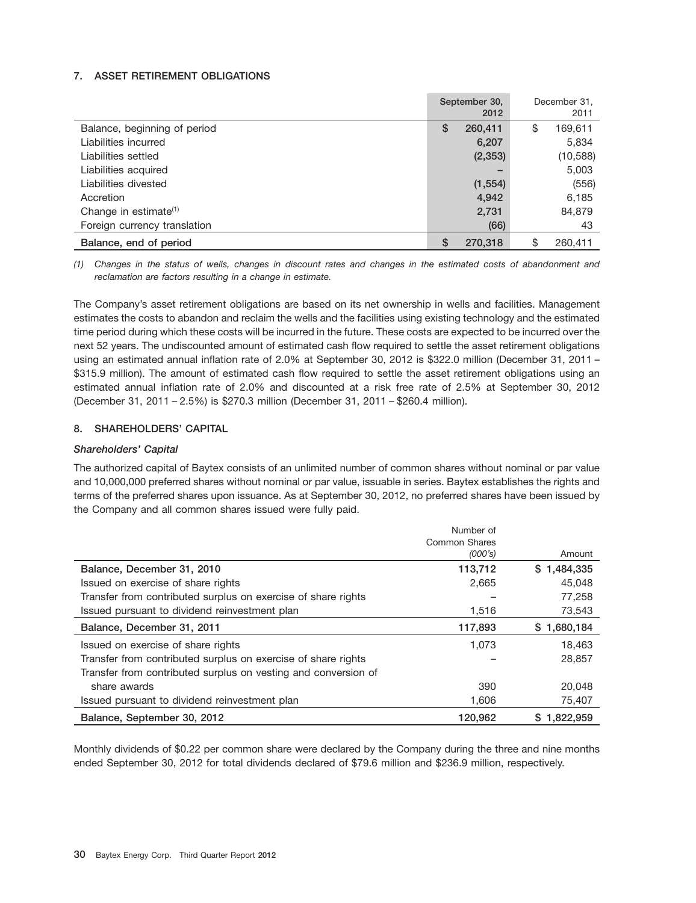## 7. ASSET RETIREMENT OBLIGATIONS

| | September 30, 2012 | December 31, 2011 |
|---|---|---|
| Balance, beginning of period | $ 260,411 | $ 169,611 |
| Liabilities incurred | 6,207 | 5,834 |
| Liabilities settled | (2,353) | (10,588) |
| Liabilities acquired | – | 5,003 |
| Liabilities divested | (1,554) | (556) |
| Accretion | 4,942 | 6,185 |
| Change in estimate[(1)] | 2,731 | 84,879 |
| Foreign currency translation | (66) | 43 |
| **Balance, end of period** | $ 270,318 | $ 260,411 |

*(1) Changes in the status of wells, changes in discount rates and changes in the estimated costs of abandonment and reclamation are factors resulting in a change in estimate.*

The Company's asset retirement obligations are based on its net ownership in wells and facilities. Management estimates the costs to abandon and reclaim the wells and the facilities using existing technology and the estimated time period during which these costs will be incurred in the future. These costs are expected to be incurred over the next 52 years. The undiscounted amount of estimated cash flow required to settle the asset retirement obligations using an estimated annual inflation rate of 2.0% at September 30, 2012 is $322.0 million (December 31, 2011 – $315.9 million). The amount of estimated cash flow required to settle the asset retirement obligations using an estimated annual inflation rate of 2.0% and discounted at a risk free rate of 2.5% at September 30, 2012 (December 31, 2011 – 2.5%) is $270.3 million (December 31, 2011 – $260.4 million).

## 8. SHAREHOLDERS' CAPITAL

### *Shareholders' Capital*

The authorized capital of Baytex consists of an unlimited number of common shares without nominal or par value and 10,000,000 preferred shares without nominal or par value, issuable in series. Baytex establishes the rights and terms of the preferred shares upon issuance. As at September 30, 2012, no preferred shares have been issued by the Company and all common shares issued were fully paid.

| | Number of Common Shares *(000's)* | Amount |
|---|---|---|
| **Balance, December 31, 2010** | 113,712 | $ 1,484,335 |
| Issued on exercise of share rights | 2,665 | 45,048 |
| Transfer from contributed surplus on exercise of share rights | – | 77,258 |
| Issued pursuant to dividend reinvestment plan | 1,516 | 73,543 |
| **Balance, December 31, 2011** | 117,893 | $ 1,680,184 |
| Issued on exercise of share rights | 1,073 | 18,463 |
| Transfer from contributed surplus on exercise of share rights | – | 28,857 |
| Transfer from contributed surplus on vesting and conversion of share awards | 390 | 20,048 |
| Issued pursuant to dividend reinvestment plan | 1,606 | 75,407 |
| **Balance, September 30, 2012** | 120,962 | $ 1,822,959 |

Monthly dividends of $0.22 per common share were declared by the Company during the three and nine months ended September 30, 2012 for total dividends declared of $79.6 million and $236.9 million, respectively.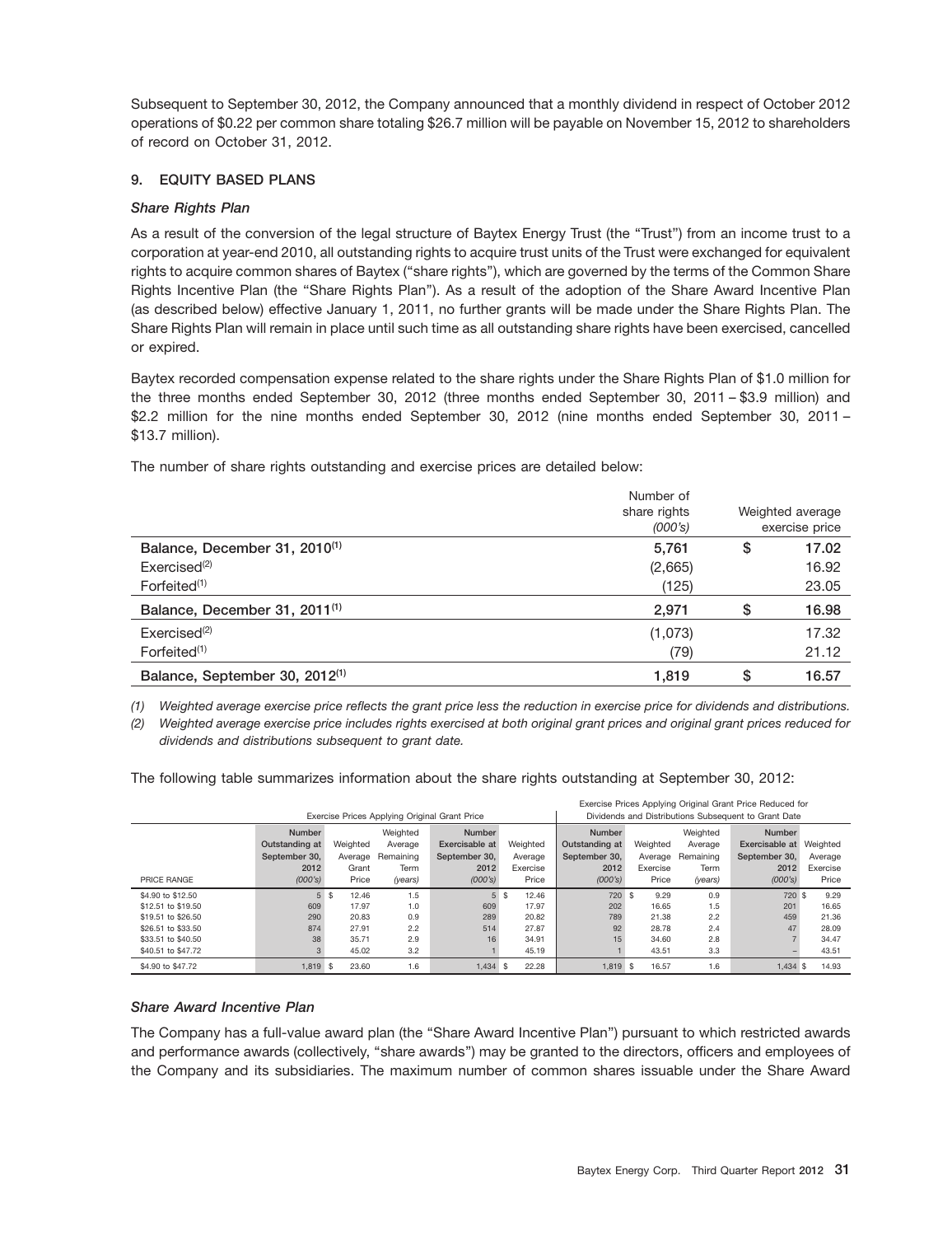Subsequent to September 30, 2012, the Company announced that a monthly dividend in respect of October 2012 operations of $0.22 per common share totaling $26.7 million will be payable on November 15, 2012 to shareholders of record on October 31, 2012.

## 9. EQUITY BASED PLANS

### *Share Rights Plan*

As a result of the conversion of the legal structure of Baytex Energy Trust (the "Trust") from an income trust to a corporation at year-end 2010, all outstanding rights to acquire trust units of the Trust were exchanged for equivalent rights to acquire common shares of Baytex ("share rights"), which are governed by the terms of the Common Share Rights Incentive Plan (the "Share Rights Plan"). As a result of the adoption of the Share Award Incentive Plan (as described below) effective January 1, 2011, no further grants will be made under the Share Rights Plan. The Share Rights Plan will remain in place until such time as all outstanding share rights have been exercised, cancelled or expired.

Baytex recorded compensation expense related to the share rights under the Share Rights Plan of $1.0 million for the three months ended September 30, 2012 (three months ended September 30, 2011 – $3.9 million) and $2.2 million for the nine months ended September 30, 2012 (nine months ended September 30, 2011 – $13.7 million).

The number of share rights outstanding and exercise prices are detailed below:

| | Number of share rights *(000's)* | Weighted average exercise price |
|---|---|---|
| **Balance, December 31, 2010[(1)]** | **5,761** | **$ 17.02** |
| Exercised[(2)] | (2,665) | 16.92 |
| Forfeited[(1)] | (125) | 23.05 |
| **Balance, December 31, 2011[(1)]** | **2,971** | **$ 16.98** |
| Exercised[(2)] | (1,073) | 17.32 |
| Forfeited[(1)] | (79) | 21.12 |
| **Balance, September 30, 2012[(1)]** | **1,819** | **$ 16.57** |

*(1) Weighted average exercise price reflects the grant price less the reduction in exercise price for dividends and distributions.*

*(2) Weighted average exercise price includes rights exercised at both original grant prices and original grant prices reduced for dividends and distributions subsequent to grant date.*

The following table summarizes information about the share rights outstanding at September 30, 2012:

| | Exercise Prices Applying Original Grant Price | | | | | Exercise Prices Applying Original Grant Price Reduced for Dividends and Distributions Subsequent to Grant Date | | | | |
|---|---|---|---|---|---|---|---|---|---|---|
| PRICE RANGE | Number Outstanding at September 30, 2012 *(000's)* | Weighted Average Grant Price | Weighted Average Remaining Term *(years)* | Number Exercisable at September 30, 2012 *(000's)* | Weighted Average Exercise Price | Number Outstanding at September 30, 2012 *(000's)* | Weighted Average Exercise Price | Weighted Average Remaining Term *(years)* | Number Exercisable at September 30, 2012 *(000's)* | Weighted Average Exercise Price |
| $4.90 to $12.50 | 5 | $ 12.46 | 1.5 | 5 | $ 12.46 | 720 | $ 9.29 | 0.9 | 720 | $ 9.29 |
| $12.51 to $19.50 | 609 | 17.97 | 1.0 | 609 | 17.97 | 202 | 16.65 | 1.5 | 201 | 16.65 |
| $19.51 to $26.50 | 290 | 20.83 | 0.9 | 289 | 20.82 | 789 | 21.38 | 2.2 | 459 | 21.36 |
| $26.51 to $33.50 | 874 | 27.91 | 2.2 | 514 | 27.87 | 92 | 28.78 | 2.4 | 47 | 28.09 |
| $33.51 to $40.50 | 38 | 35.71 | 2.9 | 16 | 34.91 | 15 | 34.60 | 2.8 | 7 | 34.47 |
| $40.51 to $47.72 | 3 | 45.02 | 3.2 | 1 | 45.19 | 1 | 43.51 | 3.3 | – | 43.51 |
| $4.90 to $47.72 | 1,819 | $ 23.60 | 1.6 | 1,434 | $ 22.28 | 1,819 | $ 16.57 | 1.6 | 1,434 | $ 14.93 |

### *Share Award Incentive Plan*

The Company has a full-value award plan (the "Share Award Incentive Plan") pursuant to which restricted awards and performance awards (collectively, "share awards") may be granted to the directors, officers and employees of the Company and its subsidiaries. The maximum number of common shares issuable under the Share Award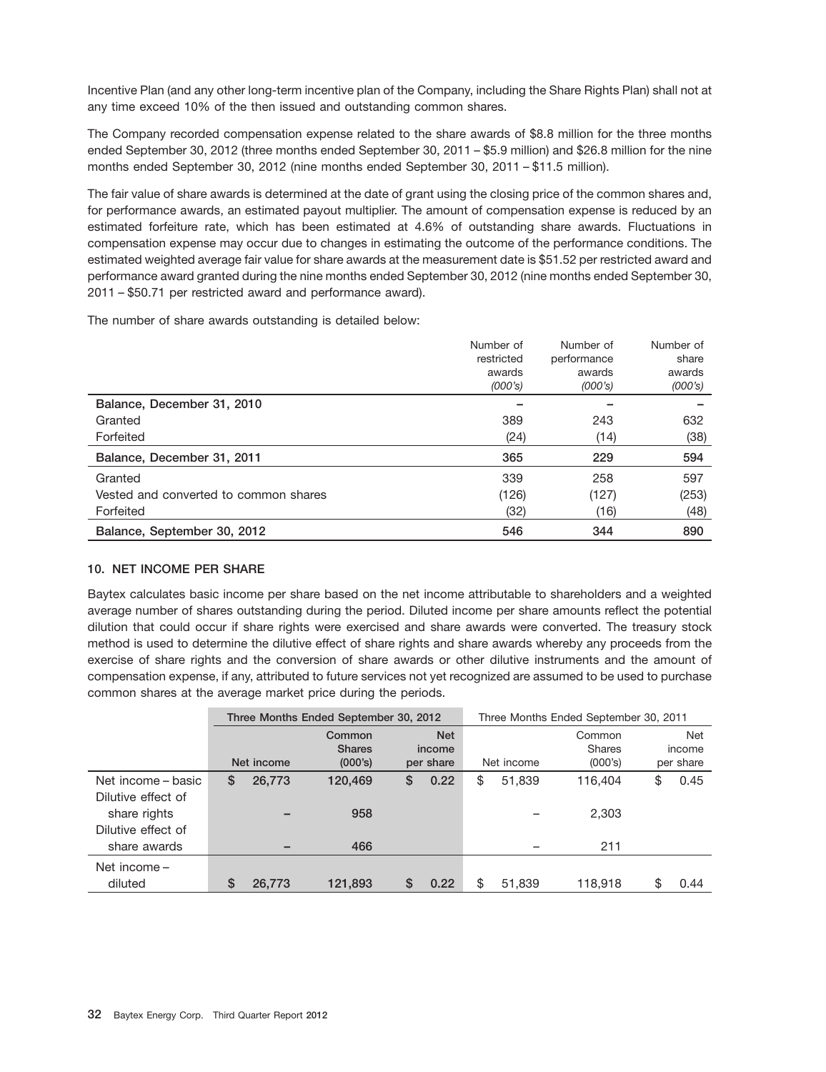Incentive Plan (and any other long-term incentive plan of the Company, including the Share Rights Plan) shall not at any time exceed 10% of the then issued and outstanding common shares.

The Company recorded compensation expense related to the share awards of $8.8 million for the three months ended September 30, 2012 (three months ended September 30, 2011 – $5.9 million) and $26.8 million for the nine months ended September 30, 2012 (nine months ended September 30, 2011 – $11.5 million).

The fair value of share awards is determined at the date of grant using the closing price of the common shares and, for performance awards, an estimated payout multiplier. The amount of compensation expense is reduced by an estimated forfeiture rate, which has been estimated at 4.6% of outstanding share awards. Fluctuations in compensation expense may occur due to changes in estimating the outcome of the performance conditions. The estimated weighted average fair value for share awards at the measurement date is $51.52 per restricted award and performance award granted during the nine months ended September 30, 2012 (nine months ended September 30, 2011 – $50.71 per restricted award and performance award).

The number of share awards outstanding is detailed below:

| | Number of restricted awards *(000's)* | Number of performance awards *(000's)* | Number of share awards *(000's)* |
|---|---|---|---|
| **Balance, December 31, 2010** | – | – | – |
| Granted | 389 | 243 | 632 |
| Forfeited | (24) | (14) | (38) |
| **Balance, December 31, 2011** | **365** | **229** | **594** |
| Granted | 339 | 258 | 597 |
| Vested and converted to common shares | (126) | (127) | (253) |
| Forfeited | (32) | (16) | (48) |
| **Balance, September 30, 2012** | **546** | **344** | **890** |

## 10. NET INCOME PER SHARE

Baytex calculates basic income per share based on the net income attributable to shareholders and a weighted average number of shares outstanding during the period. Diluted income per share amounts reflect the potential dilution that could occur if share rights were exercised and share awards were converted. The treasury stock method is used to determine the dilutive effect of share rights and share awards whereby any proceeds from the exercise of share rights and the conversion of share awards or other dilutive instruments and the amount of compensation expense, if any, attributed to future services not yet recognized are assumed to be used to purchase common shares at the average market price during the periods.

| | Three Months Ended September 30, 2012 | | | Three Months Ended September 30, 2011 | | |
|---|---|---|---|---|---|---|
| | Net income | Common Shares (000's) | Net income per share | Net income | Common Shares (000's) | Net income per share |
| Net income – basic | $ 26,773 | 120,469 | $ 0.22 | $ 51,839 | 116,404 | $ 0.45 |
| Dilutive effect of share rights | – | 958 | | – | 2,303 | |
| Dilutive effect of share awards | – | 466 | | – | 211 | |
| Net income – diluted | $ 26,773 | 121,893 | $ 0.22 | $ 51,839 | 118,918 | $ 0.44 |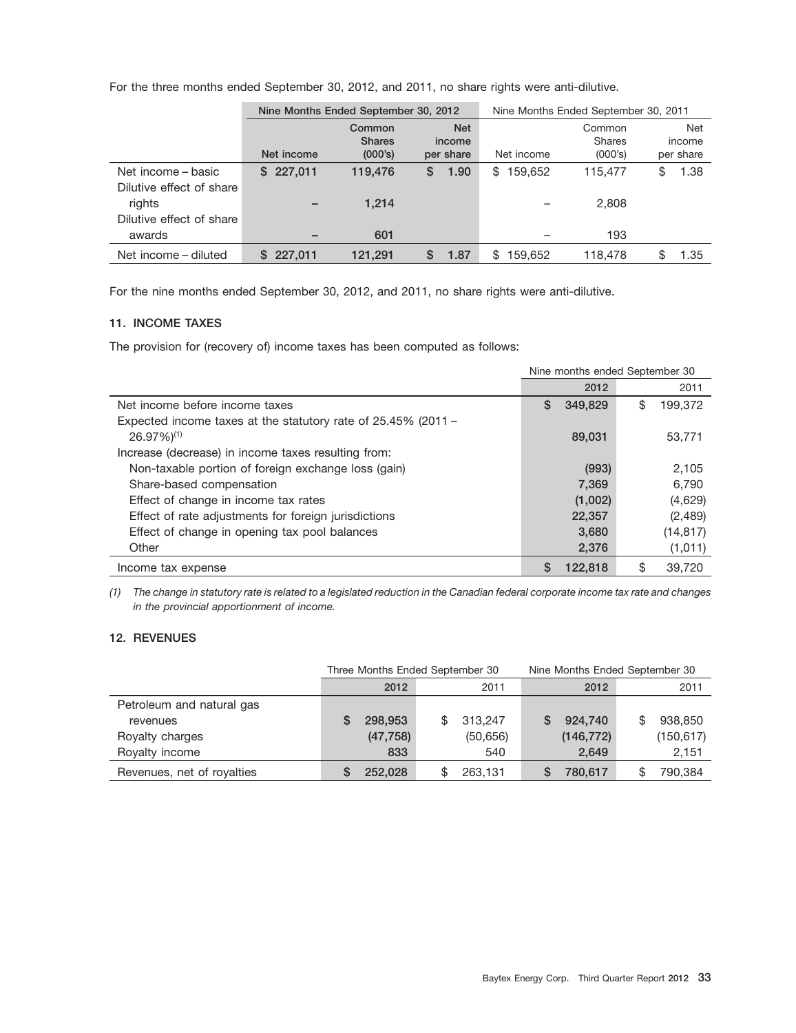For the three months ended September 30, 2012, and 2011, no share rights were anti-dilutive.

| | Nine Months Ended September 30, 2012 | | | Nine Months Ended September 30, 2011 | | |
|---|---|---|---|---|---|---|
| | **Net income** | **Common Shares (000's)** | **Net income per share** | Net income | Common Shares (000's) | Net income per share |
| Net income – basic | **$ 227,011** | **119,476** | **$ 1.90** | $ 159,652 | 115,477 | $ 1.38 |
| Dilutive effect of share rights | **–** | **1,214** | | – | 2,808 | |
| Dilutive effect of share awards | **–** | **601** | | – | 193 | |
| Net income – diluted | **$ 227,011** | **121,291** | **$ 1.87** | $ 159,652 | 118,478 | $ 1.35 |

For the nine months ended September 30, 2012, and 2011, no share rights were anti-dilutive.

### 11. INCOME TAXES

The provision for (recovery of) income taxes has been computed as follows:

| | Nine months ended September 30 | |
|---|---|---|
| | **2012** | 2011 |
| Net income before income taxes | **$ 349,829** | $ 199,372 |
| Expected income taxes at the statutory rate of 25.45% (2011 – 26.97%)[(1)] | **89,031** | 53,771 |
| Increase (decrease) in income taxes resulting from: | | |
| Non-taxable portion of foreign exchange loss (gain) | **(993)** | 2,105 |
| Share-based compensation | **7,369** | 6,790 |
| Effect of change in income tax rates | **(1,002)** | (4,629) |
| Effect of rate adjustments for foreign jurisdictions | **22,357** | (2,489) |
| Effect of change in opening tax pool balances | **3,680** | (14,817) |
| Other | **2,376** | (1,011) |
| Income tax expense | **$ 122,818** | $ 39,720 |

*(1) The change in statutory rate is related to a legislated reduction in the Canadian federal corporate income tax rate and changes in the provincial apportionment of income.*

### 12. REVENUES

| | Three Months Ended September 30 | | Nine Months Ended September 30 | |
|---|---|---|---|---|
| | **2012** | 2011 | **2012** | 2011 |
| Petroleum and natural gas revenues | **$ 298,953** | $ 313,247 | **$ 924,740** | $ 938,850 |
| Royalty charges | **(47,758)** | (50,656) | **(146,772)** | (150,617) |
| Royalty income | **833** | 540 | **2,649** | 2,151 |
| Revenues, net of royalties | **$ 252,028** | $ 263,131 | **$ 780,617** | $ 790,384 |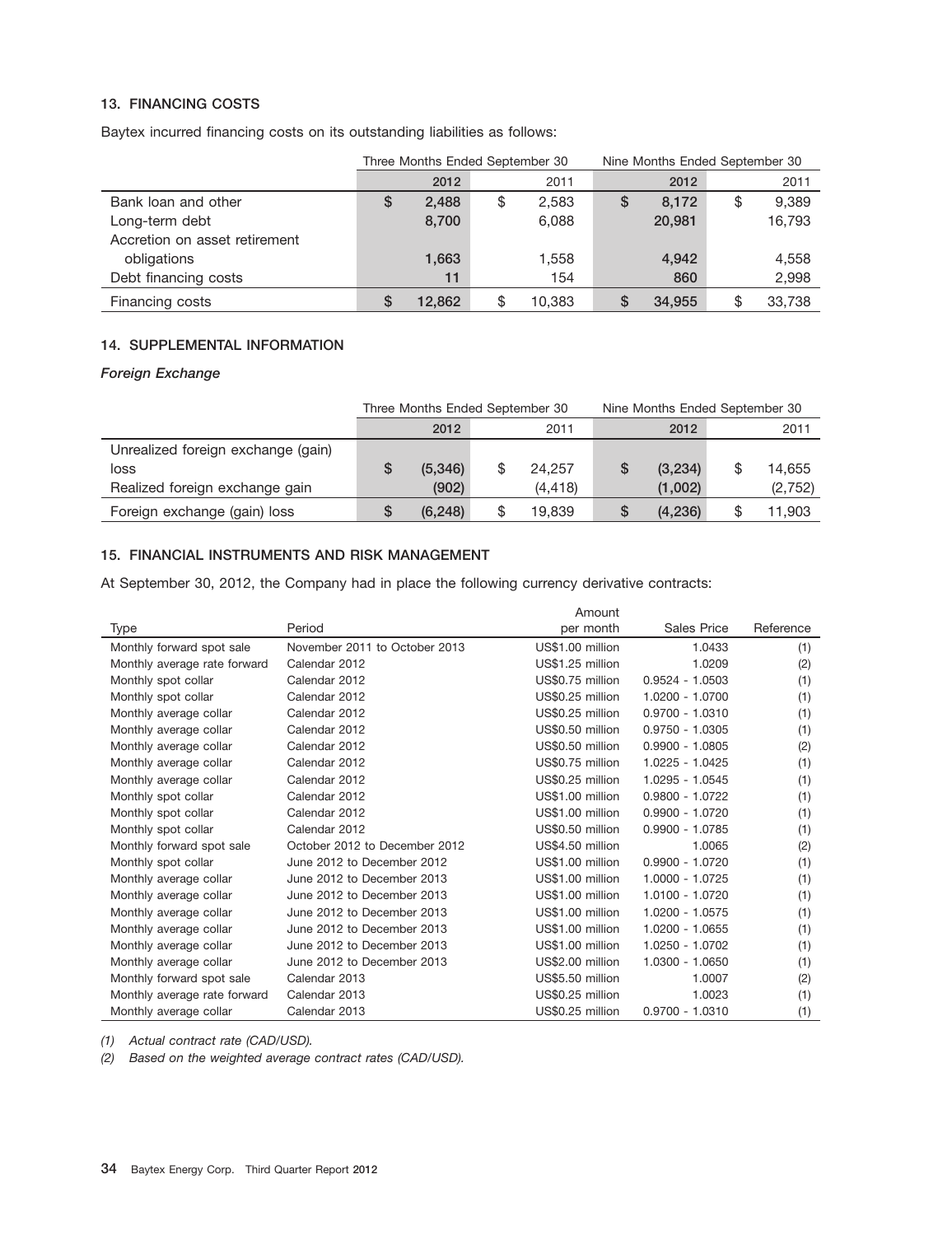### 13. FINANCING COSTS

Baytex incurred financing costs on its outstanding liabilities as follows:

| | Three Months Ended September 30 | | Nine Months Ended September 30 | |
|---|---|---|---|---|
| | 2012 | 2011 | 2012 | 2011 |
| Bank loan and other | $ 2,488 | $ 2,583 | $ 8,172 | $ 9,389 |
| Long-term debt | 8,700 | 6,088 | 20,981 | 16,793 |
| Accretion on asset retirement obligations | 1,663 | 1,558 | 4,942 | 4,558 |
| Debt financing costs | 11 | 154 | 860 | 2,998 |
| Financing costs | $ 12,862 | $ 10,383 | $ 34,955 | $ 33,738 |

### 14. SUPPLEMENTAL INFORMATION

*Foreign Exchange*

| | Three Months Ended September 30 | | Nine Months Ended September 30 | |
|---|---|---|---|---|
| | 2012 | 2011 | 2012 | 2011 |
| Unrealized foreign exchange (gain) loss | $ (5,346) | $ 24,257 | $ (3,234) | $ 14,655 |
| Realized foreign exchange gain | (902) | (4,418) | (1,002) | (2,752) |
| Foreign exchange (gain) loss | $ (6,248) | $ 19,839 | $ (4,236) | $ 11,903 |

### 15. FINANCIAL INSTRUMENTS AND RISK MANAGEMENT

At September 30, 2012, the Company had in place the following currency derivative contracts:

| Type | Period | Amount per month | Sales Price | Reference |
|---|---|---|---|---|
| Monthly forward spot sale | November 2011 to October 2013 | US$1.00 million | 1.0433 | (1) |
| Monthly average rate forward | Calendar 2012 | US$1.25 million | 1.0209 | (2) |
| Monthly spot collar | Calendar 2012 | US$0.75 million | 0.9524 - 1.0503 | (1) |
| Monthly spot collar | Calendar 2012 | US$0.25 million | 1.0200 - 1.0700 | (1) |
| Monthly average collar | Calendar 2012 | US$0.25 million | 0.9700 - 1.0310 | (1) |
| Monthly average collar | Calendar 2012 | US$0.50 million | 0.9750 - 1.0305 | (1) |
| Monthly average collar | Calendar 2012 | US$0.50 million | 0.9900 - 1.0805 | (2) |
| Monthly average collar | Calendar 2012 | US$0.75 million | 1.0225 - 1.0425 | (1) |
| Monthly average collar | Calendar 2012 | US$0.25 million | 1.0295 - 1.0545 | (1) |
| Monthly spot collar | Calendar 2012 | US$1.00 million | 0.9800 - 1.0722 | (1) |
| Monthly spot collar | Calendar 2012 | US$1.00 million | 0.9900 - 1.0720 | (1) |
| Monthly spot collar | Calendar 2012 | US$0.50 million | 0.9900 - 1.0785 | (1) |
| Monthly forward spot sale | October 2012 to December 2012 | US$4.50 million | 1.0065 | (2) |
| Monthly spot collar | June 2012 to December 2012 | US$1.00 million | 0.9900 - 1.0720 | (1) |
| Monthly average collar | June 2012 to December 2013 | US$1.00 million | 1.0000 - 1.0725 | (1) |
| Monthly average collar | June 2012 to December 2013 | US$1.00 million | 1.0100 - 1.0720 | (1) |
| Monthly average collar | June 2012 to December 2013 | US$1.00 million | 1.0200 - 1.0575 | (1) |
| Monthly average collar | June 2012 to December 2013 | US$1.00 million | 1.0200 - 1.0655 | (1) |
| Monthly average collar | June 2012 to December 2013 | US$1.00 million | 1.0250 - 1.0702 | (1) |
| Monthly average collar | June 2012 to December 2013 | US$2.00 million | 1.0300 - 1.0650 | (1) |
| Monthly forward spot sale | Calendar 2013 | US$5.50 million | 1.0007 | (2) |
| Monthly average rate forward | Calendar 2013 | US$0.25 million | 1.0023 | (1) |
| Monthly average collar | Calendar 2013 | US$0.25 million | 0.9700 - 1.0310 | (1) |

*(1) Actual contract rate (CAD/USD).*

*(2) Based on the weighted average contract rates (CAD/USD).*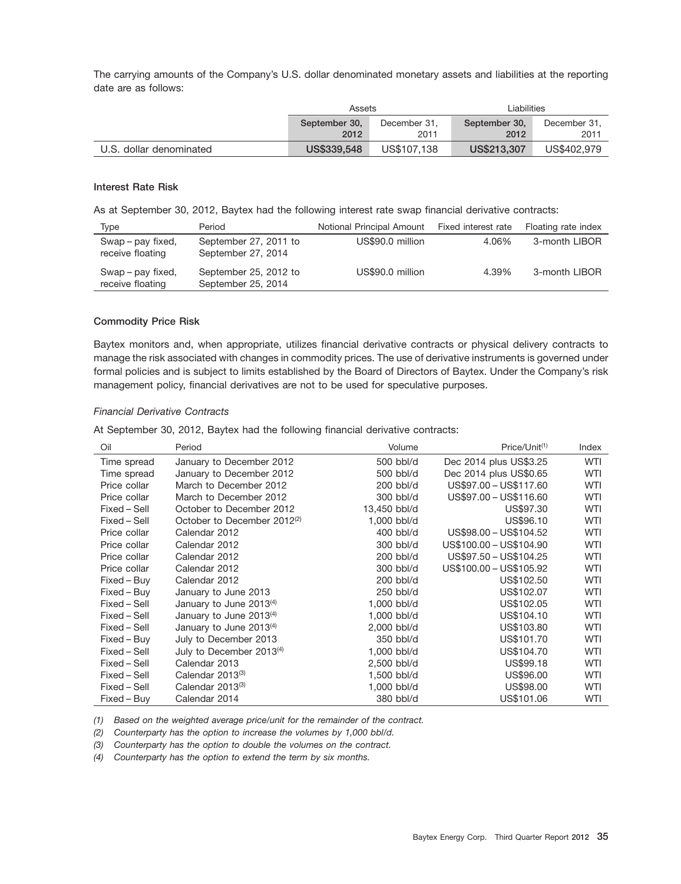The carrying amounts of the Company's U.S. dollar denominated monetary assets and liabilities at the reporting date are as follows:

| | Assets | | Liabilities | |
|---|---|---|---|---|
| | **September 30, 2012** | December 31, 2011 | **September 30, 2012** | December 31, 2011 |
| U.S. dollar denominated | **US$339,548** | US$107,138 | **US$213,307** | US$402,979 |

### Interest Rate Risk

As at September 30, 2012, Baytex had the following interest rate swap financial derivative contracts:

| Type | Period | Notional Principal Amount | Fixed interest rate | Floating rate index |
|---|---|---|---|---|
| Swap – pay fixed, receive floating | September 27, 2011 to September 27, 2014 | US$90.0 million | 4.06% | 3-month LIBOR |
| Swap – pay fixed, receive floating | September 25, 2012 to September 25, 2014 | US$90.0 million | 4.39% | 3-month LIBOR |

### Commodity Price Risk

Baytex monitors and, when appropriate, utilizes financial derivative contracts or physical delivery contracts to manage the risk associated with changes in commodity prices. The use of derivative instruments is governed under formal policies and is subject to limits established by the Board of Directors of Baytex. Under the Company's risk management policy, financial derivatives are not to be used for speculative purposes.

*Financial Derivative Contracts*

At September 30, 2012, Baytex had the following financial derivative contracts:

| Oil | Period | Volume | Price/Unit[1] | Index |
|---|---|---|---|---|
| Time spread | January to December 2012 | 500 bbl/d | Dec 2014 plus US$3.25 | WTI |
| Time spread | January to December 2012 | 500 bbl/d | Dec 2014 plus US$0.65 | WTI |
| Price collar | March to December 2012 | 200 bbl/d | US$97.00 – US$117.60 | WTI |
| Price collar | March to December 2012 | 300 bbl/d | US$97.00 – US$116.60 | WTI |
| Fixed – Sell | October to December 2012 | 13,450 bbl/d | US$97.30 | WTI |
| Fixed – Sell | October to December 2012[2] | 1,000 bbl/d | US$96.10 | WTI |
| Price collar | Calendar 2012 | 400 bbl/d | US$98.00 – US$104.52 | WTI |
| Price collar | Calendar 2012 | 300 bbl/d | US$100.00 – US$104.90 | WTI |
| Price collar | Calendar 2012 | 200 bbl/d | US$97.50 – US$104.25 | WTI |
| Price collar | Calendar 2012 | 300 bbl/d | US$100.00 – US$105.92 | WTI |
| Fixed – Buy | Calendar 2012 | 200 bbl/d | US$102.50 | WTI |
| Fixed – Buy | January to June 2013 | 250 bbl/d | US$102.07 | WTI |
| Fixed – Sell | January to June 2013[4] | 1,000 bbl/d | US$102.05 | WTI |
| Fixed – Sell | January to June 2013[4] | 1,000 bbl/d | US$104.10 | WTI |
| Fixed – Sell | January to June 2013[4] | 2,000 bbl/d | US$103.80 | WTI |
| Fixed – Buy | July to December 2013 | 350 bbl/d | US$101.70 | WTI |
| Fixed – Sell | July to December 2013[4] | 1,000 bbl/d | US$104.70 | WTI |
| Fixed – Sell | Calendar 2013 | 2,500 bbl/d | US$99.18 | WTI |
| Fixed – Sell | Calendar 2013[3] | 1,500 bbl/d | US$96.00 | WTI |
| Fixed – Sell | Calendar 2013[3] | 1,000 bbl/d | US$98.00 | WTI |
| Fixed – Buy | Calendar 2014 | 380 bbl/d | US$101.06 | WTI |

*(1) Based on the weighted average price/unit for the remainder of the contract.*

*(2) Counterparty has the option to increase the volumes by 1,000 bbl/d.*

*(3) Counterparty has the option to double the volumes on the contract.*

*(4) Counterparty has the option to extend the term by six months.*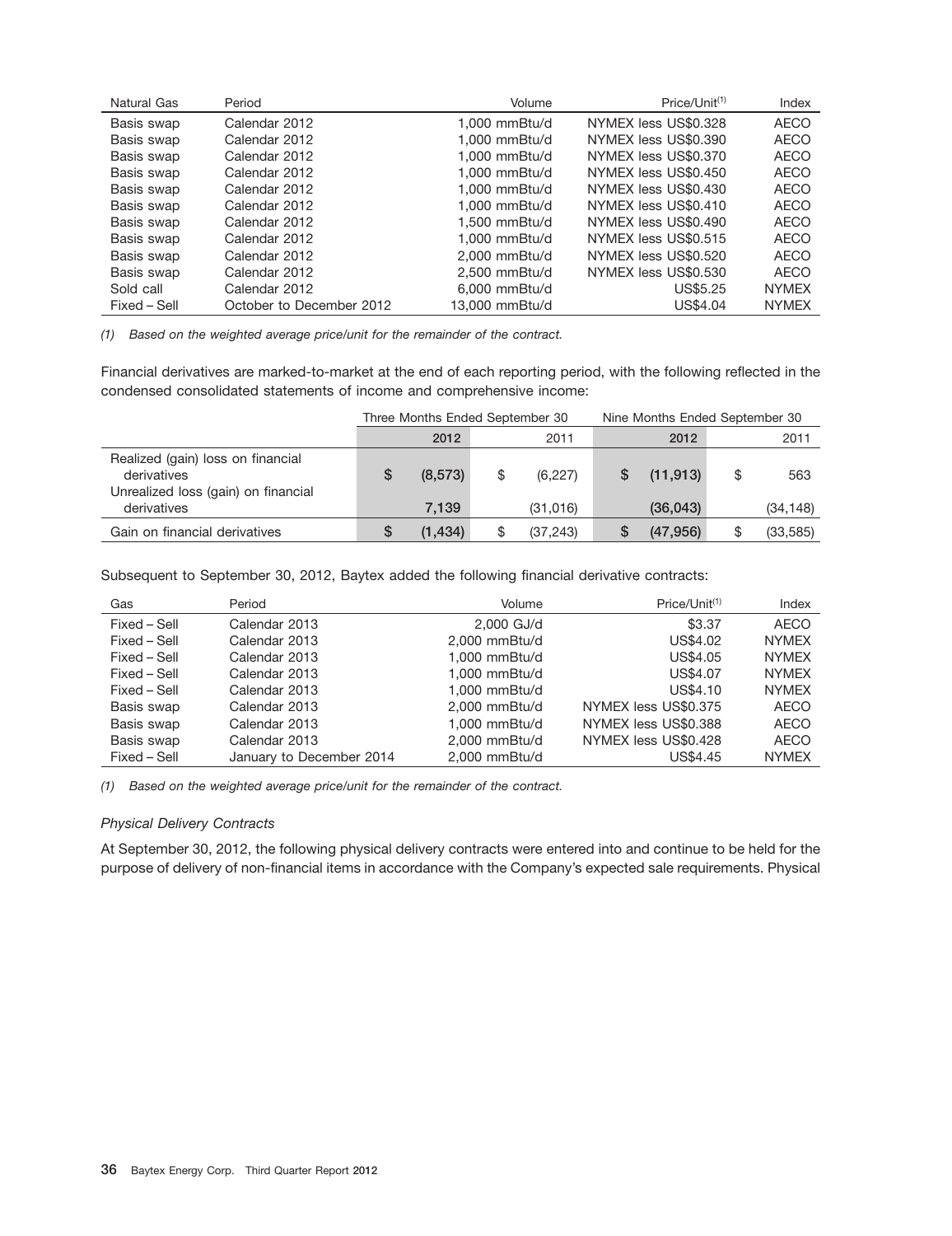| Natural Gas | Period | Volume | Price/Unit[(1)] | Index |
|---|---|---|---|---|
| Basis swap | Calendar 2012 | 1,000 mmBtu/d | NYMEX less US$0.328 | AECO |
| Basis swap | Calendar 2012 | 1,000 mmBtu/d | NYMEX less US$0.390 | AECO |
| Basis swap | Calendar 2012 | 1,000 mmBtu/d | NYMEX less US$0.370 | AECO |
| Basis swap | Calendar 2012 | 1,000 mmBtu/d | NYMEX less US$0.450 | AECO |
| Basis swap | Calendar 2012 | 1,000 mmBtu/d | NYMEX less US$0.430 | AECO |
| Basis swap | Calendar 2012 | 1,000 mmBtu/d | NYMEX less US$0.410 | AECO |
| Basis swap | Calendar 2012 | 1,500 mmBtu/d | NYMEX less US$0.490 | AECO |
| Basis swap | Calendar 2012 | 1,000 mmBtu/d | NYMEX less US$0.515 | AECO |
| Basis swap | Calendar 2012 | 2,000 mmBtu/d | NYMEX less US$0.520 | AECO |
| Basis swap | Calendar 2012 | 2,500 mmBtu/d | NYMEX less US$0.530 | AECO |
| Sold call | Calendar 2012 | 6,000 mmBtu/d | US$5.25 | NYMEX |
| Fixed – Sell | October to December 2012 | 13,000 mmBtu/d | US$4.04 | NYMEX |

*(1) Based on the weighted average price/unit for the remainder of the contract.*

Financial derivatives are marked-to-market at the end of each reporting period, with the following reflected in the condensed consolidated statements of income and comprehensive income:

| | Three Months Ended September 30 | | Nine Months Ended September 30 | |
|---|---|---|---|---|
| | **2012** | 2011 | **2012** | 2011 |
| Realized (gain) loss on financial derivatives | **$ (8,573)** | $ (6,227) | **$ (11,913)** | $ 563 |
| Unrealized loss (gain) on financial derivatives | **7,139** | (31,016) | **(36,043)** | (34,148) |
| Gain on financial derivatives | **$ (1,434)** | $ (37,243) | **$ (47,956)** | $ (33,585) |

Subsequent to September 30, 2012, Baytex added the following financial derivative contracts:

| Gas | Period | Volume | Price/Unit[(1)] | Index |
|---|---|---|---|---|
| Fixed – Sell | Calendar 2013 | 2,000 GJ/d | $3.37 | AECO |
| Fixed – Sell | Calendar 2013 | 2,000 mmBtu/d | US$4.02 | NYMEX |
| Fixed – Sell | Calendar 2013 | 1,000 mmBtu/d | US$4.05 | NYMEX |
| Fixed – Sell | Calendar 2013 | 1,000 mmBtu/d | US$4.07 | NYMEX |
| Fixed – Sell | Calendar 2013 | 1,000 mmBtu/d | US$4.10 | NYMEX |
| Basis swap | Calendar 2013 | 2,000 mmBtu/d | NYMEX less US$0.375 | AECO |
| Basis swap | Calendar 2013 | 1,000 mmBtu/d | NYMEX less US$0.388 | AECO |
| Basis swap | Calendar 2013 | 2,000 mmBtu/d | NYMEX less US$0.428 | AECO |
| Fixed – Sell | January to December 2014 | 2,000 mmBtu/d | US$4.45 | NYMEX |

*(1) Based on the weighted average price/unit for the remainder of the contract.*

*Physical Delivery Contracts*

At September 30, 2012, the following physical delivery contracts were entered into and continue to be held for the purpose of delivery of non-financial items in accordance with the Company's expected sale requirements. Physical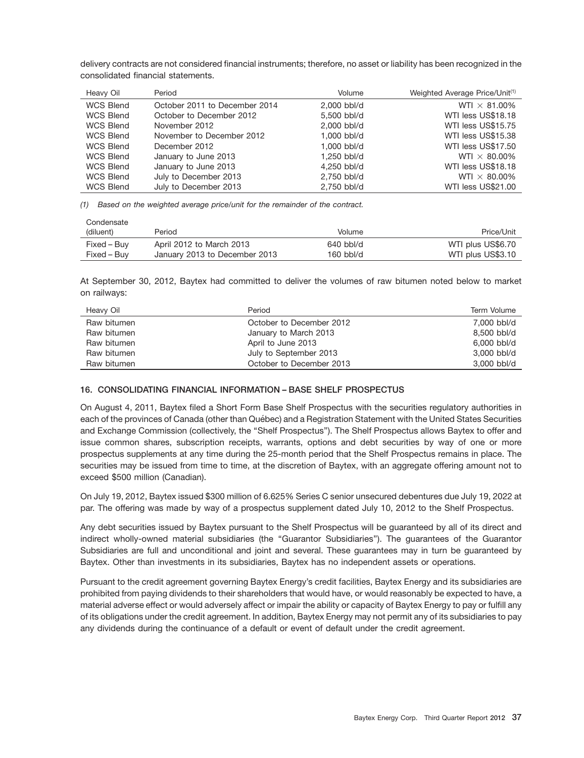delivery contracts are not considered financial instruments; therefore, no asset or liability has been recognized in the consolidated financial statements.

| Heavy Oil | Period | Volume | Weighted Average Price/Unit[1] |
|---|---|---|---|
| WCS Blend | October 2011 to December 2014 | 2,000 bbl/d | WTI × 81.00% |
| WCS Blend | October to December 2012 | 5,500 bbl/d | WTI less US$18.18 |
| WCS Blend | November 2012 | 2,000 bbl/d | WTI less US$15.75 |
| WCS Blend | November to December 2012 | 1,000 bbl/d | WTI less US$15.38 |
| WCS Blend | December 2012 | 1,000 bbl/d | WTI less US$17.50 |
| WCS Blend | January to June 2013 | 1,250 bbl/d | WTI × 80.00% |
| WCS Blend | January to June 2013 | 4,250 bbl/d | WTI less US$18.18 |
| WCS Blend | July to December 2013 | 2,750 bbl/d | WTI × 80.00% |
| WCS Blend | July to December 2013 | 2,750 bbl/d | WTI less US$21.00 |

*(1) Based on the weighted average price/unit for the remainder of the contract.*

| Condensate (diluent) | Period | Volume | Price/Unit |
|---|---|---|---|
| Fixed – Buy | April 2012 to March 2013 | 640 bbl/d | WTI plus US$6.70 |
| Fixed – Buy | January 2013 to December 2013 | 160 bbl/d | WTI plus US$3.10 |

At September 30, 2012, Baytex had committed to deliver the volumes of raw bitumen noted below to market on railways:

| Heavy Oil | Period | Term Volume |
|---|---|---|
| Raw bitumen | October to December 2012 | 7,000 bbl/d |
| Raw bitumen | January to March 2013 | 8,500 bbl/d |
| Raw bitumen | April to June 2013 | 6,000 bbl/d |
| Raw bitumen | July to September 2013 | 3,000 bbl/d |
| Raw bitumen | October to December 2013 | 3,000 bbl/d |

### 16. CONSOLIDATING FINANCIAL INFORMATION – BASE SHELF PROSPECTUS

On August 4, 2011, Baytex filed a Short Form Base Shelf Prospectus with the securities regulatory authorities in each of the provinces of Canada (other than Québec) and a Registration Statement with the United States Securities and Exchange Commission (collectively, the "Shelf Prospectus"). The Shelf Prospectus allows Baytex to offer and issue common shares, subscription receipts, warrants, options and debt securities by way of one or more prospectus supplements at any time during the 25-month period that the Shelf Prospectus remains in place. The securities may be issued from time to time, at the discretion of Baytex, with an aggregate offering amount not to exceed $500 million (Canadian).

On July 19, 2012, Baytex issued $300 million of 6.625% Series C senior unsecured debentures due July 19, 2022 at par. The offering was made by way of a prospectus supplement dated July 10, 2012 to the Shelf Prospectus.

Any debt securities issued by Baytex pursuant to the Shelf Prospectus will be guaranteed by all of its direct and indirect wholly-owned material subsidiaries (the "Guarantor Subsidiaries"). The guarantees of the Guarantor Subsidiaries are full and unconditional and joint and several. These guarantees may in turn be guaranteed by Baytex. Other than investments in its subsidiaries, Baytex has no independent assets or operations.

Pursuant to the credit agreement governing Baytex Energy's credit facilities, Baytex Energy and its subsidiaries are prohibited from paying dividends to their shareholders that would have, or would reasonably be expected to have, a material adverse effect or would adversely affect or impair the ability or capacity of Baytex Energy to pay or fulfill any of its obligations under the credit agreement. In addition, Baytex Energy may not permit any of its subsidiaries to pay any dividends during the continuance of a default or event of default under the credit agreement.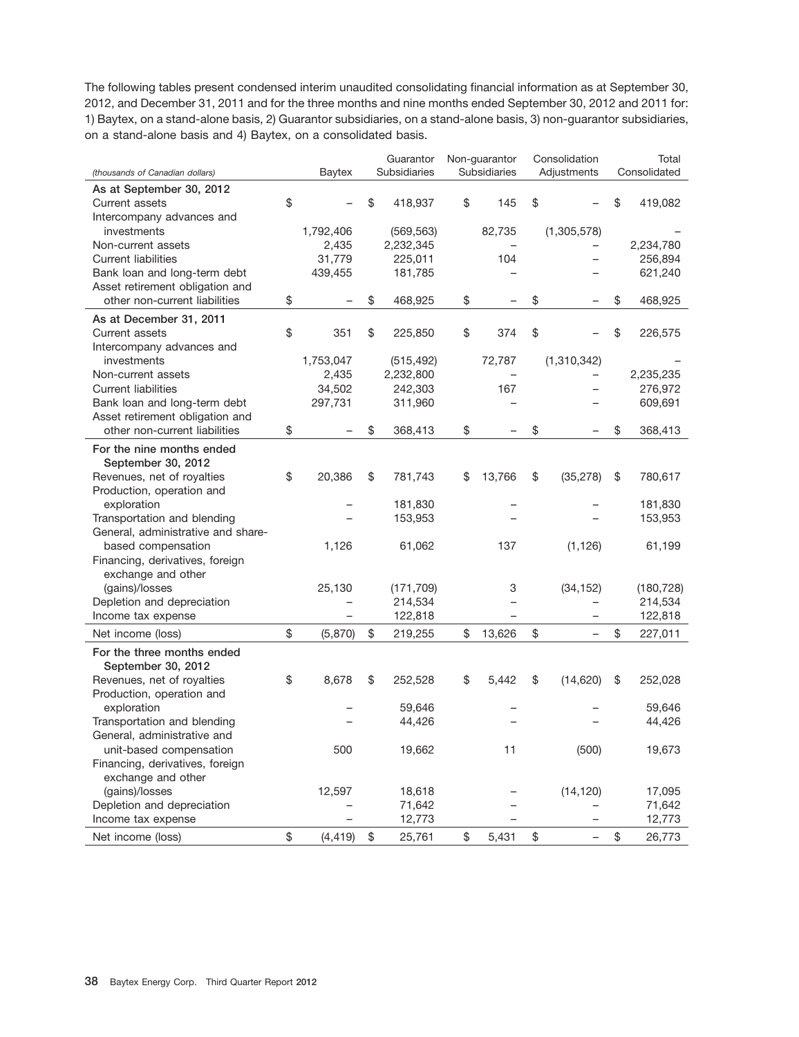The following tables present condensed interim unaudited consolidating financial information as at September 30, 2012, and December 31, 2011 and for the three months and nine months ended September 30, 2012 and 2011 for: 1) Baytex, on a stand-alone basis, 2) Guarantor subsidiaries, on a stand-alone basis, 3) non-guarantor subsidiaries, on a stand-alone basis and 4) Baytex, on a consolidated basis.

| *(thousands of Canadian dollars)* | Baytex | Guarantor Subsidiaries | Non-guarantor Subsidiaries | Consolidation Adjustments | Total Consolidated |
|---|---|---|---|---|---|
| **As at September 30, 2012** | | | | | |
| Current assets | $ – | $ 418,937 | $ 145 | $ – | $ 419,082 |
| Intercompany advances and investments | 1,792,406 | (569,563) | 82,735 | (1,305,578) | – |
| Non-current assets | 2,435 | 2,232,345 | – | – | 2,234,780 |
| Current liabilities | 31,779 | 225,011 | 104 | – | 256,894 |
| Bank loan and long-term debt | 439,455 | 181,785 | – | – | 621,240 |
| Asset retirement obligation and other non-current liabilities | $ – | $ 468,925 | $ – | $ – | $ 468,925 |
| **As at December 31, 2011** | | | | | |
| Current assets | $ 351 | $ 225,850 | $ 374 | $ – | $ 226,575 |
| Intercompany advances and investments | 1,753,047 | (515,492) | 72,787 | (1,310,342) | – |
| Non-current assets | 2,435 | 2,232,800 | – | – | 2,235,235 |
| Current liabilities | 34,502 | 242,303 | 167 | – | 276,972 |
| Bank loan and long-term debt | 297,731 | 311,960 | – | – | 609,691 |
| Asset retirement obligation and other non-current liabilities | $ – | $ 368,413 | $ – | $ – | $ 368,413 |
| **For the nine months ended September 30, 2012** | | | | | |
| Revenues, net of royalties | $ 20,386 | $ 781,743 | $ 13,766 | $ (35,278) | $ 780,617 |
| Production, operation and exploration | – | 181,830 | – | – | 181,830 |
| Transportation and blending | – | 153,953 | – | – | 153,953 |
| General, administrative and share-based compensation | 1,126 | 61,062 | 137 | (1,126) | 61,199 |
| Financing, derivatives, foreign exchange and other (gains)/losses | 25,130 | (171,709) | 3 | (34,152) | (180,728) |
| Depletion and depreciation | – | 214,534 | – | – | 214,534 |
| Income tax expense | – | 122,818 | – | – | 122,818 |
| Net income (loss) | $ (5,870) | $ 219,255 | $ 13,626 | $ – | $ 227,011 |
| **For the three months ended September 30, 2012** | | | | | |
| Revenues, net of royalties | $ 8,678 | $ 252,528 | $ 5,442 | $ (14,620) | $ 252,028 |
| Production, operation and exploration | – | 59,646 | – | – | 59,646 |
| Transportation and blending | – | 44,426 | – | – | 44,426 |
| General, administrative and unit-based compensation | 500 | 19,662 | 11 | (500) | 19,673 |
| Financing, derivatives, foreign exchange and other (gains)/losses | 12,597 | 18,618 | – | (14,120) | 17,095 |
| Depletion and depreciation | – | 71,642 | – | – | 71,642 |
| Income tax expense | – | 12,773 | – | – | 12,773 |
| Net income (loss) | $ (4,419) | $ 25,761 | $ 5,431 | $ – | $ 26,773 |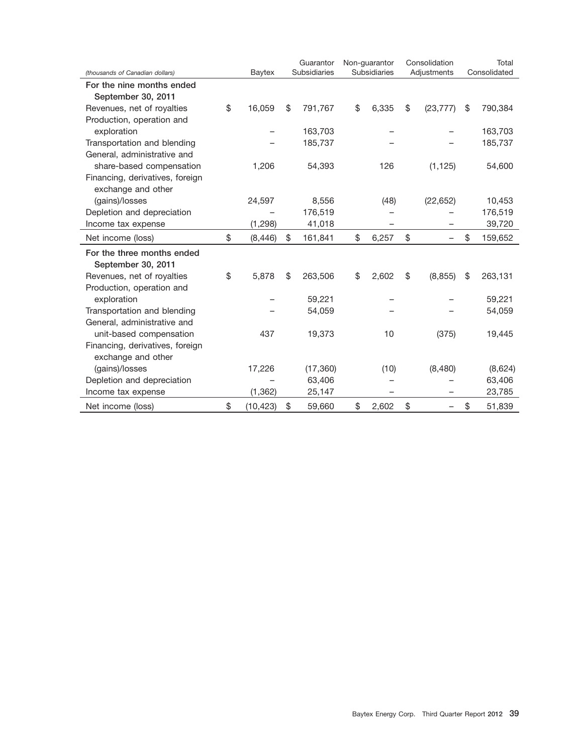| *(thousands of Canadian dollars)* | Baytex | Guarantor Subsidiaries | Non-guarantor Subsidiaries | Consolidation Adjustments | Total Consolidated |
|---|---|---|---|---|---|
| **For the nine months ended September 30, 2011** | | | | | |
| Revenues, net of royalties | $ 16,059 | $ 791,767 | $ 6,335 | $ (23,777) | $ 790,384 |
| Production, operation and exploration | – | 163,703 | – | – | 163,703 |
| Transportation and blending | – | 185,737 | – | – | 185,737 |
| General, administrative and share-based compensation | 1,206 | 54,393 | 126 | (1,125) | 54,600 |
| Financing, derivatives, foreign exchange and other (gains)/losses | 24,597 | 8,556 | (48) | (22,652) | 10,453 |
| Depletion and depreciation | – | 176,519 | – | – | 176,519 |
| Income tax expense | (1,298) | 41,018 | – | – | 39,720 |
| Net income (loss) | $ (8,446) | $ 161,841 | $ 6,257 | $ – | $ 159,652 |
| **For the three months ended September 30, 2011** | | | | | |
| Revenues, net of royalties | $ 5,878 | $ 263,506 | $ 2,602 | $ (8,855) | $ 263,131 |
| Production, operation and exploration | – | 59,221 | – | – | 59,221 |
| Transportation and blending | – | 54,059 | – | – | 54,059 |
| General, administrative and unit-based compensation | 437 | 19,373 | 10 | (375) | 19,445 |
| Financing, derivatives, foreign exchange and other (gains)/losses | 17,226 | (17,360) | (10) | (8,480) | (8,624) |
| Depletion and depreciation | – | 63,406 | – | – | 63,406 |
| Income tax expense | (1,362) | 25,147 | – | – | 23,785 |
| Net income (loss) | $ (10,423) | $ 59,660 | $ 2,602 | $ – | $ 51,839 |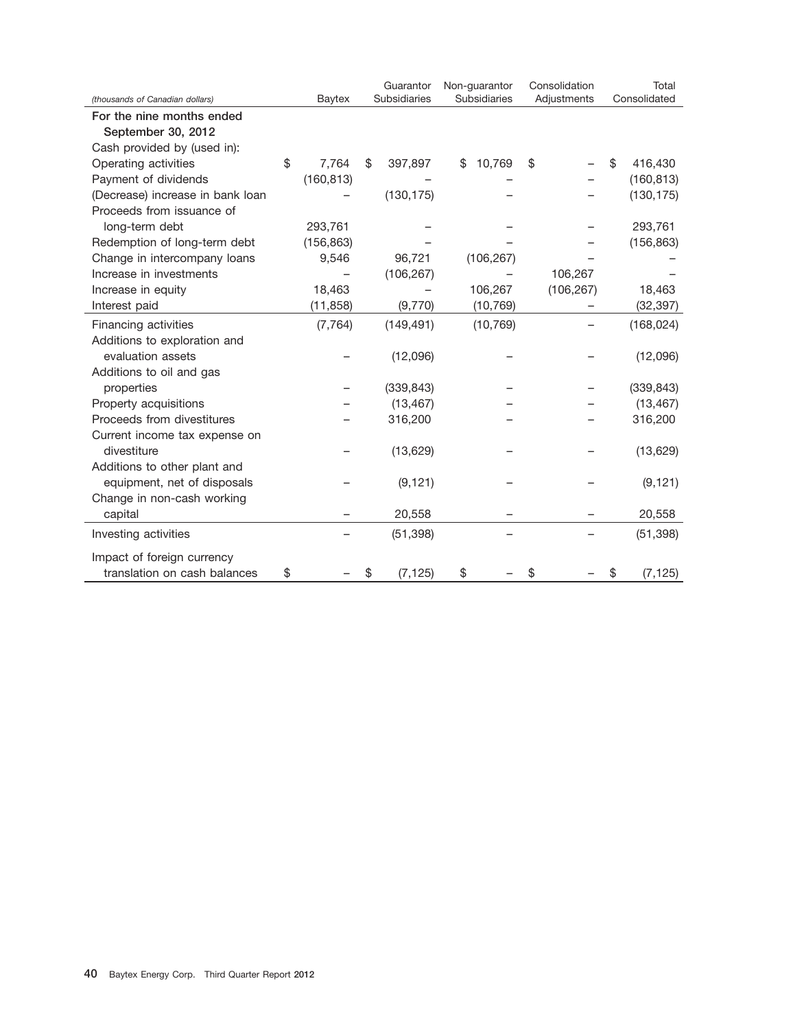| (thousands of Canadian dollars) | Baytex | Guarantor Subsidiaries | Non-guarantor Subsidiaries | Consolidation Adjustments | Total Consolidated |
|---|---|---|---|---|---|
| **For the nine months ended September 30, 2012** | | | | | |
| Cash provided by (used in): | | | | | |
| Operating activities | $ 7,764 | $ 397,897 | $ 10,769 | $ – | $ 416,430 |
| Payment of dividends | (160,813) | – | – | – | (160,813) |
| (Decrease) increase in bank loan | – | (130,175) | – | – | (130,175) |
| Proceeds from issuance of long-term debt | 293,761 | – | – | – | 293,761 |
| Redemption of long-term debt | (156,863) | – | – | – | (156,863) |
| Change in intercompany loans | 9,546 | 96,721 | (106,267) | – | – |
| Increase in investments | – | (106,267) | – | 106,267 | – |
| Increase in equity | 18,463 | – | 106,267 | (106,267) | 18,463 |
| Interest paid | (11,858) | (9,770) | (10,769) | – | (32,397) |
| Financing activities | (7,764) | (149,491) | (10,769) | – | (168,024) |
| Additions to exploration and evaluation assets | – | (12,096) | – | – | (12,096) |
| Additions to oil and gas properties | – | (339,843) | – | – | (339,843) |
| Property acquisitions | – | (13,467) | – | – | (13,467) |
| Proceeds from divestitures | – | 316,200 | – | – | 316,200 |
| Current income tax expense on divestiture | – | (13,629) | – | – | (13,629) |
| Additions to other plant and equipment, net of disposals | – | (9,121) | – | – | (9,121) |
| Change in non-cash working capital | – | 20,558 | – | – | 20,558 |
| Investing activities | – | (51,398) | – | – | (51,398) |
| Impact of foreign currency translation on cash balances | $ – | $ (7,125) | $ – | $ – | $ (7,125) |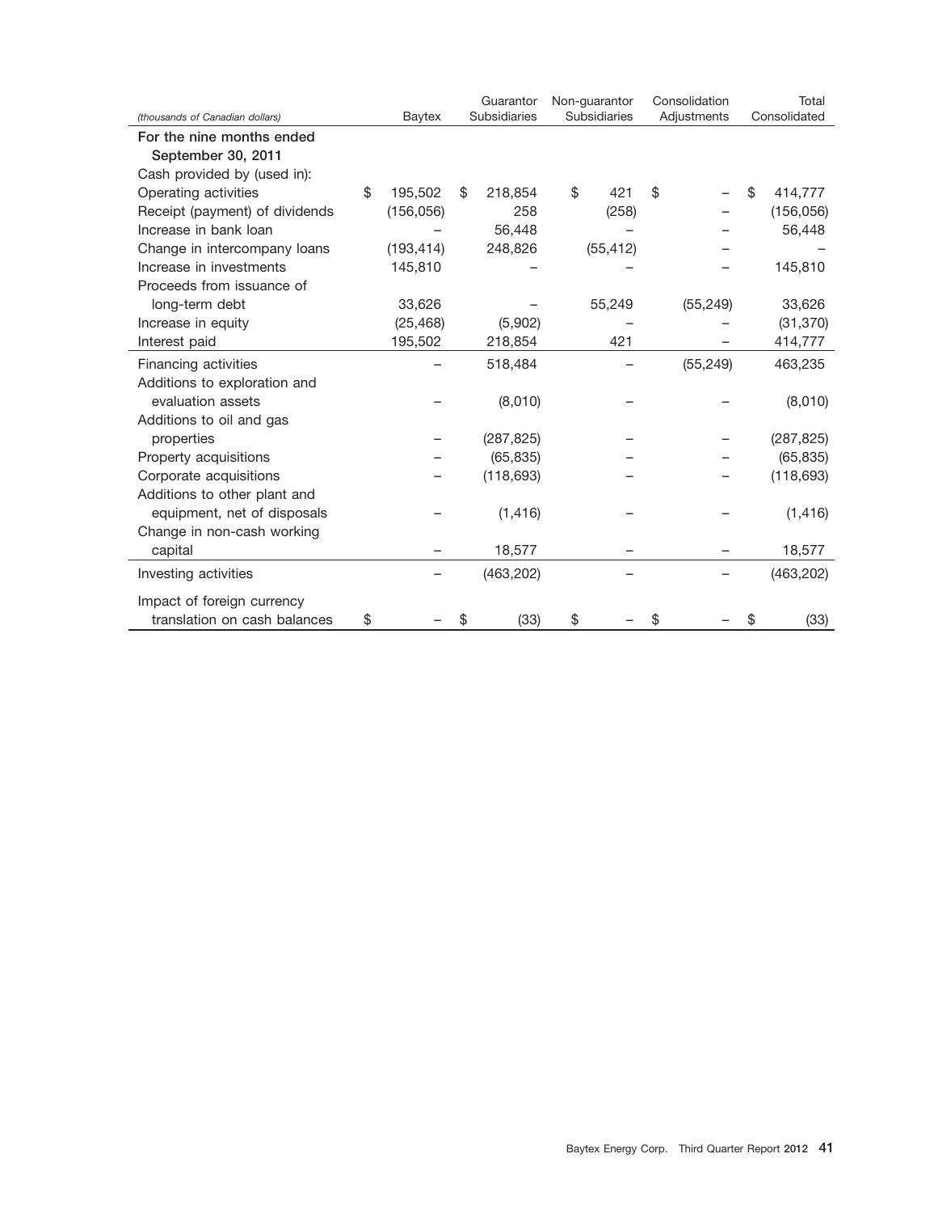| (thousands of Canadian dollars) | Baytex | Guarantor Subsidiaries | Non-guarantor Subsidiaries | Consolidation Adjustments | Total Consolidated |
|---|---|---|---|---|---|
| **For the nine months ended September 30, 2011** | | | | | |
| Cash provided by (used in): | | | | | |
| Operating activities | $ 195,502 | $ 218,854 | $ 421 | $ – | $ 414,777 |
| Receipt (payment) of dividends | (156,056) | 258 | (258) | – | (156,056) |
| Increase in bank loan | – | 56,448 | – | – | 56,448 |
| Change in intercompany loans | (193,414) | 248,826 | (55,412) | – | – |
| Increase in investments | 145,810 | – | – | – | 145,810 |
| Proceeds from issuance of long-term debt | 33,626 | – | 55,249 | (55,249) | 33,626 |
| Increase in equity | (25,468) | (5,902) | – | – | (31,370) |
| Interest paid | 195,502 | 218,854 | 421 | – | 414,777 |
| Financing activities | – | 518,484 | – | (55,249) | 463,235 |
| Additions to exploration and evaluation assets | – | (8,010) | – | – | (8,010) |
| Additions to oil and gas properties | – | (287,825) | – | – | (287,825) |
| Property acquisitions | – | (65,835) | – | – | (65,835) |
| Corporate acquisitions | – | (118,693) | – | – | (118,693) |
| Additions to other plant and equipment, net of disposals | – | (1,416) | – | – | (1,416) |
| Change in non-cash working capital | – | 18,577 | – | – | 18,577 |
| Investing activities | – | (463,202) | – | – | (463,202) |
| Impact of foreign currency translation on cash balances | $ – | $ (33) | $ – | $ – | $ (33) |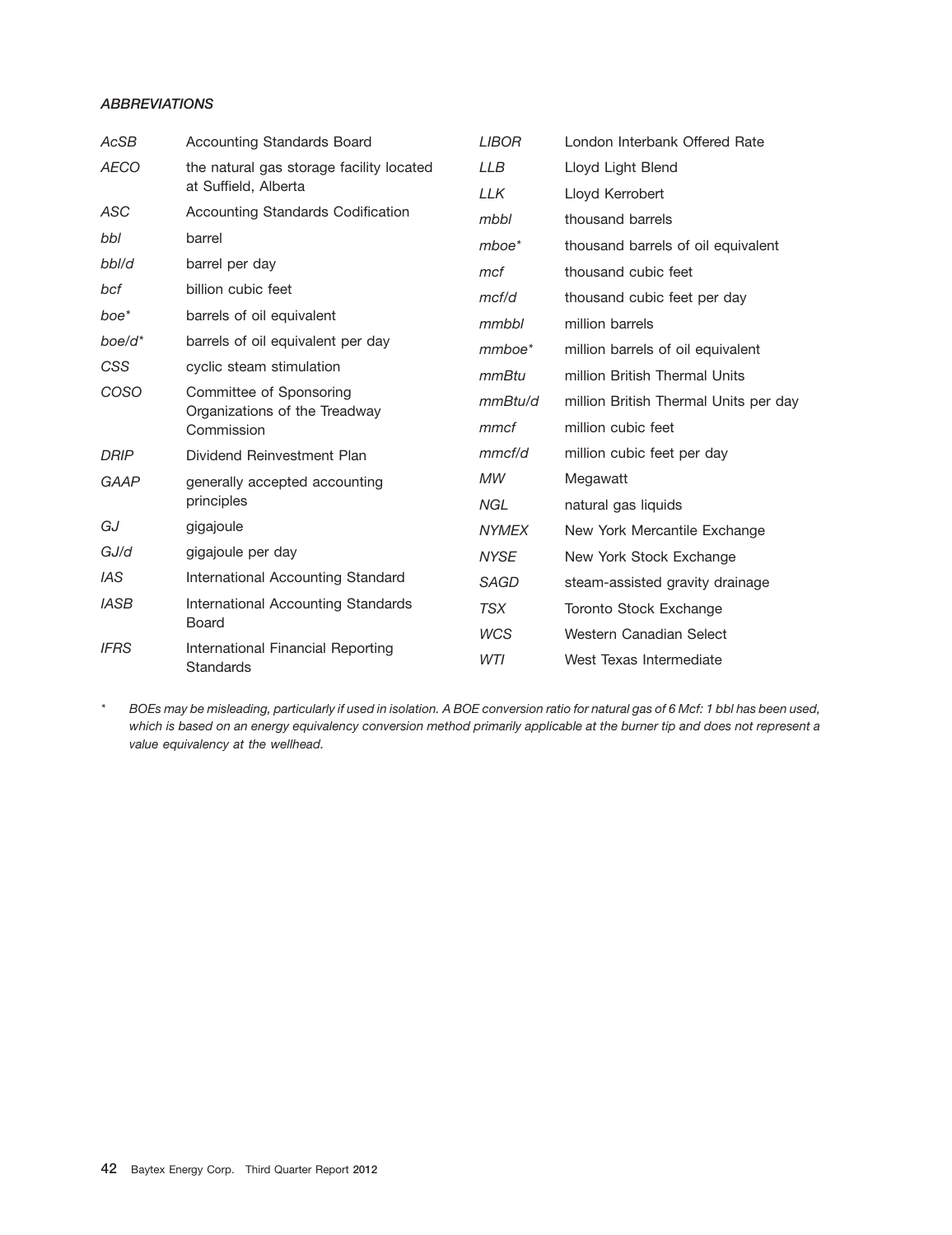*ABBREVIATIONS*

| | |
|---|---|
| *AcSB* | Accounting Standards Board |
| *AECO* | the natural gas storage facility located at Suffield, Alberta |
| *ASC* | Accounting Standards Codification |
| *bbl* | barrel |
| *bbl/d* | barrel per day |
| *bcf* | billion cubic feet |
| *boe** | barrels of oil equivalent |
| *boe/d** | barrels of oil equivalent per day |
| *CSS* | cyclic steam stimulation |
| *COSO* | Committee of Sponsoring Organizations of the Treadway Commission |
| *DRIP* | Dividend Reinvestment Plan |
| *GAAP* | generally accepted accounting principles |
| *GJ* | gigajoule |
| *GJ/d* | gigajoule per day |
| *IAS* | International Accounting Standard |
| *IASB* | International Accounting Standards Board |
| *IFRS* | International Financial Reporting Standards |
| *LIBOR* | London Interbank Offered Rate |
| *LLB* | Lloyd Light Blend |
| *LLK* | Lloyd Kerrobert |
| *mbbl* | thousand barrels |
| *mboe** | thousand barrels of oil equivalent |
| *mcf* | thousand cubic feet |
| *mcf/d* | thousand cubic feet per day |
| *mmbbl* | million barrels |
| *mmboe** | million barrels of oil equivalent |
| *mmBtu* | million British Thermal Units |
| *mmBtu/d* | million British Thermal Units per day |
| *mmcf* | million cubic feet |
| *mmcf/d* | million cubic feet per day |
| *MW* | Megawatt |
| *NGL* | natural gas liquids |
| *NYMEX* | New York Mercantile Exchange |
| *NYSE* | New York Stock Exchange |
| *SAGD* | steam-assisted gravity drainage |
| *TSX* | Toronto Stock Exchange |
| *WCS* | Western Canadian Select |
| *WTI* | West Texas Intermediate |

\* *BOEs may be misleading, particularly if used in isolation. A BOE conversion ratio for natural gas of 6 Mcf: 1 bbl has been used, which is based on an energy equivalency conversion method primarily applicable at the burner tip and does not represent a value equivalency at the wellhead.*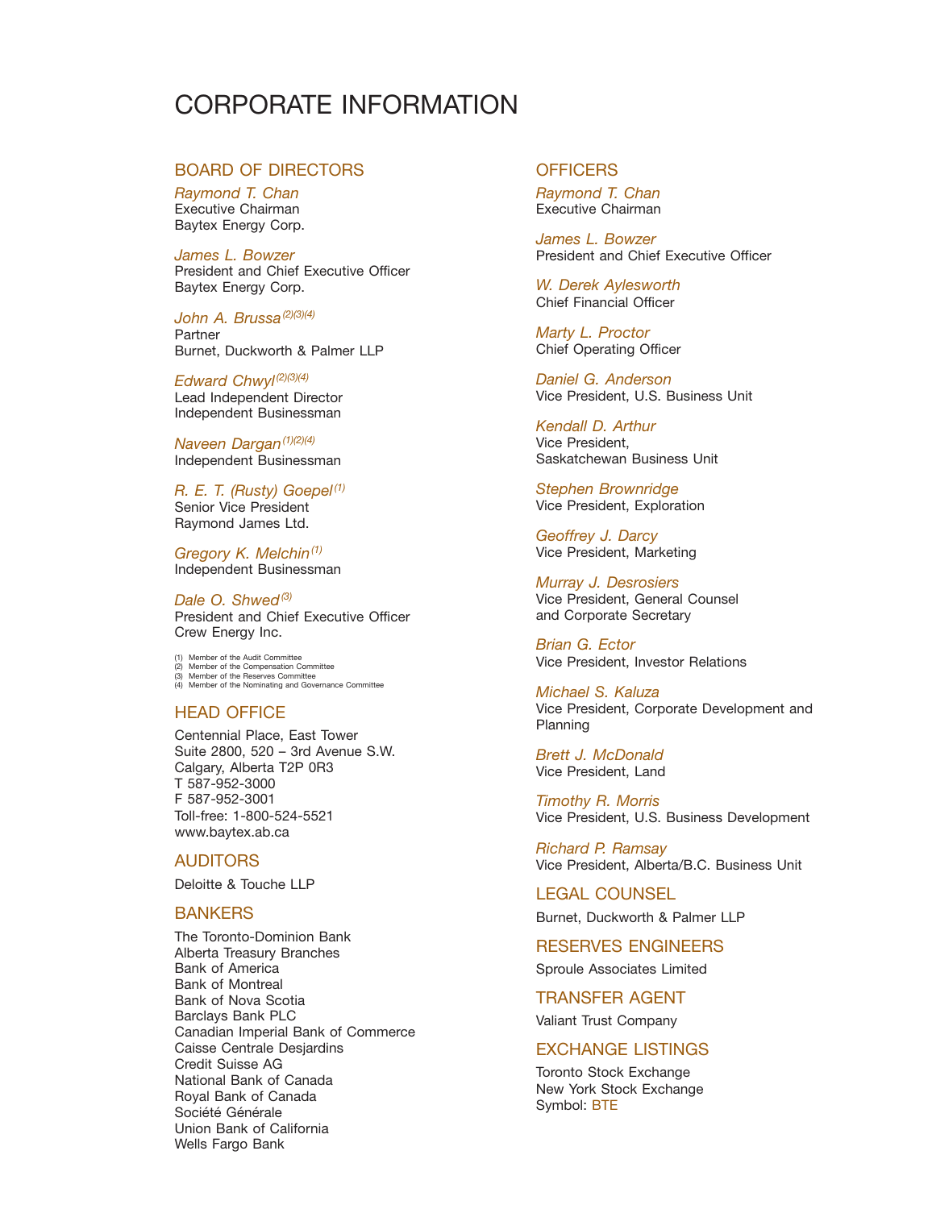# CORPORATE INFORMATION

## BOARD OF DIRECTORS

*Raymond T. Chan*
Executive Chairman
Baytex Energy Corp.

*James L. Bowzer*
President and Chief Executive Officer
Baytex Energy Corp.

*John A. Brussa*[2][3][4]
Partner
Burnet, Duckworth & Palmer LLP

*Edward Chwyl*[2][3][4]
Lead Independent Director
Independent Businessman

*Naveen Dargan*[1][2][4]
Independent Businessman

*R. E. T. (Rusty) Goepel*[1]
Senior Vice President
Raymond James Ltd.

*Gregory K. Melchin*[1]
Independent Businessman

*Dale O. Shwed*[3]
President and Chief Executive Officer
Crew Energy Inc.

(1) Member of the Audit Committee
(2) Member of the Compensation Committee
(3) Member of the Reserves Committee
(4) Member of the Nominating and Governance Committee

## HEAD OFFICE

Centennial Place, East Tower
Suite 2800, 520 – 3rd Avenue S.W.
Calgary, Alberta T2P 0R3
T 587-952-3000
F 587-952-3001
Toll-free: 1-800-524-5521
www.baytex.ab.ca

## AUDITORS

Deloitte & Touche LLP

## BANKERS

The Toronto-Dominion Bank
Alberta Treasury Branches
Bank of America
Bank of Montreal
Bank of Nova Scotia
Barclays Bank PLC
Canadian Imperial Bank of Commerce
Caisse Centrale Desjardins
Credit Suisse AG
National Bank of Canada
Royal Bank of Canada
Société Générale
Union Bank of California
Wells Fargo Bank

## OFFICERS

*Raymond T. Chan*
Executive Chairman

*James L. Bowzer*
President and Chief Executive Officer

*W. Derek Aylesworth*
Chief Financial Officer

*Marty L. Proctor*
Chief Operating Officer

*Daniel G. Anderson*
Vice President, U.S. Business Unit

*Kendall D. Arthur*
Vice President,
Saskatchewan Business Unit

*Stephen Brownridge*
Vice President, Exploration

*Geoffrey J. Darcy*
Vice President, Marketing

*Murray J. Desrosiers*
Vice President, General Counsel
and Corporate Secretary

*Brian G. Ector*
Vice President, Investor Relations

*Michael S. Kaluza*
Vice President, Corporate Development and Planning

*Brett J. McDonald*
Vice President, Land

*Timothy R. Morris*
Vice President, U.S. Business Development

*Richard P. Ramsay*
Vice President, Alberta/B.C. Business Unit

## LEGAL COUNSEL

Burnet, Duckworth & Palmer LLP

## RESERVES ENGINEERS

Sproule Associates Limited

## TRANSFER AGENT

Valiant Trust Company

## EXCHANGE LISTINGS

Toronto Stock Exchange
New York Stock Exchange
Symbol: BTE